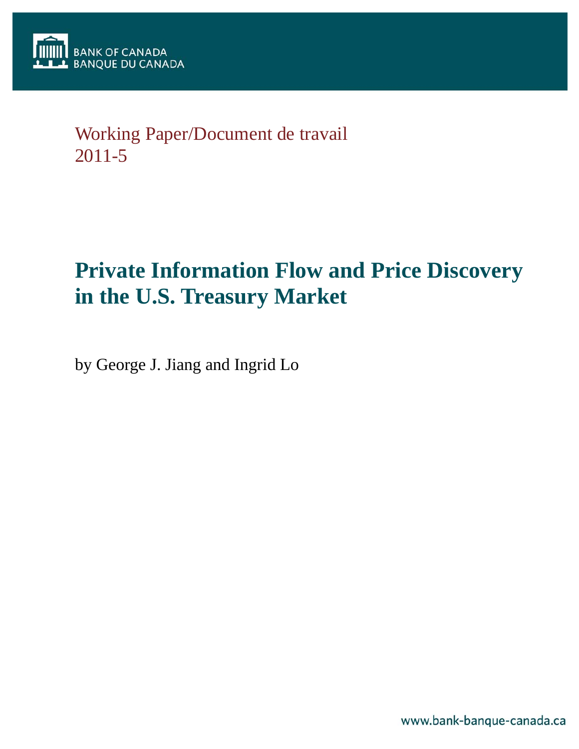BANK OF CANADA
BANQUE DU CANADA

Working Paper/Document de travail
2011-5

# Private Information Flow and Price Discovery in the U.S. Treasury Market

by George J. Jiang and Ingrid Lo

www.bank-banque-canada.ca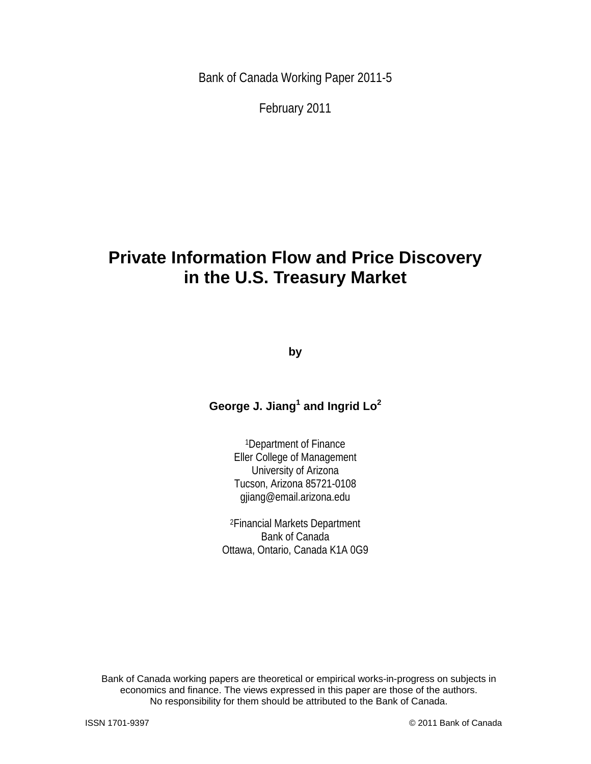Bank of Canada Working Paper 2011-5

February 2011

# Private Information Flow and Price Discovery in the U.S. Treasury Market

**by**

**George J. Jiang[1] and Ingrid Lo[2]**

[1]Department of Finance
Eller College of Management
University of Arizona
Tucson, Arizona 85721-0108
gjiang@email.arizona.edu

[2]Financial Markets Department
Bank of Canada
Ottawa, Ontario, Canada K1A 0G9

Bank of Canada working papers are theoretical or empirical works-in-progress on subjects in economics and finance. The views expressed in this paper are those of the authors. No responsibility for them should be attributed to the Bank of Canada.

ISSN 1701-9397 © 2011 Bank of Canada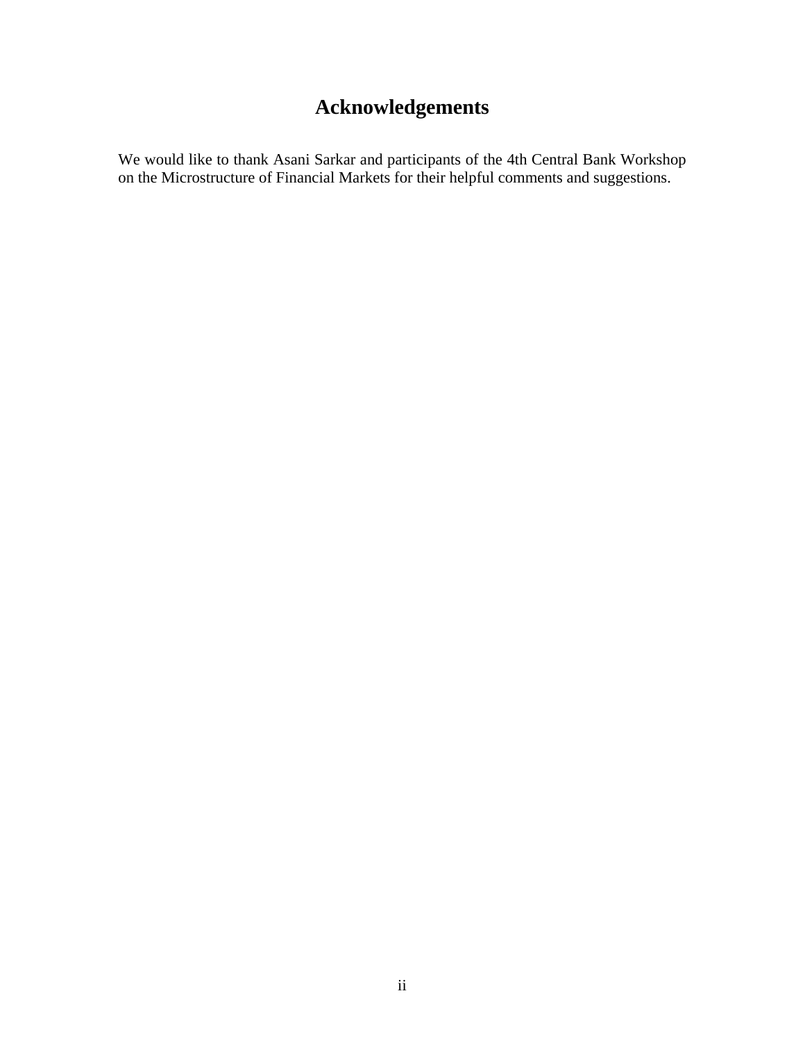# Acknowledgements

We would like to thank Asani Sarkar and participants of the 4th Central Bank Workshop on the Microstructure of Financial Markets for their helpful comments and suggestions.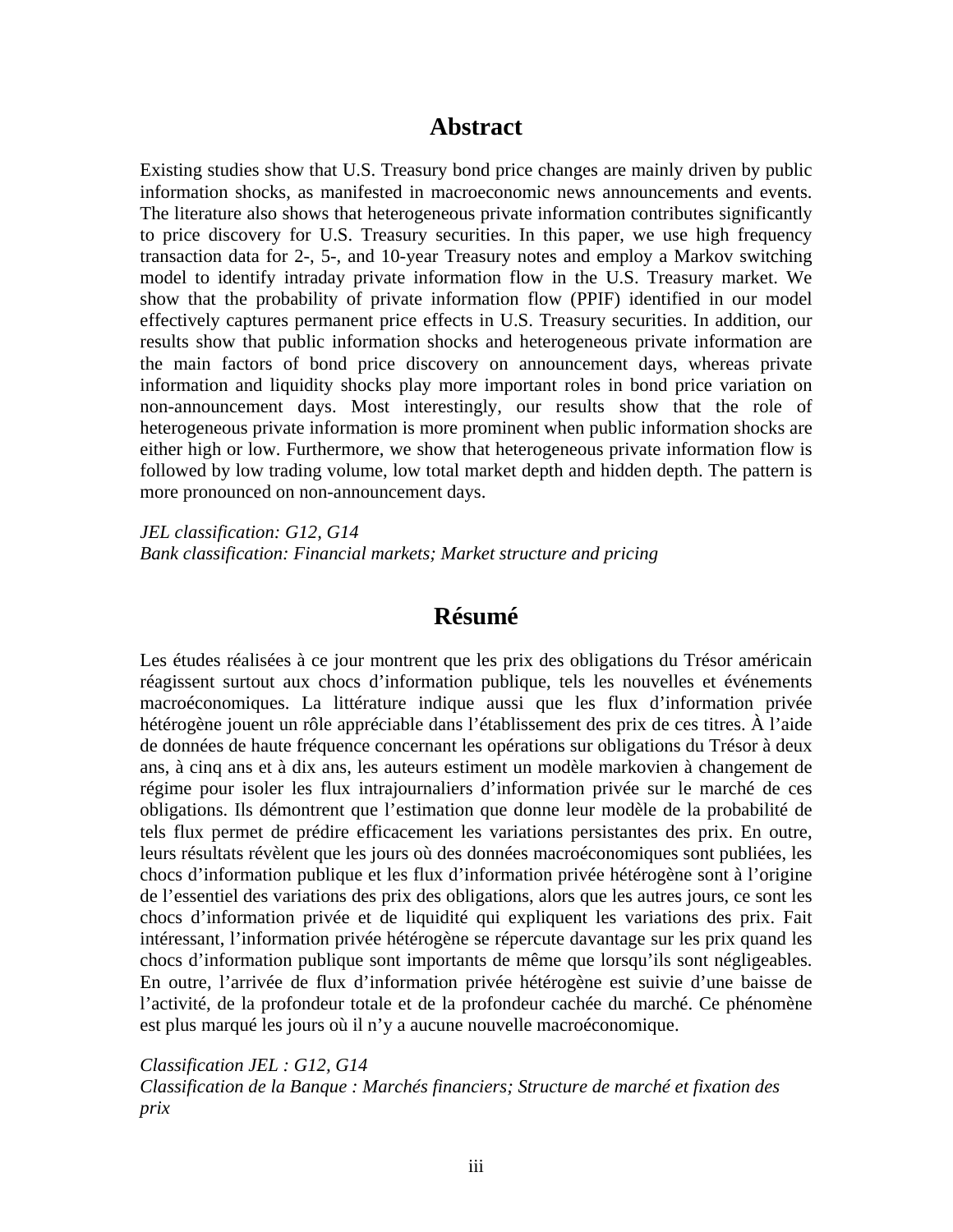# Abstract

Existing studies show that U.S. Treasury bond price changes are mainly driven by public information shocks, as manifested in macroeconomic news announcements and events. The literature also shows that heterogeneous private information contributes significantly to price discovery for U.S. Treasury securities. In this paper, we use high frequency transaction data for 2-, 5-, and 10-year Treasury notes and employ a Markov switching model to identify intraday private information flow in the U.S. Treasury market. We show that the probability of private information flow (PPIF) identified in our model effectively captures permanent price effects in U.S. Treasury securities. In addition, our results show that public information shocks and heterogeneous private information are the main factors of bond price discovery on announcement days, whereas private information and liquidity shocks play more important roles in bond price variation on non-announcement days. Most interestingly, our results show that the role of heterogeneous private information is more prominent when public information shocks are either high or low. Furthermore, we show that heterogeneous private information flow is followed by low trading volume, low total market depth and hidden depth. The pattern is more pronounced on non-announcement days.

*JEL classification: G12, G14*
*Bank classification: Financial markets; Market structure and pricing*

# Résumé

Les études réalisées à ce jour montrent que les prix des obligations du Trésor américain réagissent surtout aux chocs d'information publique, tels les nouvelles et événements macroéconomiques. La littérature indique aussi que les flux d'information privée hétérogène jouent un rôle appréciable dans l'établissement des prix de ces titres. À l'aide de données de haute fréquence concernant les opérations sur obligations du Trésor à deux ans, à cinq ans et à dix ans, les auteurs estiment un modèle markovien à changement de régime pour isoler les flux intrajournaliers d'information privée sur le marché de ces obligations. Ils démontrent que l'estimation que donne leur modèle de la probabilité de tels flux permet de prédire efficacement les variations persistantes des prix. En outre, leurs résultats révèlent que les jours où des données macroéconomiques sont publiées, les chocs d'information publique et les flux d'information privée hétérogène sont à l'origine de l'essentiel des variations des prix des obligations, alors que les autres jours, ce sont les chocs d'information privée et de liquidité qui expliquent les variations des prix. Fait intéressant, l'information privée hétérogène se répercute davantage sur les prix quand les chocs d'information publique sont importants de même que lorsqu'ils sont négligeables. En outre, l'arrivée de flux d'information privée hétérogène est suivie d'une baisse de l'activité, de la profondeur totale et de la profondeur cachée du marché. Ce phénomène est plus marqué les jours où il n'y a aucune nouvelle macroéconomique.

*Classification JEL : G12, G14*
*Classification de la Banque : Marchés financiers; Structure de marché et fixation des prix*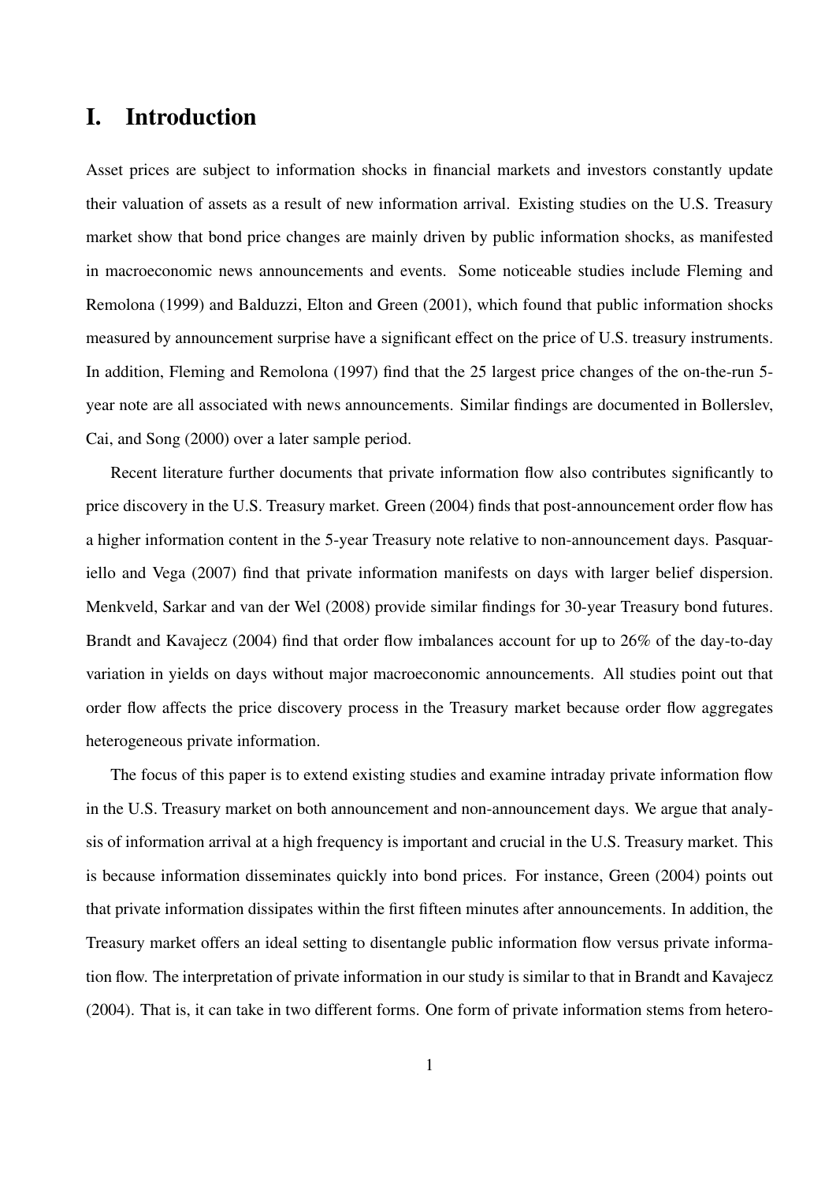# I. Introduction

Asset prices are subject to information shocks in financial markets and investors constantly update their valuation of assets as a result of new information arrival. Existing studies on the U.S. Treasury market show that bond price changes are mainly driven by public information shocks, as manifested in macroeconomic news announcements and events. Some noticeable studies include Fleming and Remolona (1999) and Balduzzi, Elton and Green (2001), which found that public information shocks measured by announcement surprise have a significant effect on the price of U.S. treasury instruments. In addition, Fleming and Remolona (1997) find that the 25 largest price changes of the on-the-run 5-year note are all associated with news announcements. Similar findings are documented in Bollerslev, Cai, and Song (2000) over a later sample period.

Recent literature further documents that private information flow also contributes significantly to price discovery in the U.S. Treasury market. Green (2004) finds that post-announcement order flow has a higher information content in the 5-year Treasury note relative to non-announcement days. Pasquariello and Vega (2007) find that private information manifests on days with larger belief dispersion. Menkveld, Sarkar and van der Wel (2008) provide similar findings for 30-year Treasury bond futures. Brandt and Kavajecz (2004) find that order flow imbalances account for up to 26% of the day-to-day variation in yields on days without major macroeconomic announcements. All studies point out that order flow affects the price discovery process in the Treasury market because order flow aggregates heterogeneous private information.

The focus of this paper is to extend existing studies and examine intraday private information flow in the U.S. Treasury market on both announcement and non-announcement days. We argue that analysis of information arrival at a high frequency is important and crucial in the U.S. Treasury market. This is because information disseminates quickly into bond prices. For instance, Green (2004) points out that private information dissipates within the first fifteen minutes after announcements. In addition, the Treasury market offers an ideal setting to disentangle public information flow versus private information flow. The interpretation of private information in our study is similar to that in Brandt and Kavajecz (2004). That is, it can take in two different forms. One form of private information stems from hetero-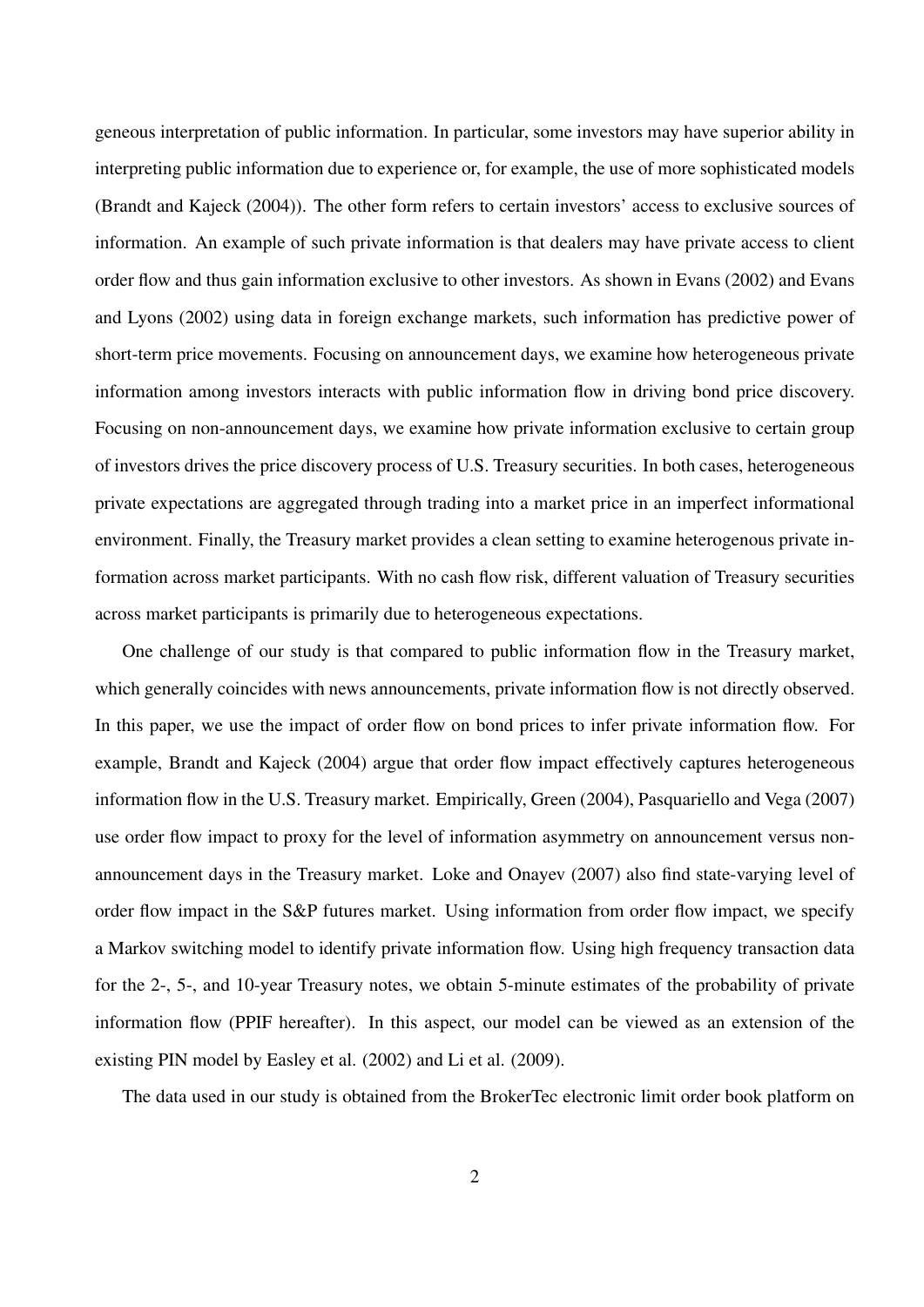geneous interpretation of public information. In particular, some investors may have superior ability in interpreting public information due to experience or, for example, the use of more sophisticated models (Brandt and Kajeck (2004)). The other form refers to certain investors' access to exclusive sources of information. An example of such private information is that dealers may have private access to client order flow and thus gain information exclusive to other investors. As shown in Evans (2002) and Evans and Lyons (2002) using data in foreign exchange markets, such information has predictive power of short-term price movements. Focusing on announcement days, we examine how heterogeneous private information among investors interacts with public information flow in driving bond price discovery. Focusing on non-announcement days, we examine how private information exclusive to certain group of investors drives the price discovery process of U.S. Treasury securities. In both cases, heterogeneous private expectations are aggregated through trading into a market price in an imperfect informational environment. Finally, the Treasury market provides a clean setting to examine heterogenous private information across market participants. With no cash flow risk, different valuation of Treasury securities across market participants is primarily due to heterogeneous expectations.

One challenge of our study is that compared to public information flow in the Treasury market, which generally coincides with news announcements, private information flow is not directly observed. In this paper, we use the impact of order flow on bond prices to infer private information flow. For example, Brandt and Kajeck (2004) argue that order flow impact effectively captures heterogeneous information flow in the U.S. Treasury market. Empirically, Green (2004), Pasquariello and Vega (2007) use order flow impact to proxy for the level of information asymmetry on announcement versus non-announcement days in the Treasury market. Loke and Onayev (2007) also find state-varying level of order flow impact in the S&P futures market. Using information from order flow impact, we specify a Markov switching model to identify private information flow. Using high frequency transaction data for the 2-, 5-, and 10-year Treasury notes, we obtain 5-minute estimates of the probability of private information flow (PPIF hereafter). In this aspect, our model can be viewed as an extension of the existing PIN model by Easley et al. (2002) and Li et al. (2009).

The data used in our study is obtained from the BrokerTec electronic limit order book platform on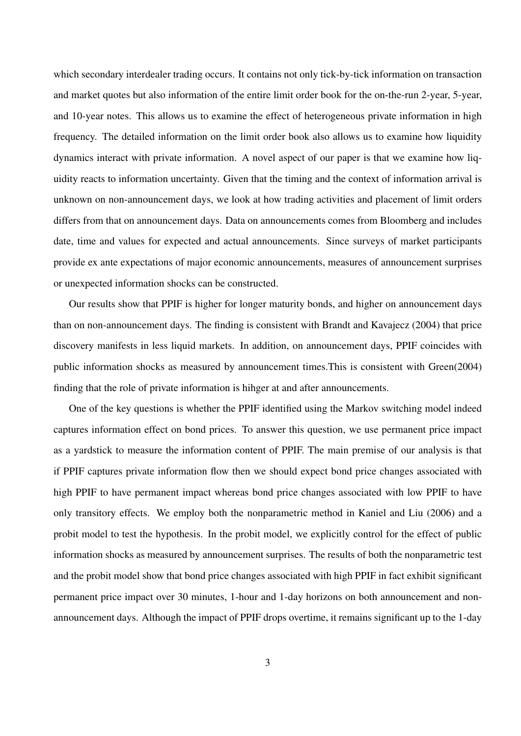which secondary interdealer trading occurs. It contains not only tick-by-tick information on transaction and market quotes but also information of the entire limit order book for the on-the-run 2-year, 5-year, and 10-year notes. This allows us to examine the effect of heterogeneous private information in high frequency. The detailed information on the limit order book also allows us to examine how liquidity dynamics interact with private information. A novel aspect of our paper is that we examine how liquidity reacts to information uncertainty. Given that the timing and the context of information arrival is unknown on non-announcement days, we look at how trading activities and placement of limit orders differs from that on announcement days. Data on announcements comes from Bloomberg and includes date, time and values for expected and actual announcements. Since surveys of market participants provide ex ante expectations of major economic announcements, measures of announcement surprises or unexpected information shocks can be constructed.

Our results show that PPIF is higher for longer maturity bonds, and higher on announcement days than on non-announcement days. The finding is consistent with Brandt and Kavajecz (2004) that price discovery manifests in less liquid markets. In addition, on announcement days, PPIF coincides with public information shocks as measured by announcement times.This is consistent with Green(2004) finding that the role of private information is hihger at and after announcements.

One of the key questions is whether the PPIF identified using the Markov switching model indeed captures information effect on bond prices. To answer this question, we use permanent price impact as a yardstick to measure the information content of PPIF. The main premise of our analysis is that if PPIF captures private information flow then we should expect bond price changes associated with high PPIF to have permanent impact whereas bond price changes associated with low PPIF to have only transitory effects. We employ both the nonparametric method in Kaniel and Liu (2006) and a probit model to test the hypothesis. In the probit model, we explicitly control for the effect of public information shocks as measured by announcement surprises. The results of both the nonparametric test and the probit model show that bond price changes associated with high PPIF in fact exhibit significant permanent price impact over 30 minutes, 1-hour and 1-day horizons on both announcement and non-announcement days. Although the impact of PPIF drops overtime, it remains significant up to the 1-day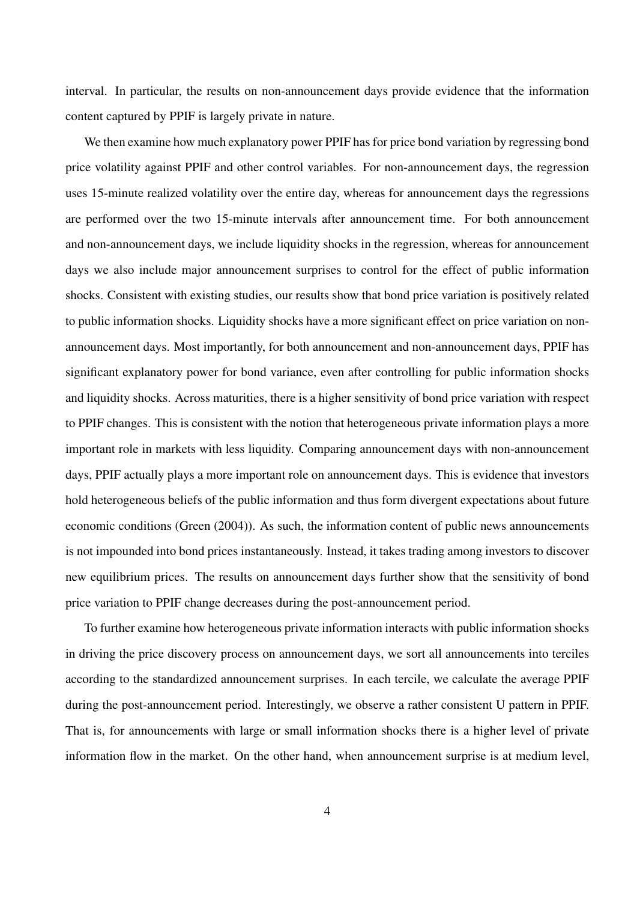interval. In particular, the results on non-announcement days provide evidence that the information content captured by PPIF is largely private in nature.

We then examine how much explanatory power PPIF has for price bond variation by regressing bond price volatility against PPIF and other control variables. For non-announcement days, the regression uses 15-minute realized volatility over the entire day, whereas for announcement days the regressions are performed over the two 15-minute intervals after announcement time. For both announcement and non-announcement days, we include liquidity shocks in the regression, whereas for announcement days we also include major announcement surprises to control for the effect of public information shocks. Consistent with existing studies, our results show that bond price variation is positively related to public information shocks. Liquidity shocks have a more significant effect on price variation on non-announcement days. Most importantly, for both announcement and non-announcement days, PPIF has significant explanatory power for bond variance, even after controlling for public information shocks and liquidity shocks. Across maturities, there is a higher sensitivity of bond price variation with respect to PPIF changes. This is consistent with the notion that heterogeneous private information plays a more important role in markets with less liquidity. Comparing announcement days with non-announcement days, PPIF actually plays a more important role on announcement days. This is evidence that investors hold heterogeneous beliefs of the public information and thus form divergent expectations about future economic conditions (Green (2004)). As such, the information content of public news announcements is not impounded into bond prices instantaneously. Instead, it takes trading among investors to discover new equilibrium prices. The results on announcement days further show that the sensitivity of bond price variation to PPIF change decreases during the post-announcement period.

To further examine how heterogeneous private information interacts with public information shocks in driving the price discovery process on announcement days, we sort all announcements into terciles according to the standardized announcement surprises. In each tercile, we calculate the average PPIF during the post-announcement period. Interestingly, we observe a rather consistent U pattern in PPIF. That is, for announcements with large or small information shocks there is a higher level of private information flow in the market. On the other hand, when announcement surprise is at medium level,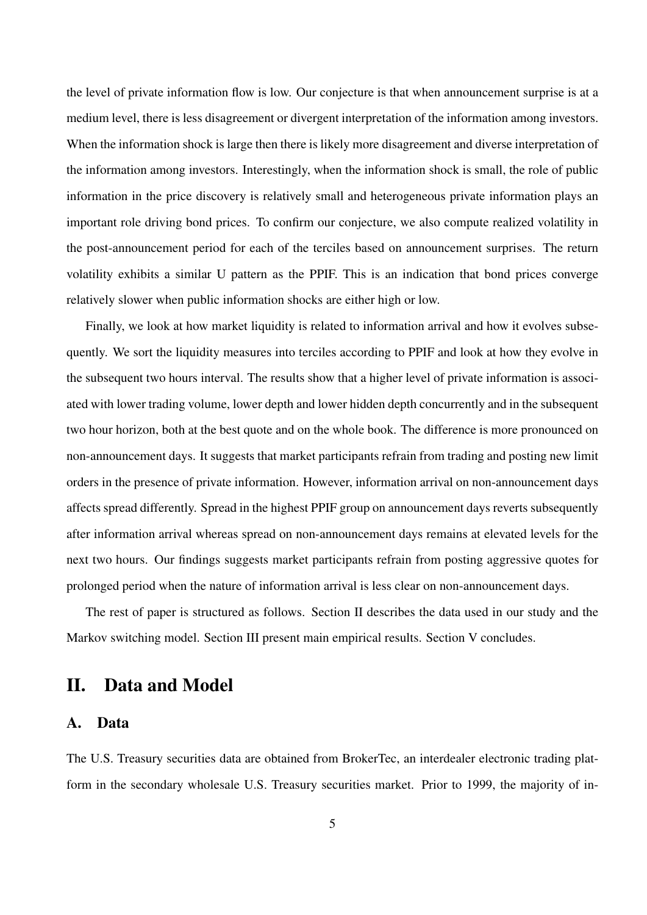the level of private information flow is low. Our conjecture is that when announcement surprise is at a medium level, there is less disagreement or divergent interpretation of the information among investors. When the information shock is large then there is likely more disagreement and diverse interpretation of the information among investors. Interestingly, when the information shock is small, the role of public information in the price discovery is relatively small and heterogeneous private information plays an important role driving bond prices. To confirm our conjecture, we also compute realized volatility in the post-announcement period for each of the terciles based on announcement surprises. The return volatility exhibits a similar U pattern as the PPIF. This is an indication that bond prices converge relatively slower when public information shocks are either high or low.

Finally, we look at how market liquidity is related to information arrival and how it evolves subsequently. We sort the liquidity measures into terciles according to PPIF and look at how they evolve in the subsequent two hours interval. The results show that a higher level of private information is associated with lower trading volume, lower depth and lower hidden depth concurrently and in the subsequent two hour horizon, both at the best quote and on the whole book. The difference is more pronounced on non-announcement days. It suggests that market participants refrain from trading and posting new limit orders in the presence of private information. However, information arrival on non-announcement days affects spread differently. Spread in the highest PPIF group on announcement days reverts subsequently after information arrival whereas spread on non-announcement days remains at elevated levels for the next two hours. Our findings suggests market participants refrain from posting aggressive quotes for prolonged period when the nature of information arrival is less clear on non-announcement days.

The rest of paper is structured as follows. Section II describes the data used in our study and the Markov switching model. Section III present main empirical results. Section V concludes.

# II. Data and Model

## A. Data

The U.S. Treasury securities data are obtained from BrokerTec, an interdealer electronic trading platform in the secondary wholesale U.S. Treasury securities market. Prior to 1999, the majority of in-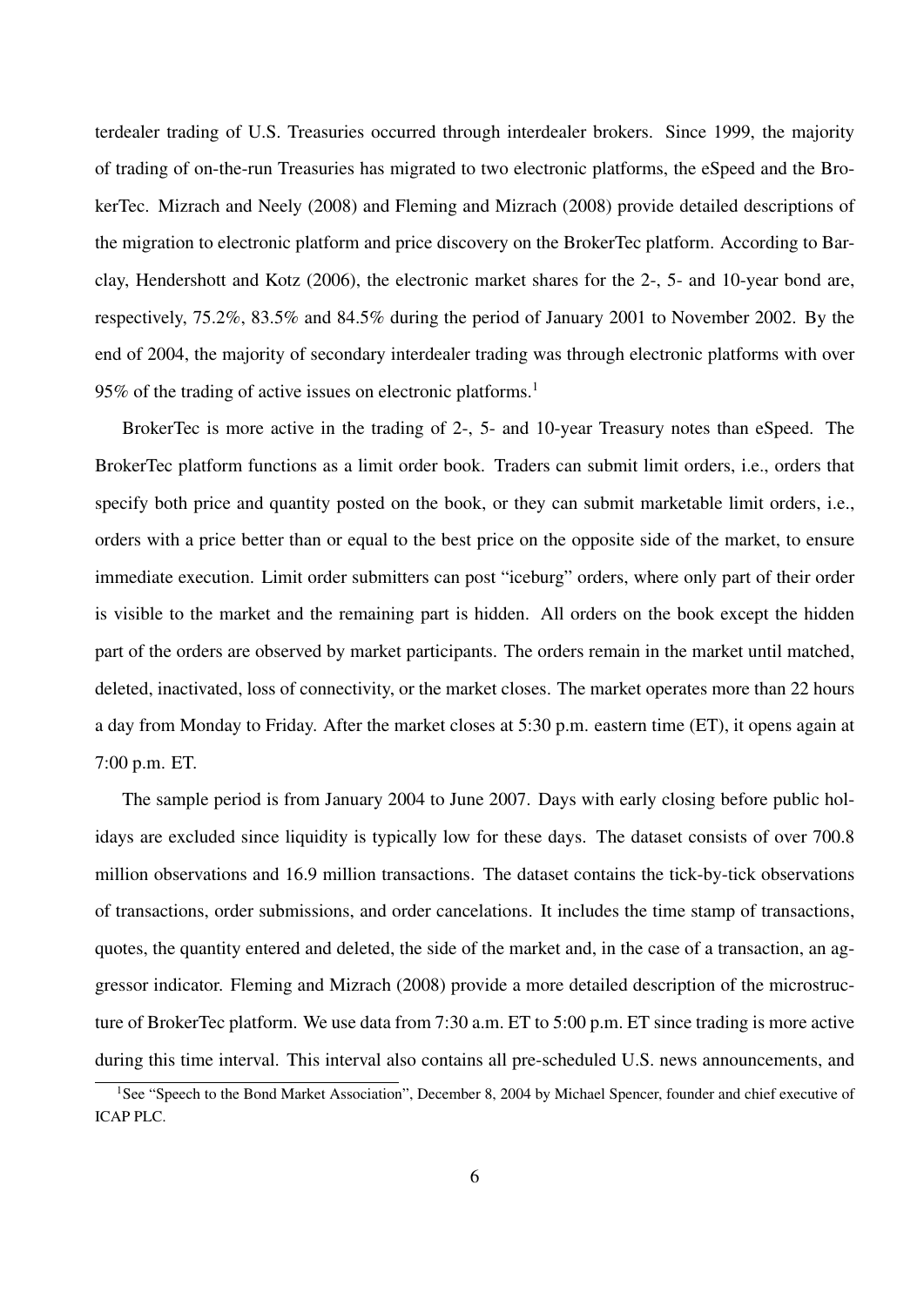terdealer trading of U.S. Treasuries occurred through interdealer brokers. Since 1999, the majority of trading of on-the-run Treasuries has migrated to two electronic platforms, the eSpeed and the BrokerTec. Mizrach and Neely (2008) and Fleming and Mizrach (2008) provide detailed descriptions of the migration to electronic platform and price discovery on the BrokerTec platform. According to Barclay, Hendershott and Kotz (2006), the electronic market shares for the 2-, 5- and 10-year bond are, respectively, 75.2%, 83.5% and 84.5% during the period of January 2001 to November 2002. By the end of 2004, the majority of secondary interdealer trading was through electronic platforms with over 95% of the trading of active issues on electronic platforms.[1]

BrokerTec is more active in the trading of 2-, 5- and 10-year Treasury notes than eSpeed. The BrokerTec platform functions as a limit order book. Traders can submit limit orders, i.e., orders that specify both price and quantity posted on the book, or they can submit marketable limit orders, i.e., orders with a price better than or equal to the best price on the opposite side of the market, to ensure immediate execution. Limit order submitters can post "iceburg" orders, where only part of their order is visible to the market and the remaining part is hidden. All orders on the book except the hidden part of the orders are observed by market participants. The orders remain in the market until matched, deleted, inactivated, loss of connectivity, or the market closes. The market operates more than 22 hours a day from Monday to Friday. After the market closes at 5:30 p.m. eastern time (ET), it opens again at 7:00 p.m. ET.

The sample period is from January 2004 to June 2007. Days with early closing before public holidays are excluded since liquidity is typically low for these days. The dataset consists of over 700.8 million observations and 16.9 million transactions. The dataset contains the tick-by-tick observations of transactions, order submissions, and order cancelations. It includes the time stamp of transactions, quotes, the quantity entered and deleted, the side of the market and, in the case of a transaction, an aggressor indicator. Fleming and Mizrach (2008) provide a more detailed description of the microstructure of BrokerTec platform. We use data from 7:30 a.m. ET to 5:00 p.m. ET since trading is more active during this time interval. This interval also contains all pre-scheduled U.S. news announcements, and

[1] See "Speech to the Bond Market Association", December 8, 2004 by Michael Spencer, founder and chief executive of ICAP PLC.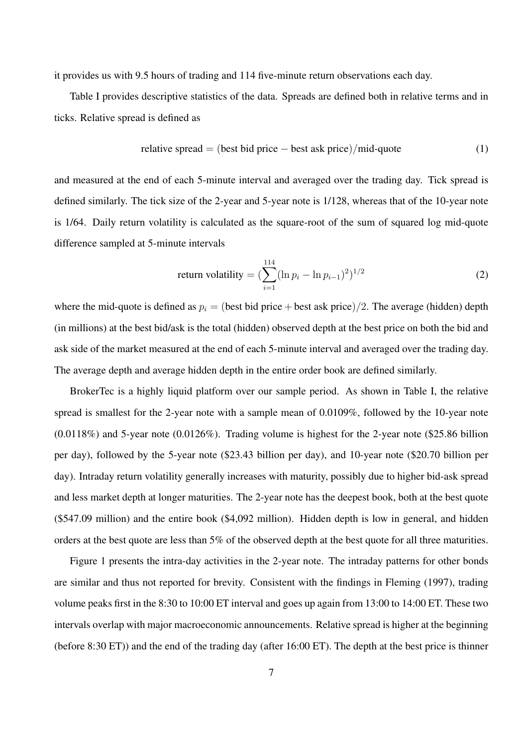it provides us with 9.5 hours of trading and 114 five-minute return observations each day.

Table I provides descriptive statistics of the data. Spreads are defined both in relative terms and in ticks. Relative spread is defined as

$$\text{relative spread} = (\text{best bid price} - \text{best ask price})/\text{mid-quote} \tag{1}$$

and measured at the end of each 5-minute interval and averaged over the trading day. Tick spread is defined similarly. The tick size of the 2-year and 5-year note is 1/128, whereas that of the 10-year note is 1/64. Daily return volatility is calculated as the square-root of the sum of squared log mid-quote difference sampled at 5-minute intervals

$$\text{return volatility} = (\sum_{i=1}^{114} (\ln p_i - \ln p_{i-1})^2)^{1/2} \tag{2}$$

where the mid-quote is defined as $p_i = (\text{best bid price} + \text{best ask price})/2$. The average (hidden) depth (in millions) at the best bid/ask is the total (hidden) observed depth at the best price on both the bid and ask side of the market measured at the end of each 5-minute interval and averaged over the trading day. The average depth and average hidden depth in the entire order book are defined similarly.

BrokerTec is a highly liquid platform over our sample period. As shown in Table I, the relative spread is smallest for the 2-year note with a sample mean of 0.0109%, followed by the 10-year note (0.0118%) and 5-year note (0.0126%). Trading volume is highest for the 2-year note ($25.86 billion per day), followed by the 5-year note ($23.43 billion per day), and 10-year note ($20.70 billion per day). Intraday return volatility generally increases with maturity, possibly due to higher bid-ask spread and less market depth at longer maturities. The 2-year note has the deepest book, both at the best quote ($547.09 million) and the entire book ($4,092 million). Hidden depth is low in general, and hidden orders at the best quote are less than 5% of the observed depth at the best quote for all three maturities.

Figure 1 presents the intra-day activities in the 2-year note. The intraday patterns for other bonds are similar and thus not reported for brevity. Consistent with the findings in Fleming (1997), trading volume peaks first in the 8:30 to 10:00 ET interval and goes up again from 13:00 to 14:00 ET. These two intervals overlap with major macroeconomic announcements. Relative spread is higher at the beginning (before 8:30 ET)) and the end of the trading day (after 16:00 ET). The depth at the best price is thinner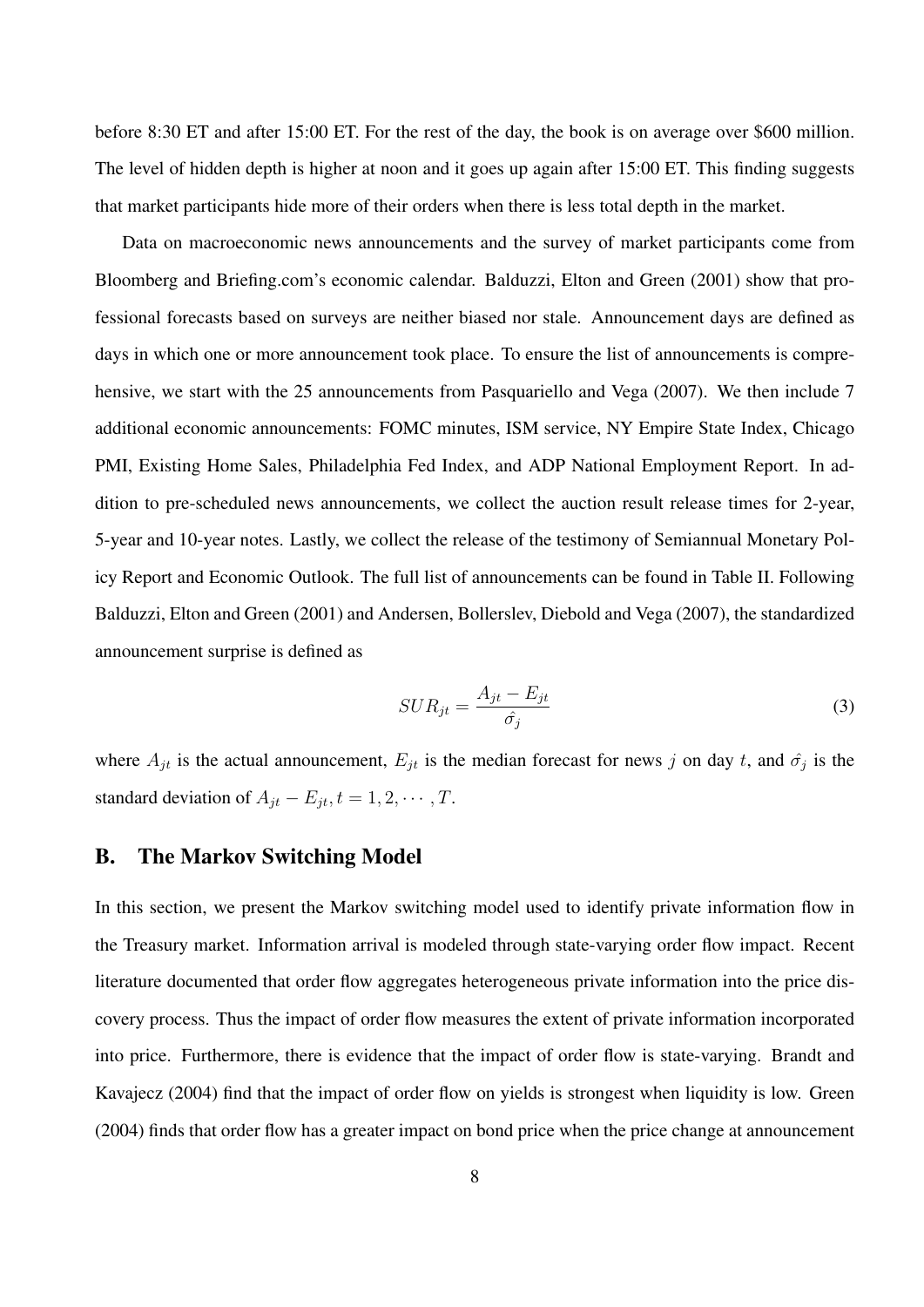before 8:30 ET and after 15:00 ET. For the rest of the day, the book is on average over $600 million. The level of hidden depth is higher at noon and it goes up again after 15:00 ET. This finding suggests that market participants hide more of their orders when there is less total depth in the market.

Data on macroeconomic news announcements and the survey of market participants come from Bloomberg and Briefing.com's economic calendar. Balduzzi, Elton and Green (2001) show that professional forecasts based on surveys are neither biased nor stale. Announcement days are defined as days in which one or more announcement took place. To ensure the list of announcements is comprehensive, we start with the 25 announcements from Pasquariello and Vega (2007). We then include 7 additional economic announcements: FOMC minutes, ISM service, NY Empire State Index, Chicago PMI, Existing Home Sales, Philadelphia Fed Index, and ADP National Employment Report. In addition to pre-scheduled news announcements, we collect the auction result release times for 2-year, 5-year and 10-year notes. Lastly, we collect the release of the testimony of Semiannual Monetary Policy Report and Economic Outlook. The full list of announcements can be found in Table II. Following Balduzzi, Elton and Green (2001) and Andersen, Bollerslev, Diebold and Vega (2007), the standardized announcement surprise is defined as

$$SUR_{jt} = \frac{A_{jt} - E_{jt}}{\hat{\sigma_j}} \tag{3}$$

where $A_{jt}$ is the actual announcement, $E_{jt}$ is the median forecast for news $j$ on day $t$, and $\hat{\sigma_j}$ is the standard deviation of $A_{jt} - E_{jt}, t = 1, 2, \cdots, T$.

## B. The Markov Switching Model

In this section, we present the Markov switching model used to identify private information flow in the Treasury market. Information arrival is modeled through state-varying order flow impact. Recent literature documented that order flow aggregates heterogeneous private information into the price discovery process. Thus the impact of order flow measures the extent of private information incorporated into price. Furthermore, there is evidence that the impact of order flow is state-varying. Brandt and Kavajecz (2004) find that the impact of order flow on yields is strongest when liquidity is low. Green (2004) finds that order flow has a greater impact on bond price when the price change at announcement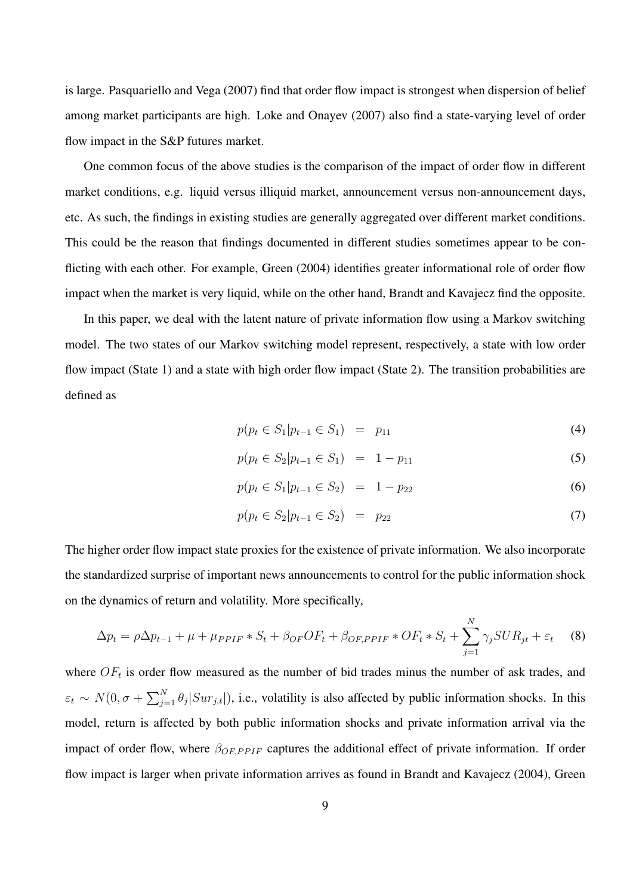is large. Pasquariello and Vega (2007) find that order flow impact is strongest when dispersion of belief among market participants are high. Loke and Onayev (2007) also find a state-varying level of order flow impact in the S&P futures market.

One common focus of the above studies is the comparison of the impact of order flow in different market conditions, e.g. liquid versus illiquid market, announcement versus non-announcement days, etc. As such, the findings in existing studies are generally aggregated over different market conditions. This could be the reason that findings documented in different studies sometimes appear to be conflicting with each other. For example, Green (2004) identifies greater informational role of order flow impact when the market is very liquid, while on the other hand, Brandt and Kavajecz find the opposite.

In this paper, we deal with the latent nature of private information flow using a Markov switching model. The two states of our Markov switching model represent, respectively, a state with low order flow impact (State 1) and a state with high order flow impact (State 2). The transition probabilities are defined as

$$p(p_t \in S_1 | p_{t-1} \in S_1) = p_{11} \tag{4}$$

$$p(p_t \in S_2 | p_{t-1} \in S_1) = 1 - p_{11} \tag{5}$$

$$p(p_t \in S_1 | p_{t-1} \in S_2) = 1 - p_{22} \tag{6}$$

$$p(p_t \in S_2 | p_{t-1} \in S_2) = p_{22} \tag{7}$$

The higher order flow impact state proxies for the existence of private information. We also incorporate the standardized surprise of important news announcements to control for the public information shock on the dynamics of return and volatility. More specifically,

$$\Delta p_t = \rho \Delta p_{t-1} + \mu + \mu_{PPIF} * S_t + \beta_{OF} OF_t + \beta_{OF,PPIF} * OF_t * S_t + \sum_{j=1}^{N} \gamma_j SUR_{jt} + \varepsilon_t \tag{8}$$

where $OF_t$ is order flow measured as the number of bid trades minus the number of ask trades, and $\varepsilon_t \sim N(0, \sigma + \sum_{j=1}^{N} \theta_j |Sur_{j,t}|)$, i.e., volatility is also affected by public information shocks. In this model, return is affected by both public information shocks and private information arrival via the impact of order flow, where $\beta_{OF,PPIF}$ captures the additional effect of private information. If order flow impact is larger when private information arrives as found in Brandt and Kavajecz (2004), Green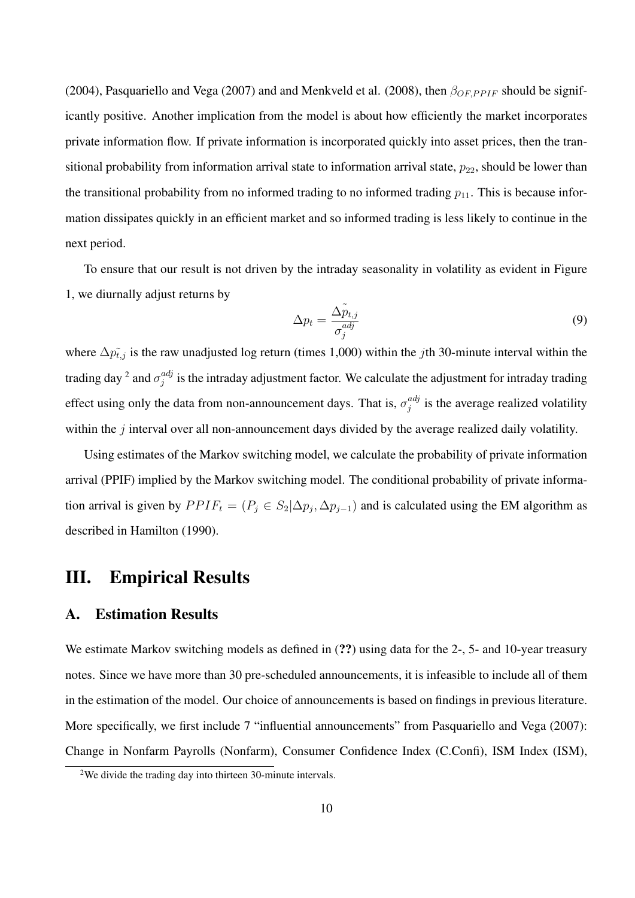(2004), Pasquariello and Vega (2007) and and Menkveld et al. (2008), then $\beta_{OF,PPIF}$ should be significantly positive. Another implication from the model is about how efficiently the market incorporates private information flow. If private information is incorporated quickly into asset prices, then the transitional probability from information arrival state to information arrival state, $p_{22}$, should be lower than the transitional probability from no informed trading to no informed trading $p_{11}$. This is because information dissipates quickly in an efficient market and so informed trading is less likely to continue in the next period.

To ensure that our result is not driven by the intraday seasonality in volatility as evident in Figure 1, we diurnally adjust returns by

$$\Delta p_t = \frac{\Delta \tilde{p}_{t,j}}{\sigma_j^{adj}} \tag{9}$$

where $\Delta \tilde{p_{t,j}}$ is the raw unadjusted log return (times 1,000) within the $j$th 30-minute interval within the trading day [2] and $\sigma_j^{adj}$ is the intraday adjustment factor. We calculate the adjustment for intraday trading effect using only the data from non-announcement days. That is, $\sigma_j^{adj}$ is the average realized volatility within the $j$ interval over all non-announcement days divided by the average realized daily volatility.

Using estimates of the Markov switching model, we calculate the probability of private information arrival (PPIF) implied by the Markov switching model. The conditional probability of private information arrival is given by $PPIF_t = (P_j \in S_2 | \Delta p_j, \Delta p_{j-1})$ and is calculated using the EM algorithm as described in Hamilton (1990).

# III. Empirical Results

## A. Estimation Results

We estimate Markov switching models as defined in (**??**) using data for the 2-, 5- and 10-year treasury notes. Since we have more than 30 pre-scheduled announcements, it is infeasible to include all of them in the estimation of the model. Our choice of announcements is based on findings in previous literature. More specifically, we first include 7 "influential announcements" from Pasquariello and Vega (2007): Change in Nonfarm Payrolls (Nonfarm), Consumer Confidence Index (C.Confi), ISM Index (ISM),

[2] We divide the trading day into thirteen 30-minute intervals.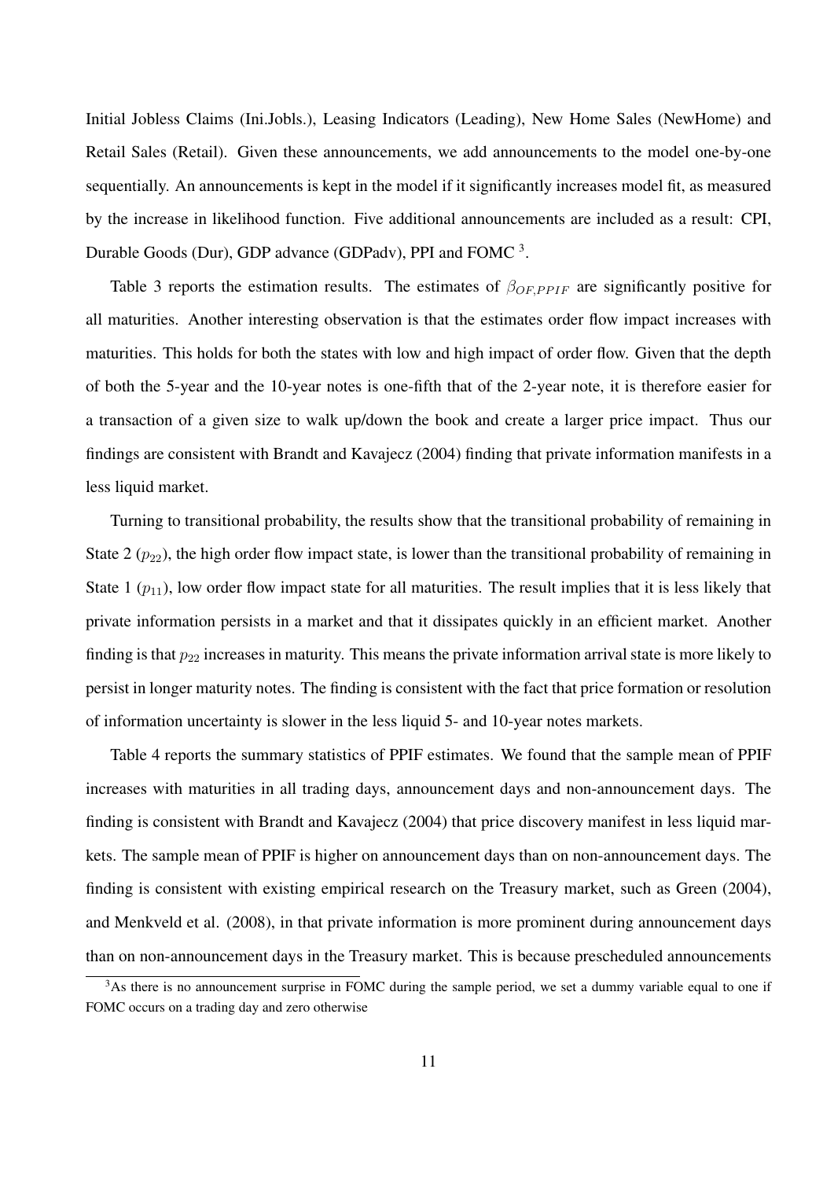Initial Jobless Claims (Ini.Jobls.), Leasing Indicators (Leading), New Home Sales (NewHome) and Retail Sales (Retail). Given these announcements, we add announcements to the model one-by-one sequentially. An announcements is kept in the model if it significantly increases model fit, as measured by the increase in likelihood function. Five additional announcements are included as a result: CPI, Durable Goods (Dur), GDP advance (GDPadv), PPI and FOMC [3].

Table 3 reports the estimation results. The estimates of $\beta_{OF,PPIF}$ are significantly positive for all maturities. Another interesting observation is that the estimates order flow impact increases with maturities. This holds for both the states with low and high impact of order flow. Given that the depth of both the 5-year and the 10-year notes is one-fifth that of the 2-year note, it is therefore easier for a transaction of a given size to walk up/down the book and create a larger price impact. Thus our findings are consistent with Brandt and Kavajecz (2004) finding that private information manifests in a less liquid market.

Turning to transitional probability, the results show that the transitional probability of remaining in State 2 ($p_{22}$), the high order flow impact state, is lower than the transitional probability of remaining in State 1 ($p_{11}$), low order flow impact state for all maturities. The result implies that it is less likely that private information persists in a market and that it dissipates quickly in an efficient market. Another finding is that $p_{22}$ increases in maturity. This means the private information arrival state is more likely to persist in longer maturity notes. The finding is consistent with the fact that price formation or resolution of information uncertainty is slower in the less liquid 5- and 10-year notes markets.

Table 4 reports the summary statistics of PPIF estimates. We found that the sample mean of PPIF increases with maturities in all trading days, announcement days and non-announcement days. The finding is consistent with Brandt and Kavajecz (2004) that price discovery manifest in less liquid markets. The sample mean of PPIF is higher on announcement days than on non-announcement days. The finding is consistent with existing empirical research on the Treasury market, such as Green (2004), and Menkveld et al. (2008), in that private information is more prominent during announcement days than on non-announcement days in the Treasury market. This is because prescheduled announcements

[3] As there is no announcement surprise in FOMC during the sample period, we set a dummy variable equal to one if FOMC occurs on a trading day and zero otherwise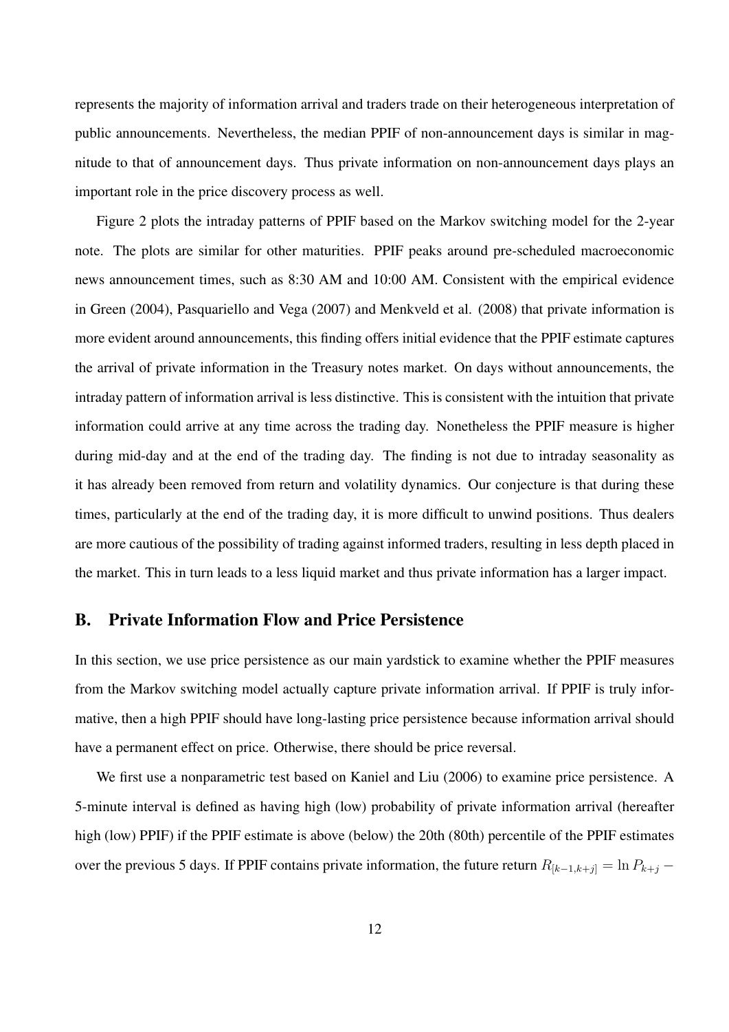represents the majority of information arrival and traders trade on their heterogeneous interpretation of public announcements. Nevertheless, the median PPIF of non-announcement days is similar in magnitude to that of announcement days. Thus private information on non-announcement days plays an important role in the price discovery process as well.

Figure 2 plots the intraday patterns of PPIF based on the Markov switching model for the 2-year note. The plots are similar for other maturities. PPIF peaks around pre-scheduled macroeconomic news announcement times, such as 8:30 AM and 10:00 AM. Consistent with the empirical evidence in Green (2004), Pasquariello and Vega (2007) and Menkveld et al. (2008) that private information is more evident around announcements, this finding offers initial evidence that the PPIF estimate captures the arrival of private information in the Treasury notes market. On days without announcements, the intraday pattern of information arrival is less distinctive. This is consistent with the intuition that private information could arrive at any time across the trading day. Nonetheless the PPIF measure is higher during mid-day and at the end of the trading day. The finding is not due to intraday seasonality as it has already been removed from return and volatility dynamics. Our conjecture is that during these times, particularly at the end of the trading day, it is more difficult to unwind positions. Thus dealers are more cautious of the possibility of trading against informed traders, resulting in less depth placed in the market. This in turn leads to a less liquid market and thus private information has a larger impact.

## B. Private Information Flow and Price Persistence

In this section, we use price persistence as our main yardstick to examine whether the PPIF measures from the Markov switching model actually capture private information arrival. If PPIF is truly informative, then a high PPIF should have long-lasting price persistence because information arrival should have a permanent effect on price. Otherwise, there should be price reversal.

We first use a nonparametric test based on Kaniel and Liu (2006) to examine price persistence. A 5-minute interval is defined as having high (low) probability of private information arrival (hereafter high (low) PPIF) if the PPIF estimate is above (below) the 20th (80th) percentile of the PPIF estimates over the previous 5 days. If PPIF contains private information, the future return $R_{[k-1,k+j]} = \ln P_{k+j} -$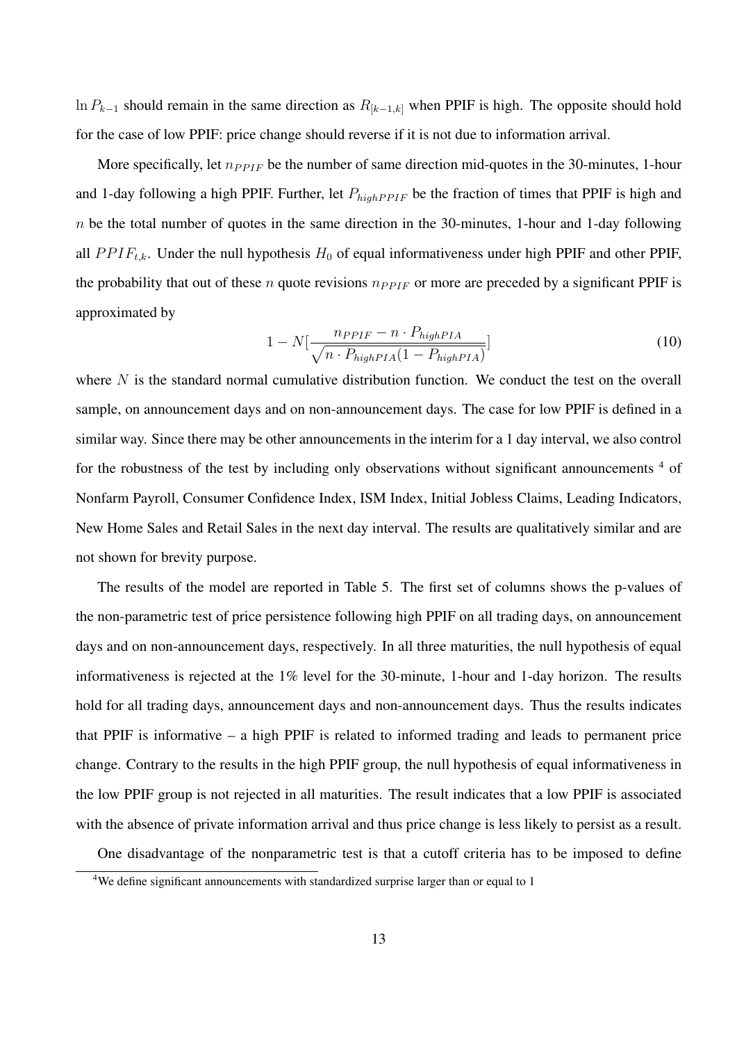$\ln P_{k-1}$ should remain in the same direction as $R_{[k-1,k]}$ when PPIF is high. The opposite should hold for the case of low PPIF: price change should reverse if it is not due to information arrival.

More specifically, let $n_{PPIF}$ be the number of same direction mid-quotes in the 30-minutes, 1-hour and 1-day following a high PPIF. Further, let $P_{highPPIF}$ be the fraction of times that PPIF is high and $n$ be the total number of quotes in the same direction in the 30-minutes, 1-hour and 1-day following all $PPIF_{t,k}$. Under the null hypothesis $H_0$ of equal informativeness under high PPIF and other PPIF, the probability that out of these $n$ quote revisions $n_{PPIF}$ or more are preceded by a significant PPIF is approximated by

$$1 - N[\frac{n_{PPIF} - n \cdot P_{highPIA}}{\sqrt{n \cdot P_{highPIA}(1 - P_{highPIA})}}] \tag{10}$$

where $N$ is the standard normal cumulative distribution function. We conduct the test on the overall sample, on announcement days and on non-announcement days. The case for low PPIF is defined in a similar way. Since there may be other announcements in the interim for a 1 day interval, we also control for the robustness of the test by including only observations without significant announcements [4] of Nonfarm Payroll, Consumer Confidence Index, ISM Index, Initial Jobless Claims, Leading Indicators, New Home Sales and Retail Sales in the next day interval. The results are qualitatively similar and are not shown for brevity purpose.

The results of the model are reported in Table 5. The first set of columns shows the p-values of the non-parametric test of price persistence following high PPIF on all trading days, on announcement days and on non-announcement days, respectively. In all three maturities, the null hypothesis of equal informativeness is rejected at the 1% level for the 30-minute, 1-hour and 1-day horizon. The results hold for all trading days, announcement days and non-announcement days. Thus the results indicates that PPIF is informative – a high PPIF is related to informed trading and leads to permanent price change. Contrary to the results in the high PPIF group, the null hypothesis of equal informativeness in the low PPIF group is not rejected in all maturities. The result indicates that a low PPIF is associated with the absence of private information arrival and thus price change is less likely to persist as a result.

One disadvantage of the nonparametric test is that a cutoff criteria has to be imposed to define

[4] We define significant announcements with standardized surprise larger than or equal to 1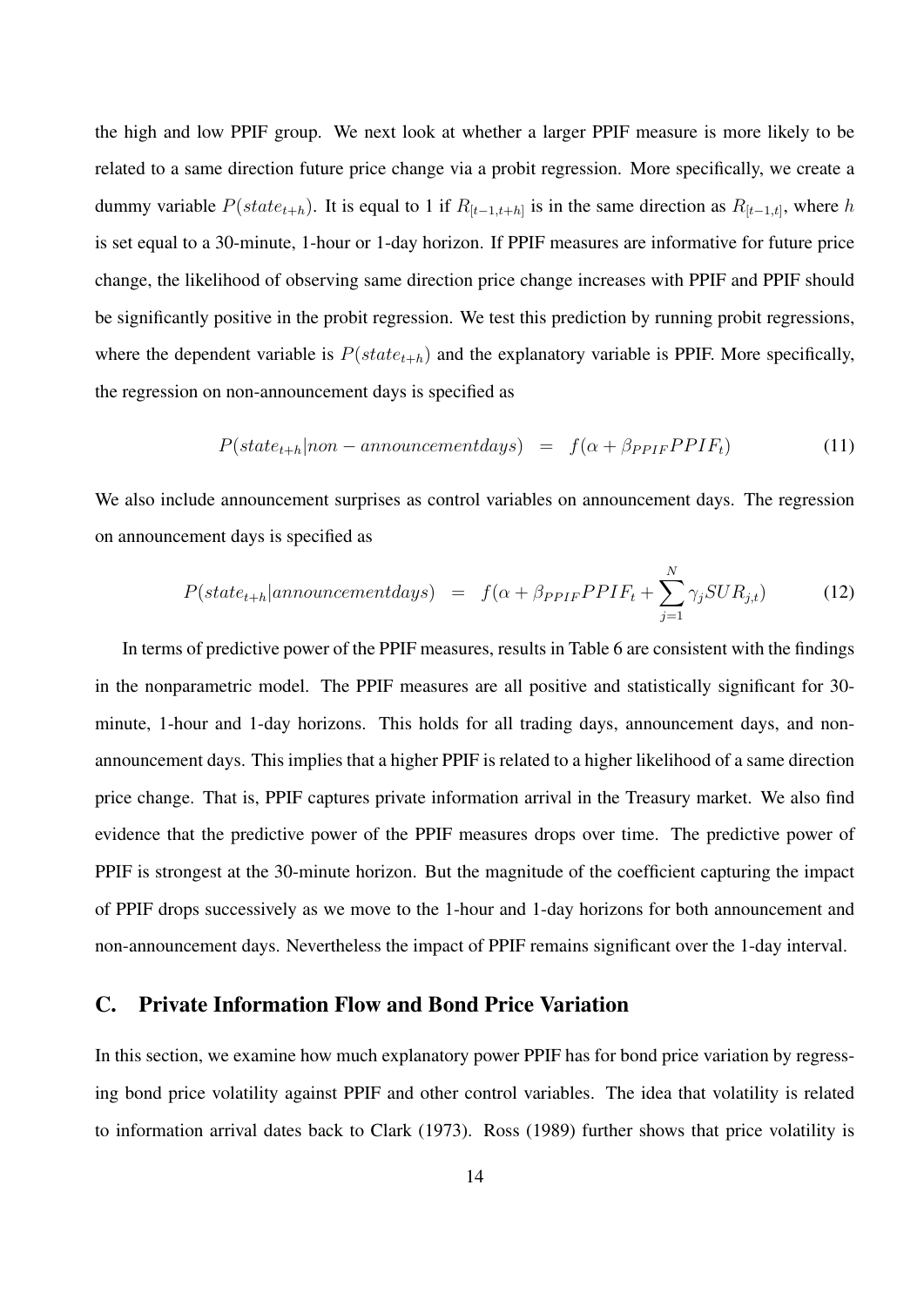the high and low PPIF group. We next look at whether a larger PPIF measure is more likely to be related to a same direction future price change via a probit regression. More specifically, we create a dummy variable $P(state_{t+h})$. It is equal to 1 if $R_{[t-1,t+h]}$ is in the same direction as $R_{[t-1,t]}$, where $h$ is set equal to a 30-minute, 1-hour or 1-day horizon. If PPIF measures are informative for future price change, the likelihood of observing same direction price change increases with PPIF and PPIF should be significantly positive in the probit regression. We test this prediction by running probit regressions, where the dependent variable is $P(state_{t+h})$ and the explanatory variable is PPIF. More specifically, the regression on non-announcement days is specified as

$$P(state_{t+h}|non-announcementdays) \quad = \quad f(\alpha + \beta_{PPIF}PPIF_t) \tag{11}$$

We also include announcement surprises as control variables on announcement days. The regression on announcement days is specified as

$$P(state_{t+h}|announcementdays) \quad = \quad f(\alpha + \beta_{PPIF}PPIF_t + \sum_{j=1}^{N} \gamma_j SUR_{j,t}) \tag{12}$$

In terms of predictive power of the PPIF measures, results in Table 6 are consistent with the findings in the nonparametric model. The PPIF measures are all positive and statistically significant for 30-minute, 1-hour and 1-day horizons. This holds for all trading days, announcement days, and non-announcement days. This implies that a higher PPIF is related to a higher likelihood of a same direction price change. That is, PPIF captures private information arrival in the Treasury market. We also find evidence that the predictive power of the PPIF measures drops over time. The predictive power of PPIF is strongest at the 30-minute horizon. But the magnitude of the coefficient capturing the impact of PPIF drops successively as we move to the 1-hour and 1-day horizons for both announcement and non-announcement days. Nevertheless the impact of PPIF remains significant over the 1-day interval.

## C. Private Information Flow and Bond Price Variation

In this section, we examine how much explanatory power PPIF has for bond price variation by regressing bond price volatility against PPIF and other control variables. The idea that volatility is related to information arrival dates back to Clark (1973). Ross (1989) further shows that price volatility is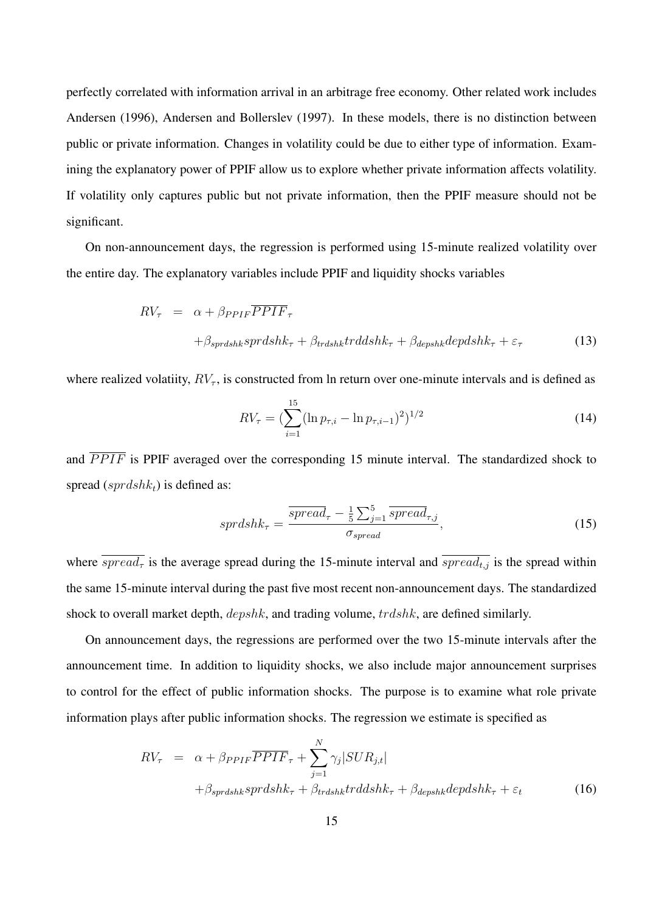perfectly correlated with information arrival in an arbitrage free economy. Other related work includes Andersen (1996), Andersen and Bollerslev (1997). In these models, there is no distinction between public or private information. Changes in volatility could be due to either type of information. Examining the explanatory power of PPIF allow us to explore whether private information affects volatility. If volatility only captures public but not private information, then the PPIF measure should not be significant.

On non-announcement days, the regression is performed using 15-minute realized volatility over the entire day. The explanatory variables include PPIF and liquidity shocks variables

$$
\begin{aligned}
RV_\tau &= \alpha + \beta_{PPIF}\overline{PPIF}_\tau \\
&\quad + \beta_{sprdshk} sprdshk_\tau + \beta_{trdshk} trddshk_\tau + \beta_{depshk} depdshk_\tau + \varepsilon_\tau \qquad (13)
\end{aligned}
$$

where realized volatiity, $RV_\tau$, is constructed from ln return over one-minute intervals and is defined as

$$
RV_\tau = \left(\sum_{i=1}^{15} (\ln p_{\tau,i} - \ln p_{\tau,i-1})^2\right)^{1/2} \qquad (14)
$$

and $\overline{PPIF}$ is PPIF averaged over the corresponding 15 minute interval. The standardized shock to spread ($sprdshk_t$) is defined as:

$$
sprdshk_\tau = \frac{\overline{spread}_\tau - \frac{1}{5}\sum_{j=1}^{5} \overline{spread}_{\tau,j}}{\sigma_{spread}}, \qquad (15)
$$

where $\overline{spread_\tau}$ is the average spread during the 15-minute interval and $\overline{spread_{t,j}}$ is the spread within the same 15-minute interval during the past five most recent non-announcement days. The standardized shock to overall market depth, $depshk$, and trading volume, $trdshk$, are defined similarly.

On announcement days, the regressions are performed over the two 15-minute intervals after the announcement time. In addition to liquidity shocks, we also include major announcement surprises to control for the effect of public information shocks. The purpose is to examine what role private information plays after public information shocks. The regression we estimate is specified as

$$
\begin{aligned}
RV_\tau &= \alpha + \beta_{PPIF}\overline{PPIF}_\tau + \sum_{j=1}^{N} \gamma_j |SUR_{j,t}| \\
&\quad + \beta_{sprdshk} sprdshk_\tau + \beta_{trdshk} trddshk_\tau + \beta_{depshk} depdshk_\tau + \varepsilon_t \qquad (16)
\end{aligned}
$$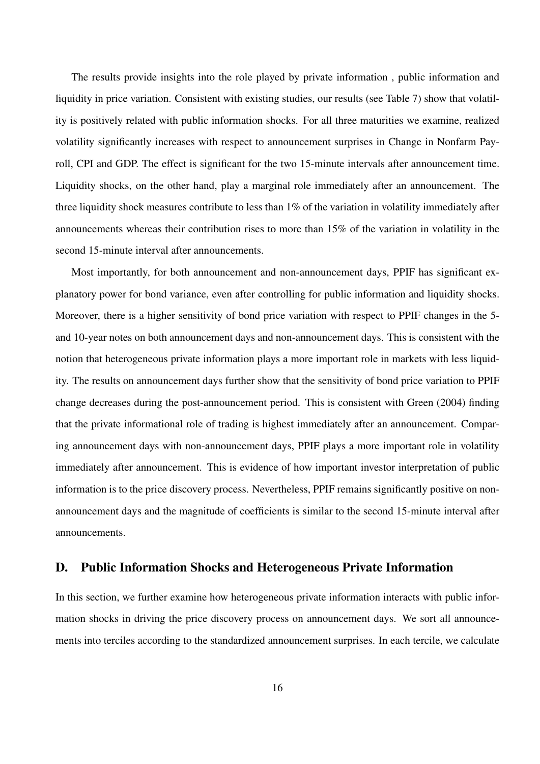The results provide insights into the role played by private information , public information and liquidity in price variation. Consistent with existing studies, our results (see Table 7) show that volatility is positively related with public information shocks. For all three maturities we examine, realized volatility significantly increases with respect to announcement surprises in Change in Nonfarm Payroll, CPI and GDP. The effect is significant for the two 15-minute intervals after announcement time. Liquidity shocks, on the other hand, play a marginal role immediately after an announcement. The three liquidity shock measures contribute to less than 1% of the variation in volatility immediately after announcements whereas their contribution rises to more than 15% of the variation in volatility in the second 15-minute interval after announcements.

Most importantly, for both announcement and non-announcement days, PPIF has significant explanatory power for bond variance, even after controlling for public information and liquidity shocks. Moreover, there is a higher sensitivity of bond price variation with respect to PPIF changes in the 5- and 10-year notes on both announcement days and non-announcement days. This is consistent with the notion that heterogeneous private information plays a more important role in markets with less liquidity. The results on announcement days further show that the sensitivity of bond price variation to PPIF change decreases during the post-announcement period. This is consistent with Green (2004) finding that the private informational role of trading is highest immediately after an announcement. Comparing announcement days with non-announcement days, PPIF plays a more important role in volatility immediately after announcement. This is evidence of how important investor interpretation of public information is to the price discovery process. Nevertheless, PPIF remains significantly positive on non-announcement days and the magnitude of coefficients is similar to the second 15-minute interval after announcements.

## D. Public Information Shocks and Heterogeneous Private Information

In this section, we further examine how heterogeneous private information interacts with public information shocks in driving the price discovery process on announcement days. We sort all announcements into terciles according to the standardized announcement surprises. In each tercile, we calculate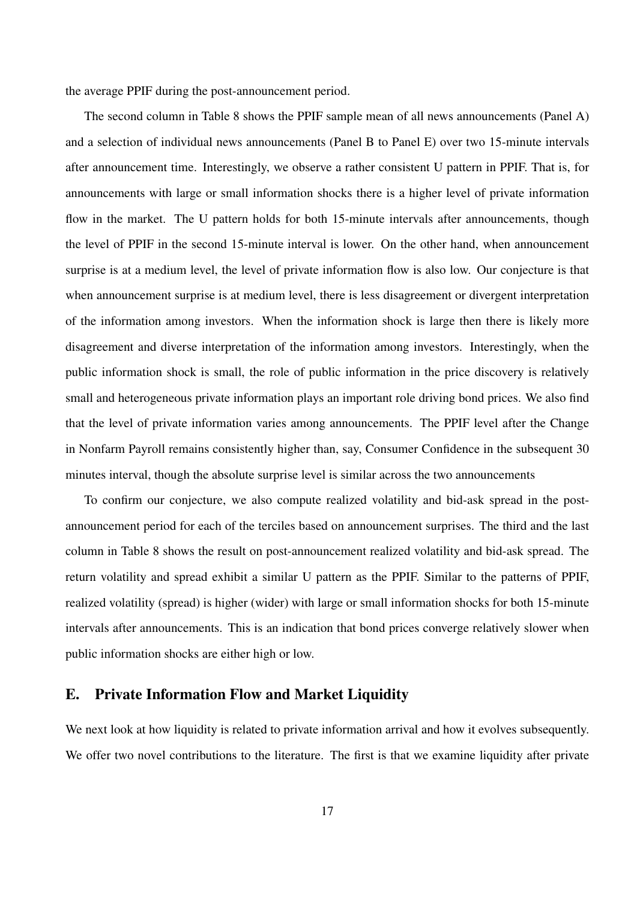the average PPIF during the post-announcement period.

The second column in Table 8 shows the PPIF sample mean of all news announcements (Panel A) and a selection of individual news announcements (Panel B to Panel E) over two 15-minute intervals after announcement time. Interestingly, we observe a rather consistent U pattern in PPIF. That is, for announcements with large or small information shocks there is a higher level of private information flow in the market. The U pattern holds for both 15-minute intervals after announcements, though the level of PPIF in the second 15-minute interval is lower. On the other hand, when announcement surprise is at a medium level, the level of private information flow is also low. Our conjecture is that when announcement surprise is at medium level, there is less disagreement or divergent interpretation of the information among investors. When the information shock is large then there is likely more disagreement and diverse interpretation of the information among investors. Interestingly, when the public information shock is small, the role of public information in the price discovery is relatively small and heterogeneous private information plays an important role driving bond prices. We also find that the level of private information varies among announcements. The PPIF level after the Change in Nonfarm Payroll remains consistently higher than, say, Consumer Confidence in the subsequent 30 minutes interval, though the absolute surprise level is similar across the two announcements

To confirm our conjecture, we also compute realized volatility and bid-ask spread in the post-announcement period for each of the terciles based on announcement surprises. The third and the last column in Table 8 shows the result on post-announcement realized volatility and bid-ask spread. The return volatility and spread exhibit a similar U pattern as the PPIF. Similar to the patterns of PPIF, realized volatility (spread) is higher (wider) with large or small information shocks for both 15-minute intervals after announcements. This is an indication that bond prices converge relatively slower when public information shocks are either high or low.

## E. Private Information Flow and Market Liquidity

We next look at how liquidity is related to private information arrival and how it evolves subsequently. We offer two novel contributions to the literature. The first is that we examine liquidity after private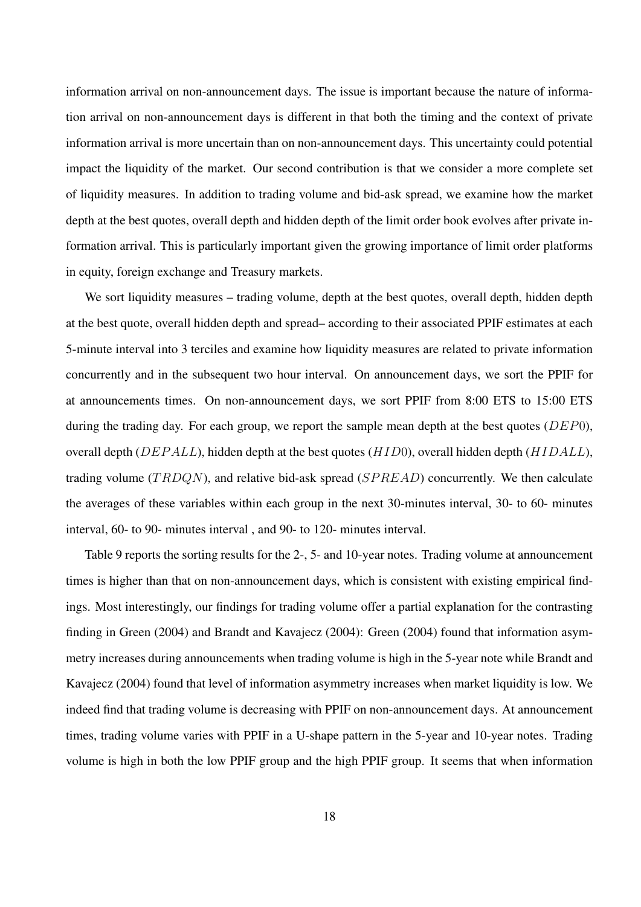information arrival on non-announcement days. The issue is important because the nature of information arrival on non-announcement days is different in that both the timing and the context of private information arrival is more uncertain than on non-announcement days. This uncertainty could potential impact the liquidity of the market. Our second contribution is that we consider a more complete set of liquidity measures. In addition to trading volume and bid-ask spread, we examine how the market depth at the best quotes, overall depth and hidden depth of the limit order book evolves after private information arrival. This is particularly important given the growing importance of limit order platforms in equity, foreign exchange and Treasury markets.

We sort liquidity measures – trading volume, depth at the best quotes, overall depth, hidden depth at the best quote, overall hidden depth and spread– according to their associated PPIF estimates at each 5-minute interval into 3 terciles and examine how liquidity measures are related to private information concurrently and in the subsequent two hour interval. On announcement days, we sort the PPIF for at announcements times. On non-announcement days, we sort PPIF from 8:00 ETS to 15:00 ETS during the trading day. For each group, we report the sample mean depth at the best quotes ($DEP0$), overall depth ($DEPALL$), hidden depth at the best quotes ($HID0$), overall hidden depth ($HIDALL$), trading volume ($TRDQN$), and relative bid-ask spread ($SPREAD$) concurrently. We then calculate the averages of these variables within each group in the next 30-minutes interval, 30- to 60- minutes interval, 60- to 90- minutes interval , and 90- to 120- minutes interval.

Table 9 reports the sorting results for the 2-, 5- and 10-year notes. Trading volume at announcement times is higher than that on non-announcement days, which is consistent with existing empirical findings. Most interestingly, our findings for trading volume offer a partial explanation for the contrasting finding in Green (2004) and Brandt and Kavajecz (2004): Green (2004) found that information asymmetry increases during announcements when trading volume is high in the 5-year note while Brandt and Kavajecz (2004) found that level of information asymmetry increases when market liquidity is low. We indeed find that trading volume is decreasing with PPIF on non-announcement days. At announcement times, trading volume varies with PPIF in a U-shape pattern in the 5-year and 10-year notes. Trading volume is high in both the low PPIF group and the high PPIF group. It seems that when information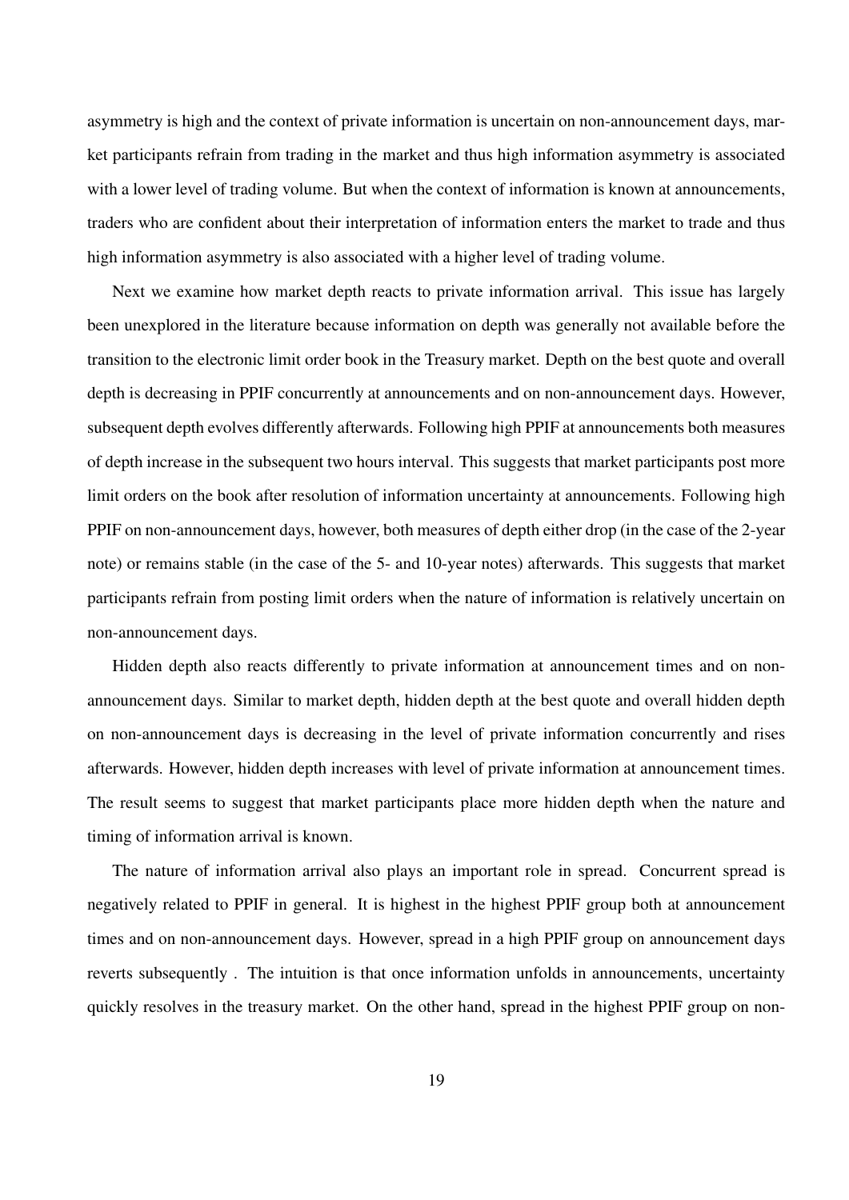asymmetry is high and the context of private information is uncertain on non-announcement days, market participants refrain from trading in the market and thus high information asymmetry is associated with a lower level of trading volume. But when the context of information is known at announcements, traders who are confident about their interpretation of information enters the market to trade and thus high information asymmetry is also associated with a higher level of trading volume.

Next we examine how market depth reacts to private information arrival. This issue has largely been unexplored in the literature because information on depth was generally not available before the transition to the electronic limit order book in the Treasury market. Depth on the best quote and overall depth is decreasing in PPIF concurrently at announcements and on non-announcement days. However, subsequent depth evolves differently afterwards. Following high PPIF at announcements both measures of depth increase in the subsequent two hours interval. This suggests that market participants post more limit orders on the book after resolution of information uncertainty at announcements. Following high PPIF on non-announcement days, however, both measures of depth either drop (in the case of the 2-year note) or remains stable (in the case of the 5- and 10-year notes) afterwards. This suggests that market participants refrain from posting limit orders when the nature of information is relatively uncertain on non-announcement days.

Hidden depth also reacts differently to private information at announcement times and on non-announcement days. Similar to market depth, hidden depth at the best quote and overall hidden depth on non-announcement days is decreasing in the level of private information concurrently and rises afterwards. However, hidden depth increases with level of private information at announcement times. The result seems to suggest that market participants place more hidden depth when the nature and timing of information arrival is known.

The nature of information arrival also plays an important role in spread. Concurrent spread is negatively related to PPIF in general. It is highest in the highest PPIF group both at announcement times and on non-announcement days. However, spread in a high PPIF group on announcement days reverts subsequently . The intuition is that once information unfolds in announcements, uncertainty quickly resolves in the treasury market. On the other hand, spread in the highest PPIF group on non-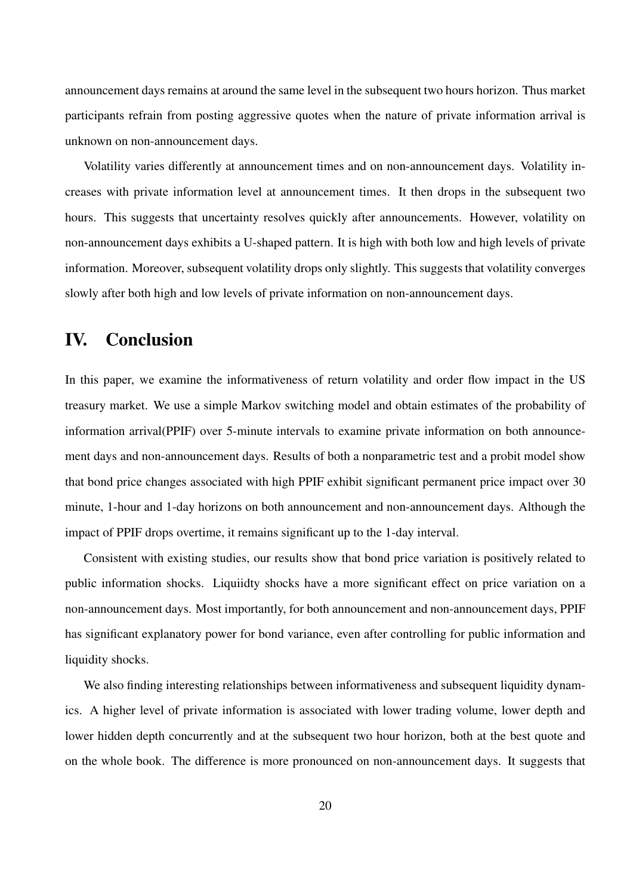announcement days remains at around the same level in the subsequent two hours horizon. Thus market participants refrain from posting aggressive quotes when the nature of private information arrival is unknown on non-announcement days.

Volatility varies differently at announcement times and on non-announcement days. Volatility increases with private information level at announcement times. It then drops in the subsequent two hours. This suggests that uncertainty resolves quickly after announcements. However, volatility on non-announcement days exhibits a U-shaped pattern. It is high with both low and high levels of private information. Moreover, subsequent volatility drops only slightly. This suggests that volatility converges slowly after both high and low levels of private information on non-announcement days.

# IV. Conclusion

In this paper, we examine the informativeness of return volatility and order flow impact in the US treasury market. We use a simple Markov switching model and obtain estimates of the probability of information arrival(PPIF) over 5-minute intervals to examine private information on both announcement days and non-announcement days. Results of both a nonparametric test and a probit model show that bond price changes associated with high PPIF exhibit significant permanent price impact over 30 minute, 1-hour and 1-day horizons on both announcement and non-announcement days. Although the impact of PPIF drops overtime, it remains significant up to the 1-day interval.

Consistent with existing studies, our results show that bond price variation is positively related to public information shocks. Liquiidty shocks have a more significant effect on price variation on a non-announcement days. Most importantly, for both announcement and non-announcement days, PPIF has significant explanatory power for bond variance, even after controlling for public information and liquidity shocks.

We also finding interesting relationships between informativeness and subsequent liquidity dynamics. A higher level of private information is associated with lower trading volume, lower depth and lower hidden depth concurrently and at the subsequent two hour horizon, both at the best quote and on the whole book. The difference is more pronounced on non-announcement days. It suggests that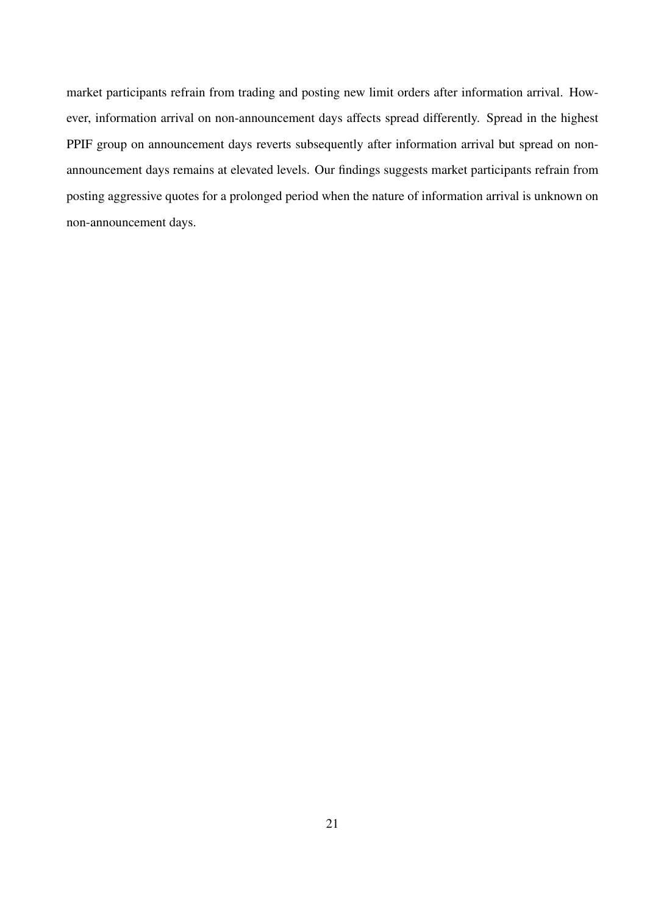market participants refrain from trading and posting new limit orders after information arrival. However, information arrival on non-announcement days affects spread differently. Spread in the highest PPIF group on announcement days reverts subsequently after information arrival but spread on non-announcement days remains at elevated levels. Our findings suggests market participants refrain from posting aggressive quotes for a prolonged period when the nature of information arrival is unknown on non-announcement days.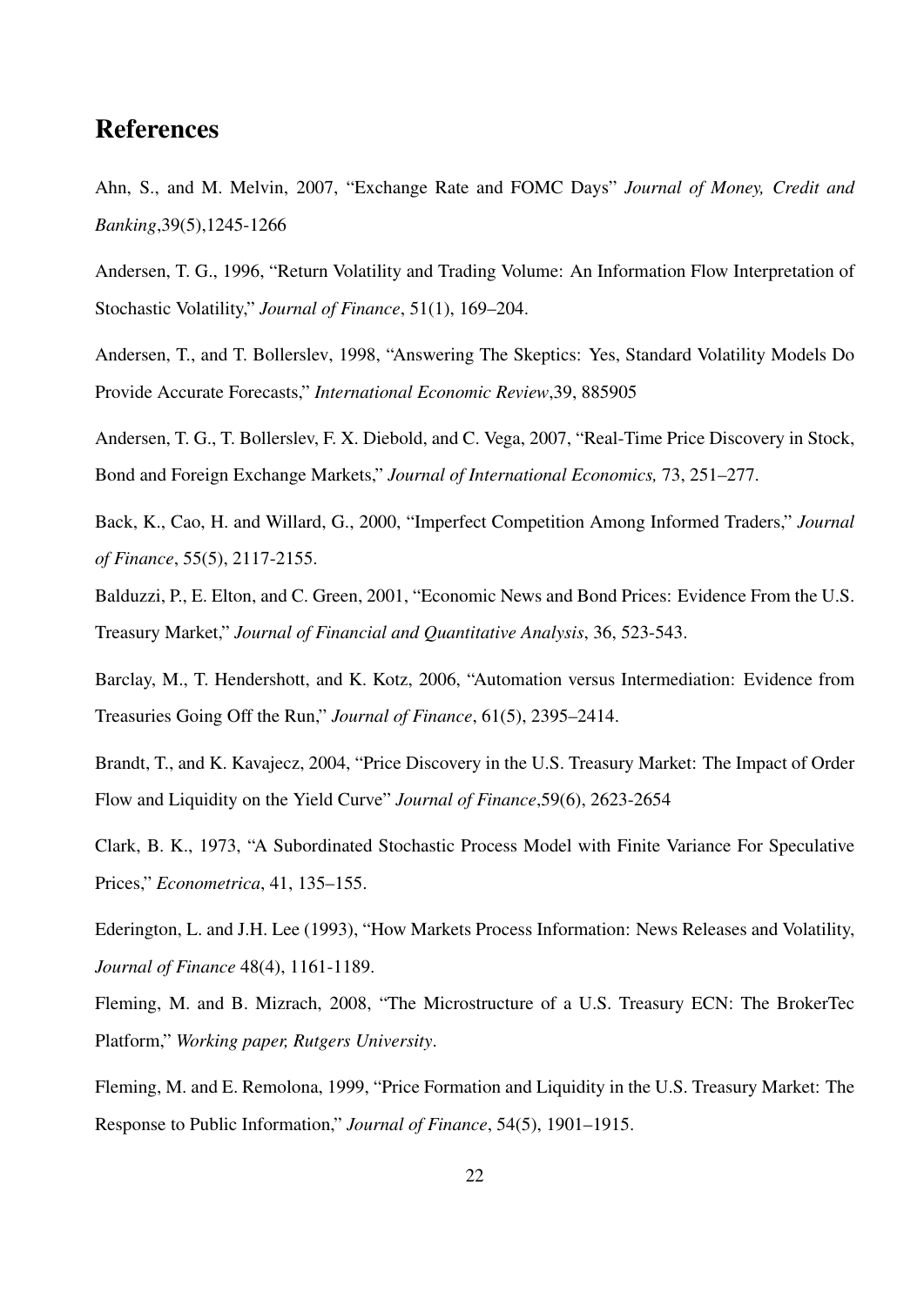## References

Ahn, S., and M. Melvin, 2007, "Exchange Rate and FOMC Days" *Journal of Money, Credit and Banking*,39(5),1245-1266

Andersen, T. G., 1996, "Return Volatility and Trading Volume: An Information Flow Interpretation of Stochastic Volatility," *Journal of Finance*, 51(1), 169–204.

Andersen, T., and T. Bollerslev, 1998, "Answering The Skeptics: Yes, Standard Volatility Models Do Provide Accurate Forecasts," *International Economic Review*,39, 885905

Andersen, T. G., T. Bollerslev, F. X. Diebold, and C. Vega, 2007, "Real-Time Price Discovery in Stock, Bond and Foreign Exchange Markets," *Journal of International Economics,* 73, 251–277.

Back, K., Cao, H. and Willard, G., 2000, "Imperfect Competition Among Informed Traders," *Journal of Finance*, 55(5), 2117-2155.

Balduzzi, P., E. Elton, and C. Green, 2001, "Economic News and Bond Prices: Evidence From the U.S. Treasury Market," *Journal of Financial and Quantitative Analysis*, 36, 523-543.

Barclay, M., T. Hendershott, and K. Kotz, 2006, "Automation versus Intermediation: Evidence from Treasuries Going Off the Run," *Journal of Finance*, 61(5), 2395–2414.

Brandt, T., and K. Kavajecz, 2004, "Price Discovery in the U.S. Treasury Market: The Impact of Order Flow and Liquidity on the Yield Curve" *Journal of Finance*,59(6), 2623-2654

Clark, B. K., 1973, "A Subordinated Stochastic Process Model with Finite Variance For Speculative Prices," *Econometrica*, 41, 135–155.

Ederington, L. and J.H. Lee (1993), "How Markets Process Information: News Releases and Volatility, *Journal of Finance* 48(4), 1161-1189.

Fleming, M. and B. Mizrach, 2008, "The Microstructure of a U.S. Treasury ECN: The BrokerTec Platform," *Working paper, Rutgers University*.

Fleming, M. and E. Remolona, 1999, "Price Formation and Liquidity in the U.S. Treasury Market: The Response to Public Information," *Journal of Finance*, 54(5), 1901–1915.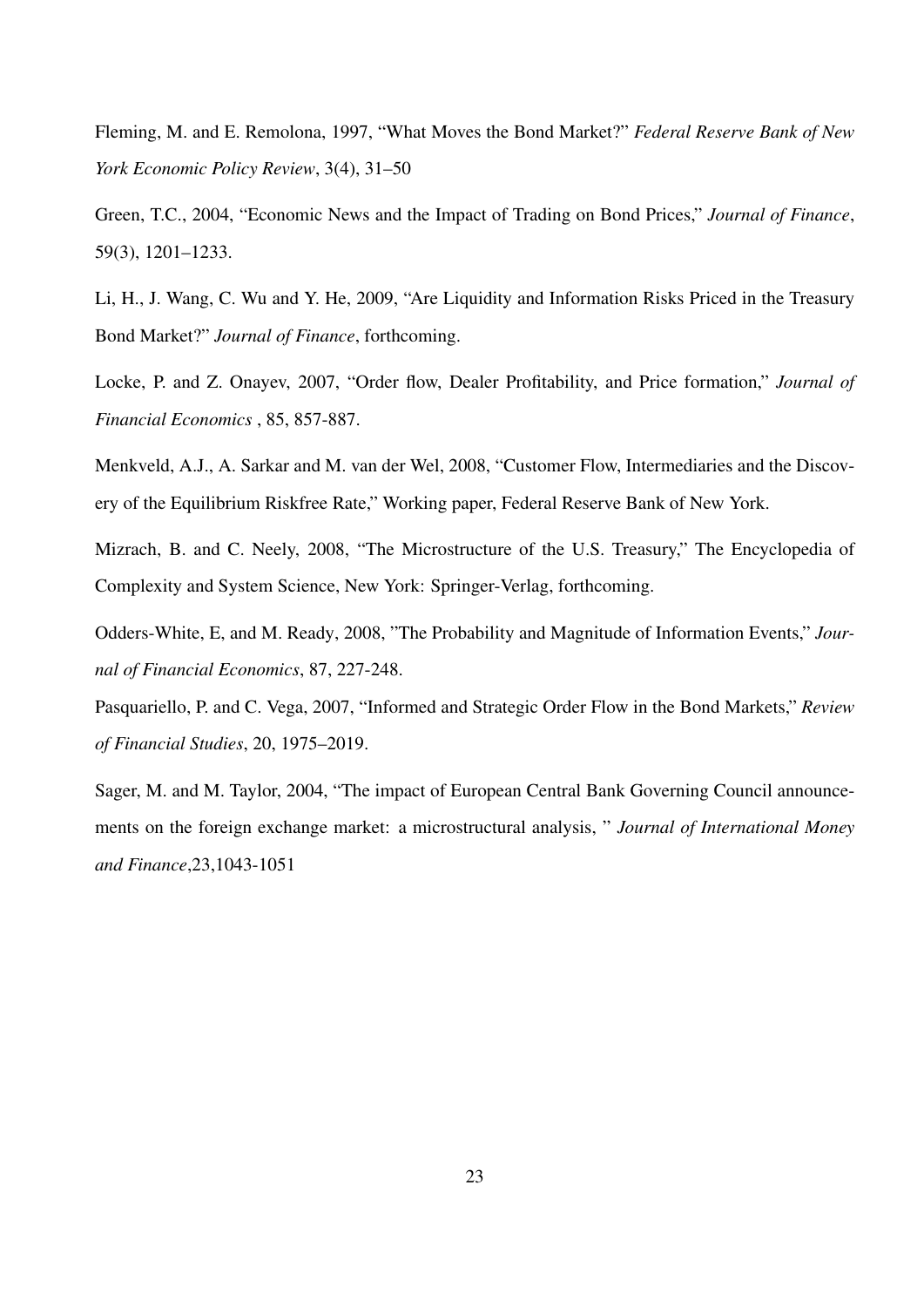Fleming, M. and E. Remolona, 1997, “What Moves the Bond Market?” *Federal Reserve Bank of New York Economic Policy Review*, 3(4), 31–50

Green, T.C., 2004, “Economic News and the Impact of Trading on Bond Prices,” *Journal of Finance*, 59(3), 1201–1233.

Li, H., J. Wang, C. Wu and Y. He, 2009, “Are Liquidity and Information Risks Priced in the Treasury Bond Market?” *Journal of Finance*, forthcoming.

Locke, P. and Z. Onayev, 2007, “Order flow, Dealer Profitability, and Price formation,” *Journal of Financial Economics* , 85, 857-887.

Menkveld, A.J., A. Sarkar and M. van der Wel, 2008, “Customer Flow, Intermediaries and the Discovery of the Equilibrium Riskfree Rate,” Working paper, Federal Reserve Bank of New York.

Mizrach, B. and C. Neely, 2008, “The Microstructure of the U.S. Treasury,” The Encyclopedia of Complexity and System Science, New York: Springer-Verlag, forthcoming.

Odders-White, E, and M. Ready, 2008, "The Probability and Magnitude of Information Events," *Journal of Financial Economics*, 87, 227-248.

Pasquariello, P. and C. Vega, 2007, “Informed and Strategic Order Flow in the Bond Markets,” *Review of Financial Studies*, 20, 1975–2019.

Sager, M. and M. Taylor, 2004, “The impact of European Central Bank Governing Council announcements on the foreign exchange market: a microstructural analysis, ” *Journal of International Money and Finance*,23,1043-1051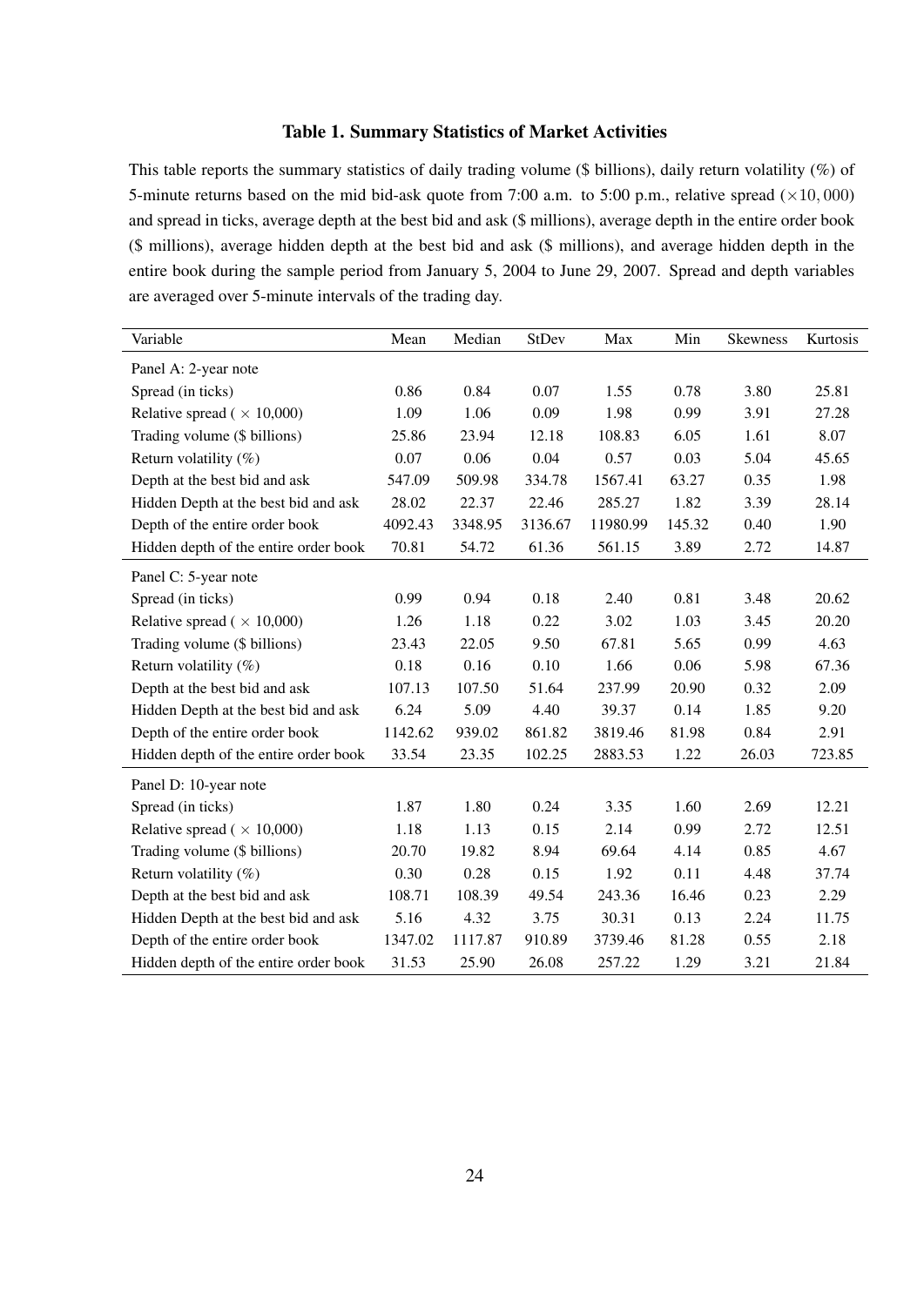**Table 1. Summary Statistics of Market Activities**

This table reports the summary statistics of daily trading volume ($ billions), daily return volatility (%) of 5-minute returns based on the mid bid-ask quote from 7:00 a.m. to 5:00 p.m., relative spread ($\times 10,000$) and spread in ticks, average depth at the best bid and ask ($ millions), average depth in the entire order book ($ millions), average hidden depth at the best bid and ask ($ millions), and average hidden depth in the entire book during the sample period from January 5, 2004 to June 29, 2007. Spread and depth variables are averaged over 5-minute intervals of the trading day.

| Variable | Mean | Median | StDev | Max | Min | Skewness | Kurtosis |
|---|---|---|---|---|---|---|---|
| Panel A: 2-year note | | | | | | | |
| Spread (in ticks) | 0.86 | 0.84 | 0.07 | 1.55 | 0.78 | 3.80 | 25.81 |
| Relative spread ( $\times$ 10,000) | 1.09 | 1.06 | 0.09 | 1.98 | 0.99 | 3.91 | 27.28 |
| Trading volume ($ billions) | 25.86 | 23.94 | 12.18 | 108.83 | 6.05 | 1.61 | 8.07 |
| Return volatility (%) | 0.07 | 0.06 | 0.04 | 0.57 | 0.03 | 5.04 | 45.65 |
| Depth at the best bid and ask | 547.09 | 509.98 | 334.78 | 1567.41 | 63.27 | 0.35 | 1.98 |
| Hidden Depth at the best bid and ask | 28.02 | 22.37 | 22.46 | 285.27 | 1.82 | 3.39 | 28.14 |
| Depth of the entire order book | 4092.43 | 3348.95 | 3136.67 | 11980.99 | 145.32 | 0.40 | 1.90 |
| Hidden depth of the entire order book | 70.81 | 54.72 | 61.36 | 561.15 | 3.89 | 2.72 | 14.87 |
| Panel C: 5-year note | | | | | | | |
| Spread (in ticks) | 0.99 | 0.94 | 0.18 | 2.40 | 0.81 | 3.48 | 20.62 |
| Relative spread ( $\times$ 10,000) | 1.26 | 1.18 | 0.22 | 3.02 | 1.03 | 3.45 | 20.20 |
| Trading volume ($ billions) | 23.43 | 22.05 | 9.50 | 67.81 | 5.65 | 0.99 | 4.63 |
| Return volatility (%) | 0.18 | 0.16 | 0.10 | 1.66 | 0.06 | 5.98 | 67.36 |
| Depth at the best bid and ask | 107.13 | 107.50 | 51.64 | 237.99 | 20.90 | 0.32 | 2.09 |
| Hidden Depth at the best bid and ask | 6.24 | 5.09 | 4.40 | 39.37 | 0.14 | 1.85 | 9.20 |
| Depth of the entire order book | 1142.62 | 939.02 | 861.82 | 3819.46 | 81.98 | 0.84 | 2.91 |
| Hidden depth of the entire order book | 33.54 | 23.35 | 102.25 | 2883.53 | 1.22 | 26.03 | 723.85 |
| Panel D: 10-year note | | | | | | | |
| Spread (in ticks) | 1.87 | 1.80 | 0.24 | 3.35 | 1.60 | 2.69 | 12.21 |
| Relative spread ( $\times$ 10,000) | 1.18 | 1.13 | 0.15 | 2.14 | 0.99 | 2.72 | 12.51 |
| Trading volume ($ billions) | 20.70 | 19.82 | 8.94 | 69.64 | 4.14 | 0.85 | 4.67 |
| Return volatility (%) | 0.30 | 0.28 | 0.15 | 1.92 | 0.11 | 4.48 | 37.74 |
| Depth at the best bid and ask | 108.71 | 108.39 | 49.54 | 243.36 | 16.46 | 0.23 | 2.29 |
| Hidden Depth at the best bid and ask | 5.16 | 4.32 | 3.75 | 30.31 | 0.13 | 2.24 | 11.75 |
| Depth of the entire order book | 1347.02 | 1117.87 | 910.89 | 3739.46 | 81.28 | 0.55 | 2.18 |
| Hidden depth of the entire order book | 31.53 | 25.90 | 26.08 | 257.22 | 1.29 | 3.21 | 21.84 |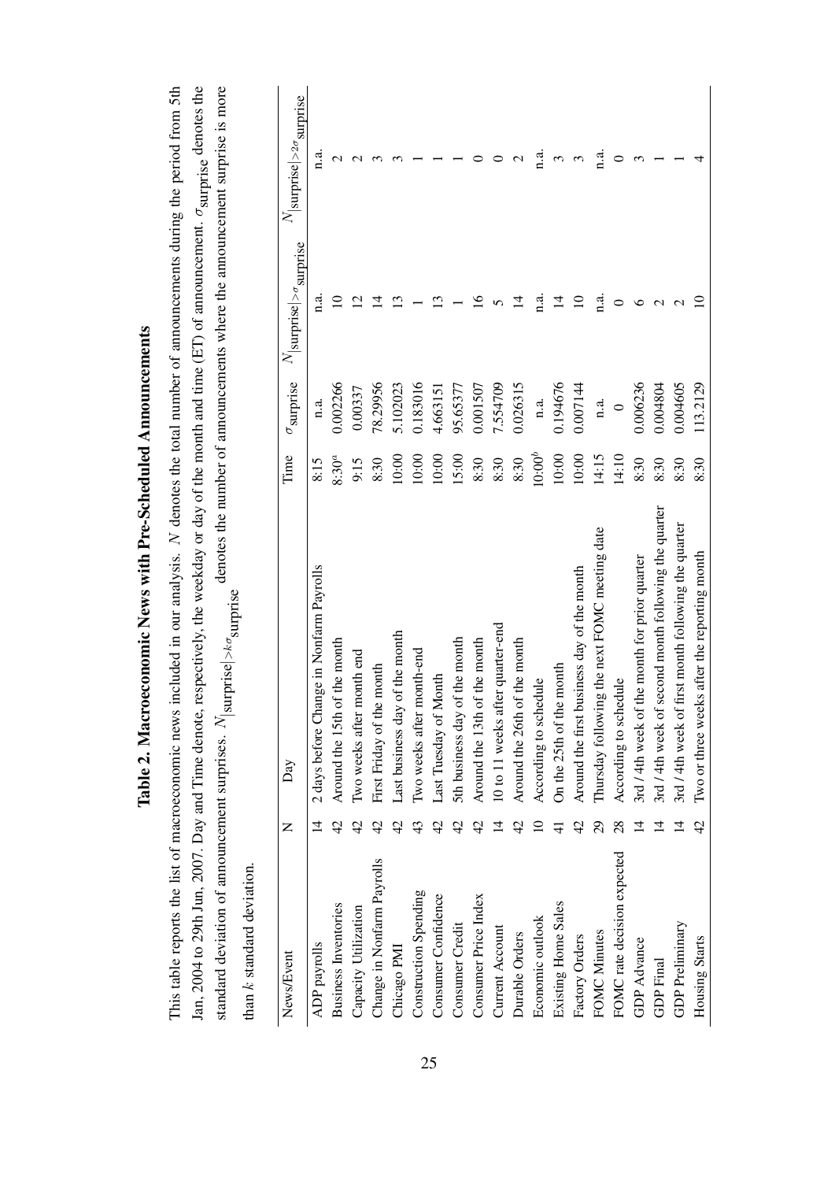# Table 2. Macroeconomic News with Pre-Scheduled Announcements

This table reports the list of macroeconomic news included in our analysis. $N$ denotes the total number of announcements during the period from 5th Jan, 2004 to 29th Jun, 2007. Day and Time denote, respectively, the weekday or day of the month and time (ET) of announcement. $\sigma_{\text{surprise}}$ denotes the standard deviation of announcement surprises. $N_{|\text{surprise}|>k\sigma_{\text{surprise}}}$ denotes the number of announcements where the announcement surprise is more than $k$ standard deviation.

| News/Event | N | Day | Time | $\sigma_{\text{surprise}}$ | $N_{\vert\text{surprise}\vert>\sigma_{\text{surprise}}}$ | $N_{\vert\text{surprise}\vert>2\sigma_{\text{surprise}}}$ |
|---|---|---|---|---|---|---|
| ADP payrolls | 14 | 2 days before Change in Nonfarm Payrolls | 8:15 | n.a. | n.a. | n.a. |
| Business Inventories | 42 | Around the 15th of the month | 8:30[a] | 0.002266 | 10 | 2 |
| Capacity Utilization | 42 | Two weeks after month end | 9:15 | 0.00337 | 12 | 2 |
| Change in Nonfarm Payrolls | 42 | First Friday of the month | 8:30 | 78.29956 | 14 | 3 |
| Chicago PMI | 42 | Last business day of the month | 10:00 | 5.102023 | 13 | 3 |
| Construction Spending | 43 | Two weeks after month-end | 10:00 | 0.183016 | 1 | 1 |
| Consumer Confidence | 42 | Last Tuesday of Month | 10:00 | 4.663151 | 13 | 1 |
| Consumer Credit | 42 | 5th business day of the month | 15:00 | 95.65377 | 1 | 1 |
| Consumer Price Index | 42 | Around the 13th of the month | 8:30 | 0.001507 | 16 | 0 |
| Current Account | 14 | 10 to 11 weeks after quarter-end | 8:30 | 7.554709 | 5 | 0 |
| Durable Orders | 42 | Around the 26th of the month | 8:30 | 0.026315 | 14 | 2 |
| Economic outlook | 10 | According to schedule | 10:00[b] | n.a. | n.a. | n.a. |
| Existing Home Sales | 41 | On the 25th of the month | 10:00 | 0.194676 | 14 | 3 |
| Factory Orders | 42 | Around the first business day of the month | 10:00 | 0.007144 | 10 | 3 |
| FOMC Minutes | 29 | Thursday following the next FOMC meeting date | 14:15 | n.a. | n.a. | n.a. |
| FOMC rate decision expected | 28 | According to schedule | 14:10 | 0 | 0 | 0 |
| GDP Advance | 14 | 3rd / 4th week of the month for prior quarter | 8:30 | 0.006236 | 6 | 3 |
| GDP Final | 14 | 3rd / 4th week of second month following the quarter | 8:30 | 0.004804 | 2 | 1 |
| GDP Preliminary | 14 | 3rd / 4th week of first month following the quarter | 8:30 | 0.004605 | 2 | 1 |
| Housing Starts | 42 | Two or three weeks after the reporting month | 8:30 | 113.2129 | 10 | 4 |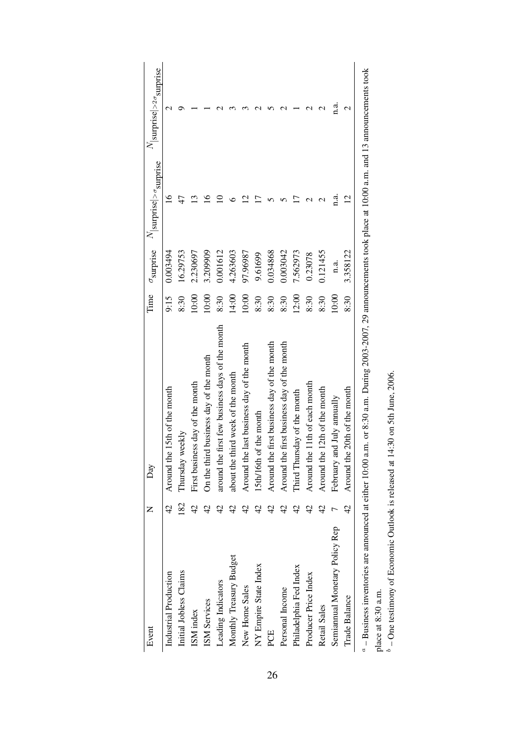| Event | N | Day | Time | $\sigma_{\text{surprise}}$ | $N_{\|\text{surprise}\|>\sigma_{\text{surprise}}}$ | $N_{\|\text{surprise}\|>2\sigma_{\text{surprise}}}$ |
|---|---|---|---|---|---|---|
| Industrial Production | 42 | Around the 15th of the month | 9:15 | 0.003494 | 16 | 2 |
| Initial Jobless Claims | 182 | Thursday weekly | 8:30 | 16.29753 | 47 | 9 |
| ISM index | 42 | First business day of the month | 10:00 | 2.230697 | 13 | 1 |
| ISM Services | 42 | On the third business day of the month | 10:00 | 3.209909 | 16 | 1 |
| Leading Indicators | 42 | around the first few business days of the month | 8:30 | 0.001612 | 10 | 2 |
| Monthly Treasury Budget | 42 | about the third week of the month | 14:00 | 4.263603 | 6 | 3 |
| New Home Sales | 42 | Around the last business day of the month | 10:00 | 97.96987 | 12 | 3 |
| NY Empire State Index | 42 | 15th/16th of the month | 8:30 | 9.61699 | 17 | 2 |
| PCE | 42 | Around the first business day of the month | 8:30 | 0.034868 | 5 | 5 |
| Personal Income | 42 | Around the first business day of the month | 8:30 | 0.003042 | 5 | 2 |
| Philadelphia Fed Index | 42 | Third Thursday of the month | 12:00 | 7.562973 | 17 | 1 |
| Producer Price Index | 42 | Around the 11th of each month | 8:30 | 0.23078 | 2 | 2 |
| Retail Sales | 42 | Around the 12th of the month | 8:30 | 0.121455 | 2 | 2 |
| Semiannual Monetary Policy Rep | 7 | February and July annually | 10:00 | n.a. | n.a. | n.a. |
| Trade Balance | 42 | Around the 20th of the month | 8:30 | 3.358122 | 12 | 2 |

[a] – Business inventories are announced at either 10:00 a.m. or 8:30 a.m. During 2003-2007, 29 announcements took place at 10:00 a.m. and 13 announcements took place at 8:30 a.m.

[b] – One testimony of Economic Outlook is released at 14:30 on 5th June, 2006.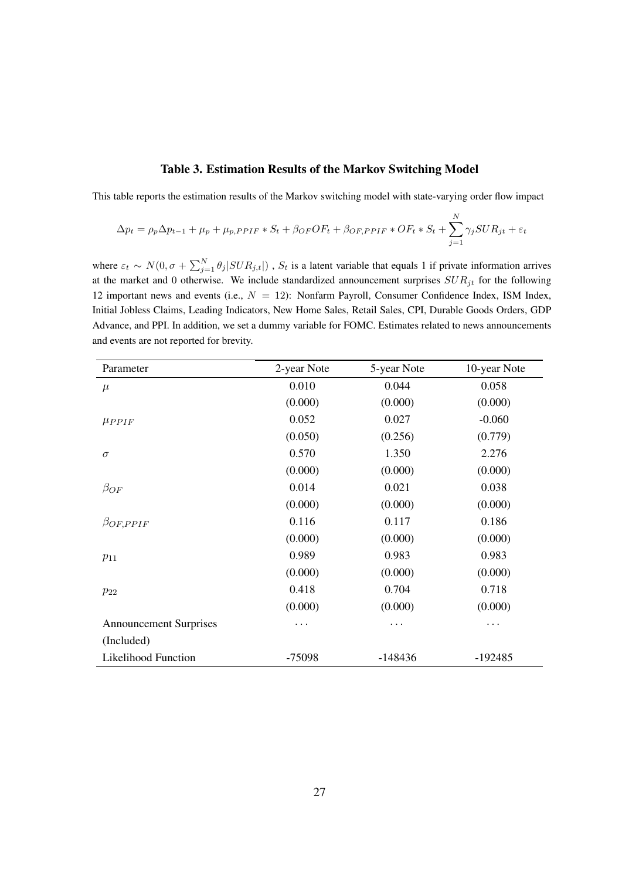### Table 3. Estimation Results of the Markov Switching Model

This table reports the estimation results of the Markov switching model with state-varying order flow impact

$$\Delta p_t = \rho_p \Delta p_{t-1} + \mu_p + \mu_{p,PPIF} * S_t + \beta_{OF} OF_t + \beta_{OF,PPIF} * OF_t * S_t + \sum_{j=1}^{N} \gamma_j SUR_{jt} + \varepsilon_t$$

where $\varepsilon_t \sim N(0, \sigma + \sum_{j=1}^{N} \theta_j |SUR_{j,t}|)$ , $S_t$ is a latent variable that equals 1 if private information arrives at the market and 0 otherwise. We include standardized announcement surprises $SUR_{jt}$ for the following 12 important news and events (i.e., $N = 12$): Nonfarm Payroll, Consumer Confidence Index, ISM Index, Initial Jobless Claims, Leading Indicators, New Home Sales, Retail Sales, CPI, Durable Goods Orders, GDP Advance, and PPI. In addition, we set a dummy variable for FOMC. Estimates related to news announcements and events are not reported for brevity.

| Parameter | 2-year Note | 5-year Note | 10-year Note |
|---|---|---|---|
| $\mu$ | 0.010 | 0.044 | 0.058 |
| | (0.000) | (0.000) | (0.000) |
| $\mu_{PPIF}$ | 0.052 | 0.027 | -0.060 |
| | (0.050) | (0.256) | (0.779) |
| $\sigma$ | 0.570 | 1.350 | 2.276 |
| | (0.000) | (0.000) | (0.000) |
| $\beta_{OF}$ | 0.014 | 0.021 | 0.038 |
| | (0.000) | (0.000) | (0.000) |
| $\beta_{OF,PPIF}$ | 0.116 | 0.117 | 0.186 |
| | (0.000) | (0.000) | (0.000) |
| $p_{11}$ | 0.989 | 0.983 | 0.983 |
| | (0.000) | (0.000) | (0.000) |
| $p_{22}$ | 0.418 | 0.704 | 0.718 |
| | (0.000) | (0.000) | (0.000) |
| Announcement Surprises | ... | ... | ... |
| (Included) | | | |
| Likelihood Function | -75098 | -148436 | -192485 |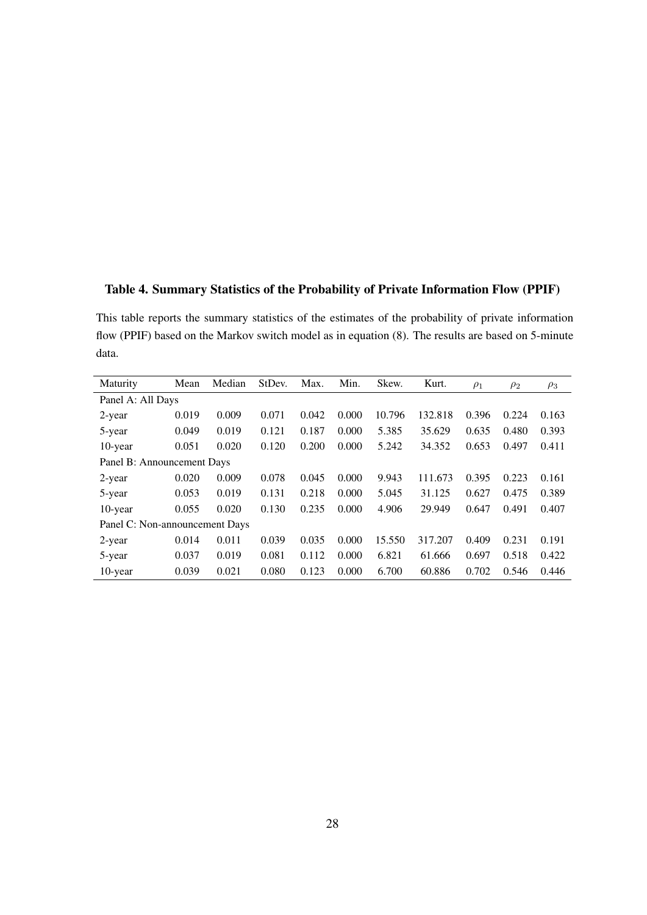**Table 4. Summary Statistics of the Probability of Private Information Flow (PPIF)**

This table reports the summary statistics of the estimates of the probability of private information flow (PPIF) based on the Markov switch model as in equation (8). The results are based on 5-minute data.

| Maturity | Mean | Median | StDev. | Max. | Min. | Skew. | Kurt. | $\rho_1$ | $\rho_2$ | $\rho_3$ |
|---|---|---|---|---|---|---|---|---|---|---|
| Panel A: All Days | | | | | | | | | | |
| 2-year | 0.019 | 0.009 | 0.071 | 0.042 | 0.000 | 10.796 | 132.818 | 0.396 | 0.224 | 0.163 |
| 5-year | 0.049 | 0.019 | 0.121 | 0.187 | 0.000 | 5.385 | 35.629 | 0.635 | 0.480 | 0.393 |
| 10-year | 0.051 | 0.020 | 0.120 | 0.200 | 0.000 | 5.242 | 34.352 | 0.653 | 0.497 | 0.411 |
| Panel B: Announcement Days | | | | | | | | | | |
| 2-year | 0.020 | 0.009 | 0.078 | 0.045 | 0.000 | 9.943 | 111.673 | 0.395 | 0.223 | 0.161 |
| 5-year | 0.053 | 0.019 | 0.131 | 0.218 | 0.000 | 5.045 | 31.125 | 0.627 | 0.475 | 0.389 |
| 10-year | 0.055 | 0.020 | 0.130 | 0.235 | 0.000 | 4.906 | 29.949 | 0.647 | 0.491 | 0.407 |
| Panel C: Non-announcement Days | | | | | | | | | | |
| 2-year | 0.014 | 0.011 | 0.039 | 0.035 | 0.000 | 15.550 | 317.207 | 0.409 | 0.231 | 0.191 |
| 5-year | 0.037 | 0.019 | 0.081 | 0.112 | 0.000 | 6.821 | 61.666 | 0.697 | 0.518 | 0.422 |
| 10-year | 0.039 | 0.021 | 0.080 | 0.123 | 0.000 | 6.700 | 60.886 | 0.702 | 0.546 | 0.446 |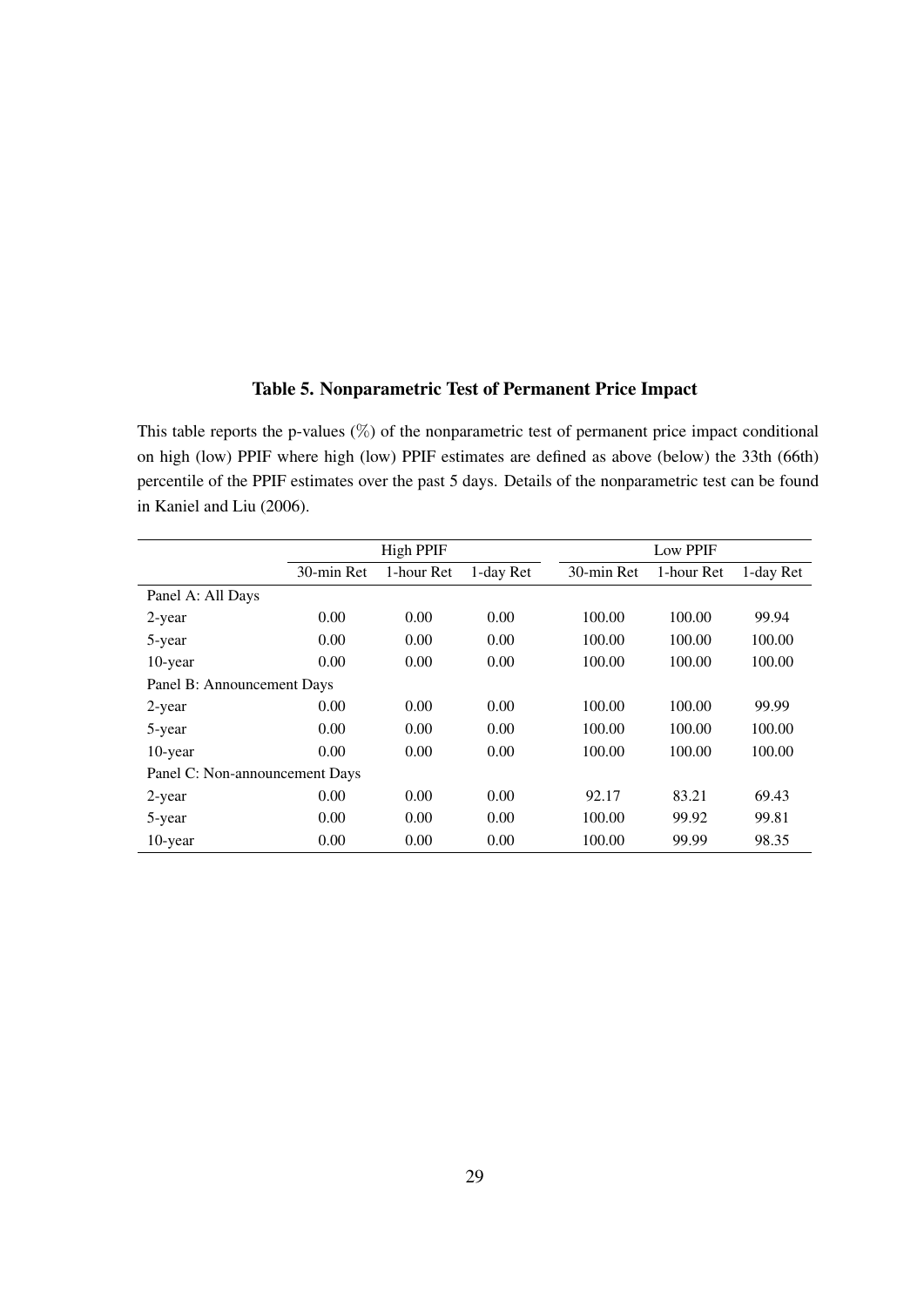### Table 5. Nonparametric Test of Permanent Price Impact

This table reports the p-values (%) of the nonparametric test of permanent price impact conditional on high (low) PPIF where high (low) PPIF estimates are defined as above (below) the 33th (66th) percentile of the PPIF estimates over the past 5 days. Details of the nonparametric test can be found in Kaniel and Liu (2006).

| | High PPIF | | | Low PPIF | | |
|---|---|---|---|---|---|---|
| | 30-min Ret | 1-hour Ret | 1-day Ret | 30-min Ret | 1-hour Ret | 1-day Ret |
| Panel A: All Days | | | | | | |
| 2-year | 0.00 | 0.00 | 0.00 | 100.00 | 100.00 | 99.94 |
| 5-year | 0.00 | 0.00 | 0.00 | 100.00 | 100.00 | 100.00 |
| 10-year | 0.00 | 0.00 | 0.00 | 100.00 | 100.00 | 100.00 |
| Panel B: Announcement Days | | | | | | |
| 2-year | 0.00 | 0.00 | 0.00 | 100.00 | 100.00 | 99.99 |
| 5-year | 0.00 | 0.00 | 0.00 | 100.00 | 100.00 | 100.00 |
| 10-year | 0.00 | 0.00 | 0.00 | 100.00 | 100.00 | 100.00 |
| Panel C: Non-announcement Days | | | | | | |
| 2-year | 0.00 | 0.00 | 0.00 | 92.17 | 83.21 | 69.43 |
| 5-year | 0.00 | 0.00 | 0.00 | 100.00 | 99.92 | 99.81 |
| 10-year | 0.00 | 0.00 | 0.00 | 100.00 | 99.99 | 98.35 |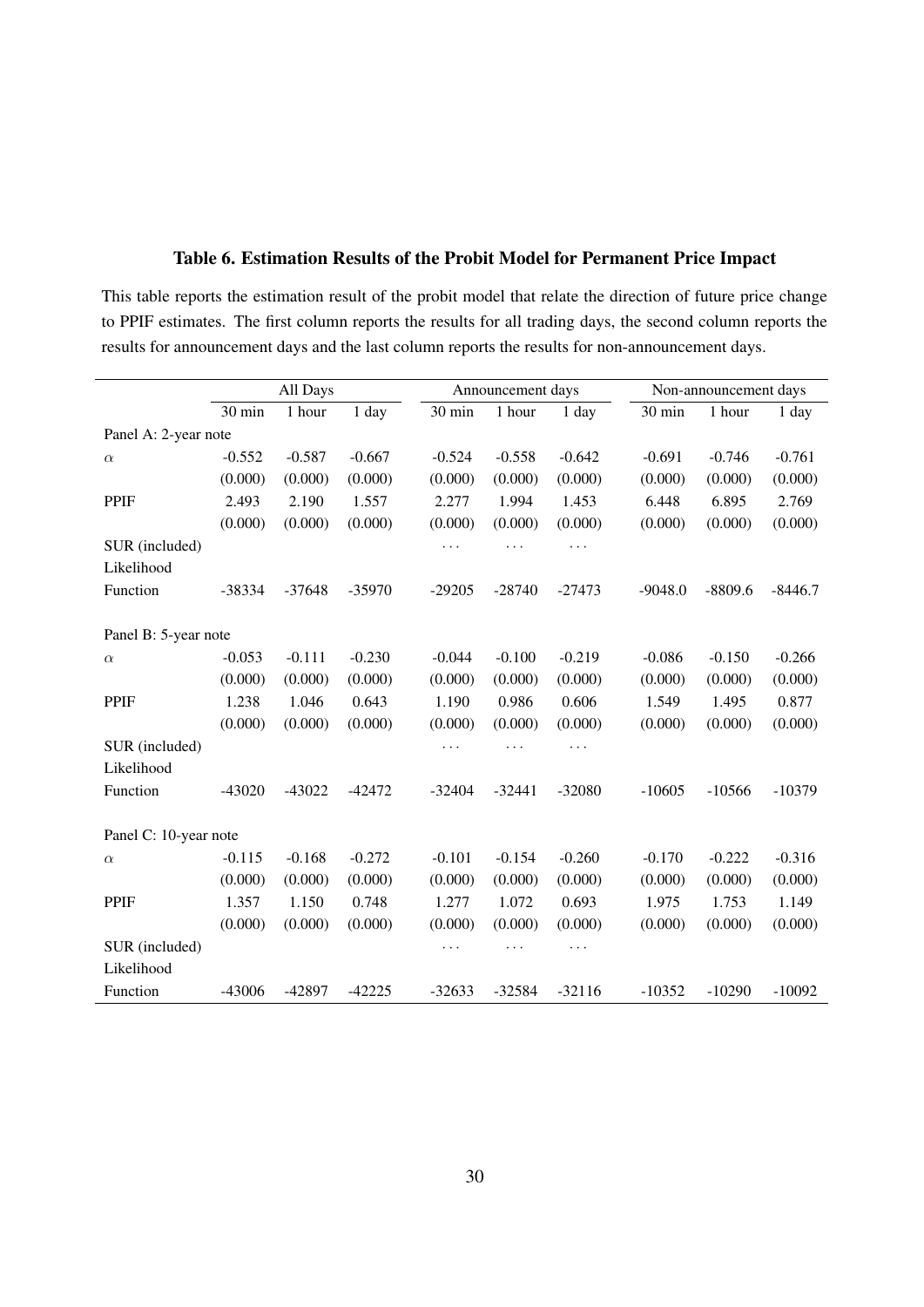### Table 6. Estimation Results of the Probit Model for Permanent Price Impact

This table reports the estimation result of the probit model that relate the direction of future price change to PPIF estimates. The first column reports the results for all trading days, the second column reports the results for announcement days and the last column reports the results for non-announcement days.

| | All Days | | | Announcement days | | | Non-announcement days | | |
|---|---|---|---|---|---|---|---|---|---|
| | 30 min | 1 hour | 1 day | 30 min | 1 hour | 1 day | 30 min | 1 hour | 1 day |
| Panel A: 2-year note | | | | | | | | | |
| $\alpha$ | -0.552 | -0.587 | -0.667 | -0.524 | -0.558 | -0.642 | -0.691 | -0.746 | -0.761 |
| | (0.000) | (0.000) | (0.000) | (0.000) | (0.000) | (0.000) | (0.000) | (0.000) | (0.000) |
| PPIF | 2.493 | 2.190 | 1.557 | 2.277 | 1.994 | 1.453 | 6.448 | 6.895 | 2.769 |
| | (0.000) | (0.000) | (0.000) | (0.000) | (0.000) | (0.000) | (0.000) | (0.000) | (0.000) |
| SUR (included) | | | | … | … | … | | | |
| Likelihood Function | -38334 | -37648 | -35970 | -29205 | -28740 | -27473 | -9048.0 | -8809.6 | -8446.7 |
| Panel B: 5-year note | | | | | | | | | |
| $\alpha$ | -0.053 | -0.111 | -0.230 | -0.044 | -0.100 | -0.219 | -0.086 | -0.150 | -0.266 |
| | (0.000) | (0.000) | (0.000) | (0.000) | (0.000) | (0.000) | (0.000) | (0.000) | (0.000) |
| PPIF | 1.238 | 1.046 | 0.643 | 1.190 | 0.986 | 0.606 | 1.549 | 1.495 | 0.877 |
| | (0.000) | (0.000) | (0.000) | (0.000) | (0.000) | (0.000) | (0.000) | (0.000) | (0.000) |
| SUR (included) | | | | … | … | … | | | |
| Likelihood Function | -43020 | -43022 | -42472 | -32404 | -32441 | -32080 | -10605 | -10566 | -10379 |
| Panel C: 10-year note | | | | | | | | | |
| $\alpha$ | -0.115 | -0.168 | -0.272 | -0.101 | -0.154 | -0.260 | -0.170 | -0.222 | -0.316 |
| | (0.000) | (0.000) | (0.000) | (0.000) | (0.000) | (0.000) | (0.000) | (0.000) | (0.000) |
| PPIF | 1.357 | 1.150 | 0.748 | 1.277 | 1.072 | 0.693 | 1.975 | 1.753 | 1.149 |
| | (0.000) | (0.000) | (0.000) | (0.000) | (0.000) | (0.000) | (0.000) | (0.000) | (0.000) |
| SUR (included) | | | | … | … | … | | | |
| Likelihood Function | -43006 | -42897 | -42225 | -32633 | -32584 | -32116 | -10352 | -10290 | -10092 |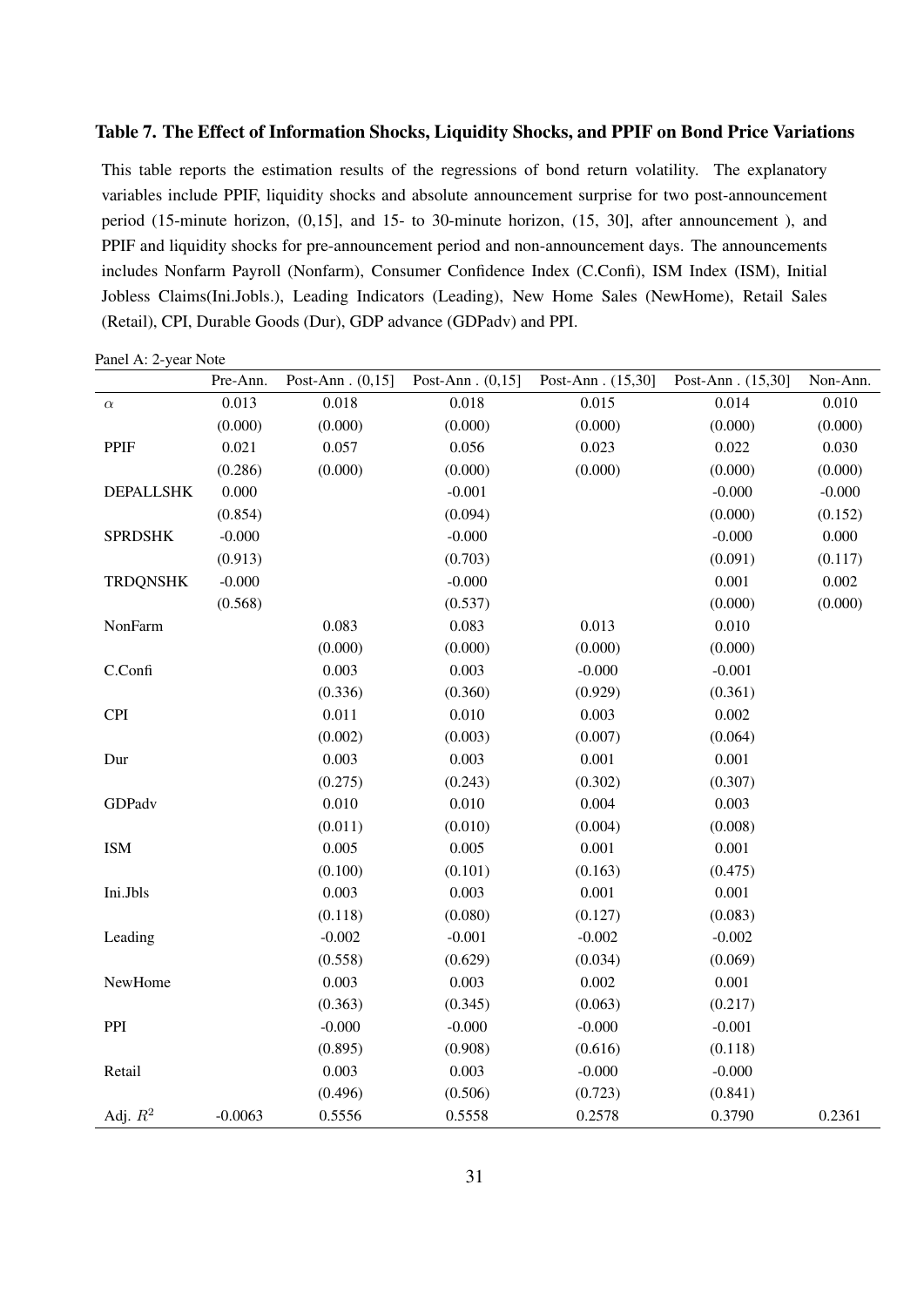### Table 7. The Effect of Information Shocks, Liquidity Shocks, and PPIF on Bond Price Variations

This table reports the estimation results of the regressions of bond return volatility. The explanatory variables include PPIF, liquidity shocks and absolute announcement surprise for two post-announcement period (15-minute horizon, (0,15], and 15- to 30-minute horizon, (15, 30], after announcement ), and PPIF and liquidity shocks for pre-announcement period and non-announcement days. The announcements includes Nonfarm Payroll (Nonfarm), Consumer Confidence Index (C.Confi), ISM Index (ISM), Initial Jobless Claims(Ini.Jobls.), Leading Indicators (Leading), New Home Sales (NewHome), Retail Sales (Retail), CPI, Durable Goods (Dur), GDP advance (GDPadv) and PPI.

Panel A: 2-year Note

| | Pre-Ann. | Post-Ann . (0,15] | Post-Ann . (0,15] | Post-Ann . (15,30] | Post-Ann . (15,30] | Non-Ann. |
|---|---|---|---|---|---|---|
| $\alpha$ | 0.013 | 0.018 | 0.018 | 0.015 | 0.014 | 0.010 |
| | (0.000) | (0.000) | (0.000) | (0.000) | (0.000) | (0.000) |
| PPIF | 0.021 | 0.057 | 0.056 | 0.023 | 0.022 | 0.030 |
| | (0.286) | (0.000) | (0.000) | (0.000) | (0.000) | (0.000) |
| DEPALLSHK | 0.000 | | -0.001 | | -0.000 | -0.000 |
| | (0.854) | | (0.094) | | (0.000) | (0.152) |
| SPRDSHK | -0.000 | | -0.000 | | -0.000 | 0.000 |
| | (0.913) | | (0.703) | | (0.091) | (0.117) |
| TRDQNSHK | -0.000 | | -0.000 | | 0.001 | 0.002 |
| | (0.568) | | (0.537) | | (0.000) | (0.000) |
| NonFarm | | 0.083 | 0.083 | 0.013 | 0.010 | |
| | | (0.000) | (0.000) | (0.000) | (0.000) | |
| C.Confi | | 0.003 | 0.003 | -0.000 | -0.001 | |
| | | (0.336) | (0.360) | (0.929) | (0.361) | |
| CPI | | 0.011 | 0.010 | 0.003 | 0.002 | |
| | | (0.002) | (0.003) | (0.007) | (0.064) | |
| Dur | | 0.003 | 0.003 | 0.001 | 0.001 | |
| | | (0.275) | (0.243) | (0.302) | (0.307) | |
| GDPadv | | 0.010 | 0.010 | 0.004 | 0.003 | |
| | | (0.011) | (0.010) | (0.004) | (0.008) | |
| ISM | | 0.005 | 0.005 | 0.001 | 0.001 | |
| | | (0.100) | (0.101) | (0.163) | (0.475) | |
| Ini.Jbls | | 0.003 | 0.003 | 0.001 | 0.001 | |
| | | (0.118) | (0.080) | (0.127) | (0.083) | |
| Leading | | -0.002 | -0.001 | -0.002 | -0.002 | |
| | | (0.558) | (0.629) | (0.034) | (0.069) | |
| NewHome | | 0.003 | 0.003 | 0.002 | 0.001 | |
| | | (0.363) | (0.345) | (0.063) | (0.217) | |
| PPI | | -0.000 | -0.000 | -0.000 | -0.001 | |
| | | (0.895) | (0.908) | (0.616) | (0.118) | |
| Retail | | 0.003 | 0.003 | -0.000 | -0.000 | |
| | | (0.496) | (0.506) | (0.723) | (0.841) | |
| Adj. $R^2$ | -0.0063 | 0.5556 | 0.5558 | 0.2578 | 0.3790 | 0.2361 |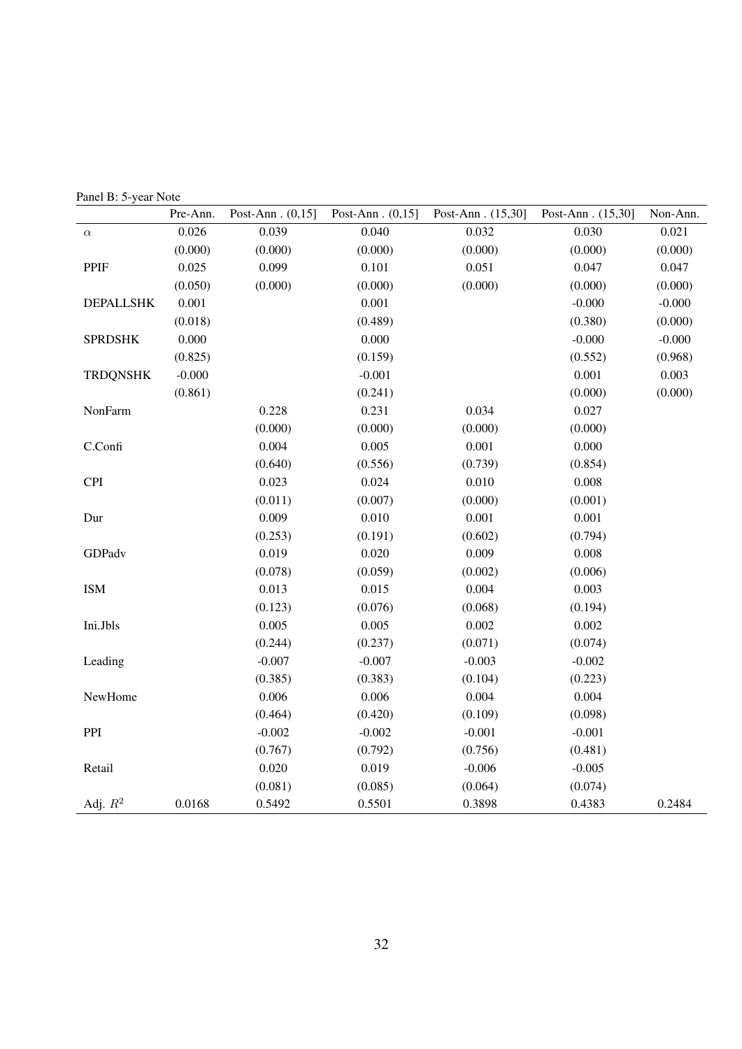Panel B: 5-year Note

| | Pre-Ann. | Post-Ann . (0,15] | Post-Ann . (0,15] | Post-Ann . (15,30] | Post-Ann . (15,30] | Non-Ann. |
|---|---|---|---|---|---|---|
| $\alpha$ | 0.026 | 0.039 | 0.040 | 0.032 | 0.030 | 0.021 |
| | (0.000) | (0.000) | (0.000) | (0.000) | (0.000) | (0.000) |
| PPIF | 0.025 | 0.099 | 0.101 | 0.051 | 0.047 | 0.047 |
| | (0.050) | (0.000) | (0.000) | (0.000) | (0.000) | (0.000) |
| DEPALLSHK | 0.001 | | 0.001 | | -0.000 | -0.000 |
| | (0.018) | | (0.489) | | (0.380) | (0.000) |
| SPRDSHK | 0.000 | | 0.000 | | -0.000 | -0.000 |
| | (0.825) | | (0.159) | | (0.552) | (0.968) |
| TRDQNSHK | -0.000 | | -0.001 | | 0.001 | 0.003 |
| | (0.861) | | (0.241) | | (0.000) | (0.000) |
| NonFarm | | 0.228 | 0.231 | 0.034 | 0.027 | |
| | | (0.000) | (0.000) | (0.000) | (0.000) | |
| C.Confi | | 0.004 | 0.005 | 0.001 | 0.000 | |
| | | (0.640) | (0.556) | (0.739) | (0.854) | |
| CPI | | 0.023 | 0.024 | 0.010 | 0.008 | |
| | | (0.011) | (0.007) | (0.000) | (0.001) | |
| Dur | | 0.009 | 0.010 | 0.001 | 0.001 | |
| | | (0.253) | (0.191) | (0.602) | (0.794) | |
| GDPadv | | 0.019 | 0.020 | 0.009 | 0.008 | |
| | | (0.078) | (0.059) | (0.002) | (0.006) | |
| ISM | | 0.013 | 0.015 | 0.004 | 0.003 | |
| | | (0.123) | (0.076) | (0.068) | (0.194) | |
| Ini.Jbls | | 0.005 | 0.005 | 0.002 | 0.002 | |
| | | (0.244) | (0.237) | (0.071) | (0.074) | |
| Leading | | -0.007 | -0.007 | -0.003 | -0.002 | |
| | | (0.385) | (0.383) | (0.104) | (0.223) | |
| NewHome | | 0.006 | 0.006 | 0.004 | 0.004 | |
| | | (0.464) | (0.420) | (0.109) | (0.098) | |
| PPI | | -0.002 | -0.002 | -0.001 | -0.001 | |
| | | (0.767) | (0.792) | (0.756) | (0.481) | |
| Retail | | 0.020 | 0.019 | -0.006 | -0.005 | |
| | | (0.081) | (0.085) | (0.064) | (0.074) | |
| Adj. $R^2$ | 0.0168 | 0.5492 | 0.5501 | 0.3898 | 0.4383 | 0.2484 |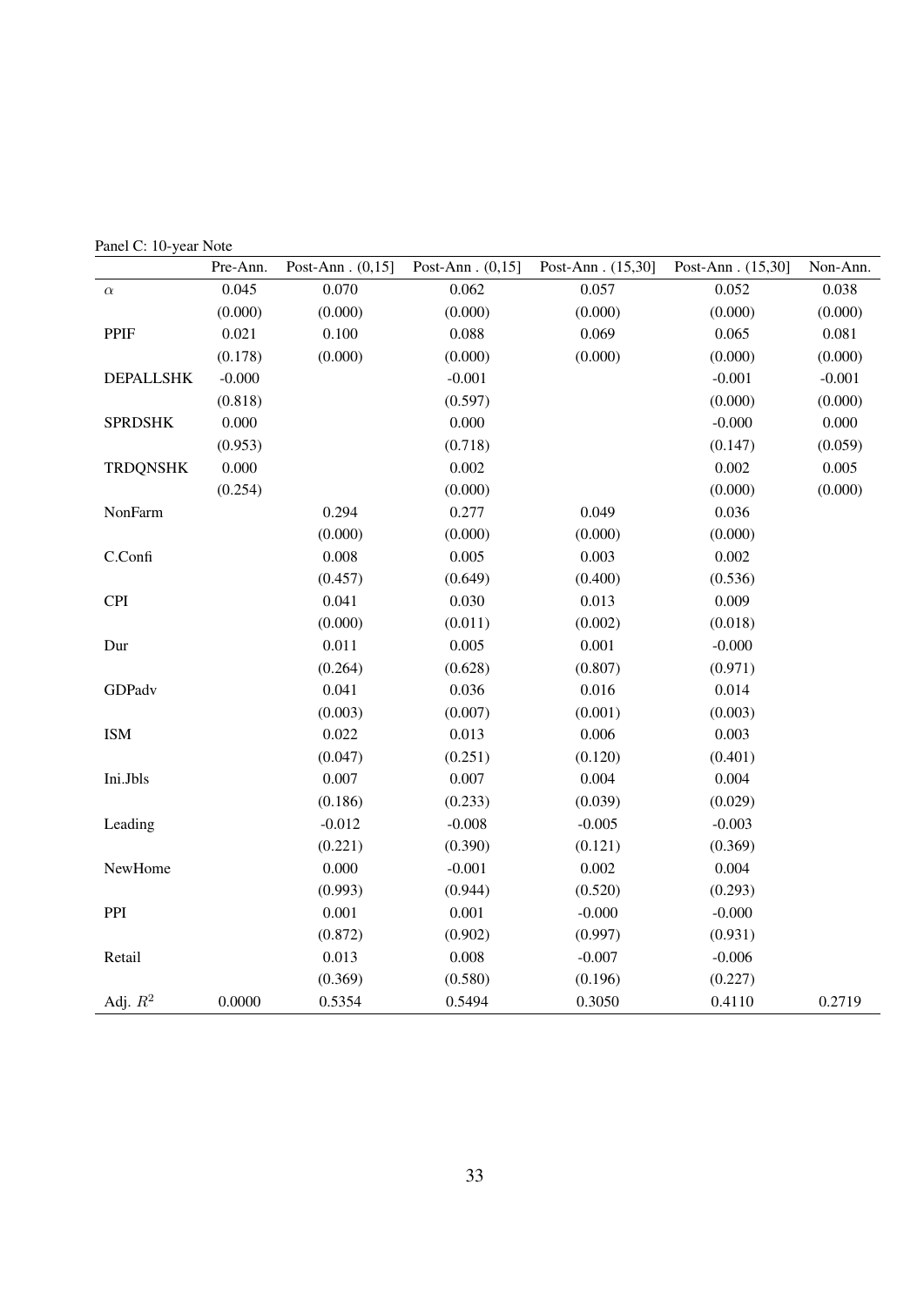Panel C: 10-year Note

| | Pre-Ann. | Post-Ann . (0,15] | Post-Ann . (0,15] | Post-Ann . (15,30] | Post-Ann . (15,30] | Non-Ann. |
|---|---|---|---|---|---|---|
| $\alpha$ | 0.045 | 0.070 | 0.062 | 0.057 | 0.052 | 0.038 |
| | (0.000) | (0.000) | (0.000) | (0.000) | (0.000) | (0.000) |
| PPIF | 0.021 | 0.100 | 0.088 | 0.069 | 0.065 | 0.081 |
| | (0.178) | (0.000) | (0.000) | (0.000) | (0.000) | (0.000) |
| DEPALLSHK | -0.000 | | -0.001 | | -0.001 | -0.001 |
| | (0.818) | | (0.597) | | (0.000) | (0.000) |
| SPRDSHK | 0.000 | | 0.000 | | -0.000 | 0.000 |
| | (0.953) | | (0.718) | | (0.147) | (0.059) |
| TRDQNSHK | 0.000 | | 0.002 | | 0.002 | 0.005 |
| | (0.254) | | (0.000) | | (0.000) | (0.000) |
| NonFarm | | 0.294 | 0.277 | 0.049 | 0.036 | |
| | | (0.000) | (0.000) | (0.000) | (0.000) | |
| C.Confi | | 0.008 | 0.005 | 0.003 | 0.002 | |
| | | (0.457) | (0.649) | (0.400) | (0.536) | |
| CPI | | 0.041 | 0.030 | 0.013 | 0.009 | |
| | | (0.000) | (0.011) | (0.002) | (0.018) | |
| Dur | | 0.011 | 0.005 | 0.001 | -0.000 | |
| | | (0.264) | (0.628) | (0.807) | (0.971) | |
| GDPadv | | 0.041 | 0.036 | 0.016 | 0.014 | |
| | | (0.003) | (0.007) | (0.001) | (0.003) | |
| ISM | | 0.022 | 0.013 | 0.006 | 0.003 | |
| | | (0.047) | (0.251) | (0.120) | (0.401) | |
| Ini.Jbls | | 0.007 | 0.007 | 0.004 | 0.004 | |
| | | (0.186) | (0.233) | (0.039) | (0.029) | |
| Leading | | -0.012 | -0.008 | -0.005 | -0.003 | |
| | | (0.221) | (0.390) | (0.121) | (0.369) | |
| NewHome | | 0.000 | -0.001 | 0.002 | 0.004 | |
| | | (0.993) | (0.944) | (0.520) | (0.293) | |
| PPI | | 0.001 | 0.001 | -0.000 | -0.000 | |
| | | (0.872) | (0.902) | (0.997) | (0.931) | |
| Retail | | 0.013 | 0.008 | -0.007 | -0.006 | |
| | | (0.369) | (0.580) | (0.196) | (0.227) | |
| Adj. $R^2$ | 0.0000 | 0.5354 | 0.5494 | 0.3050 | 0.4110 | 0.2719 |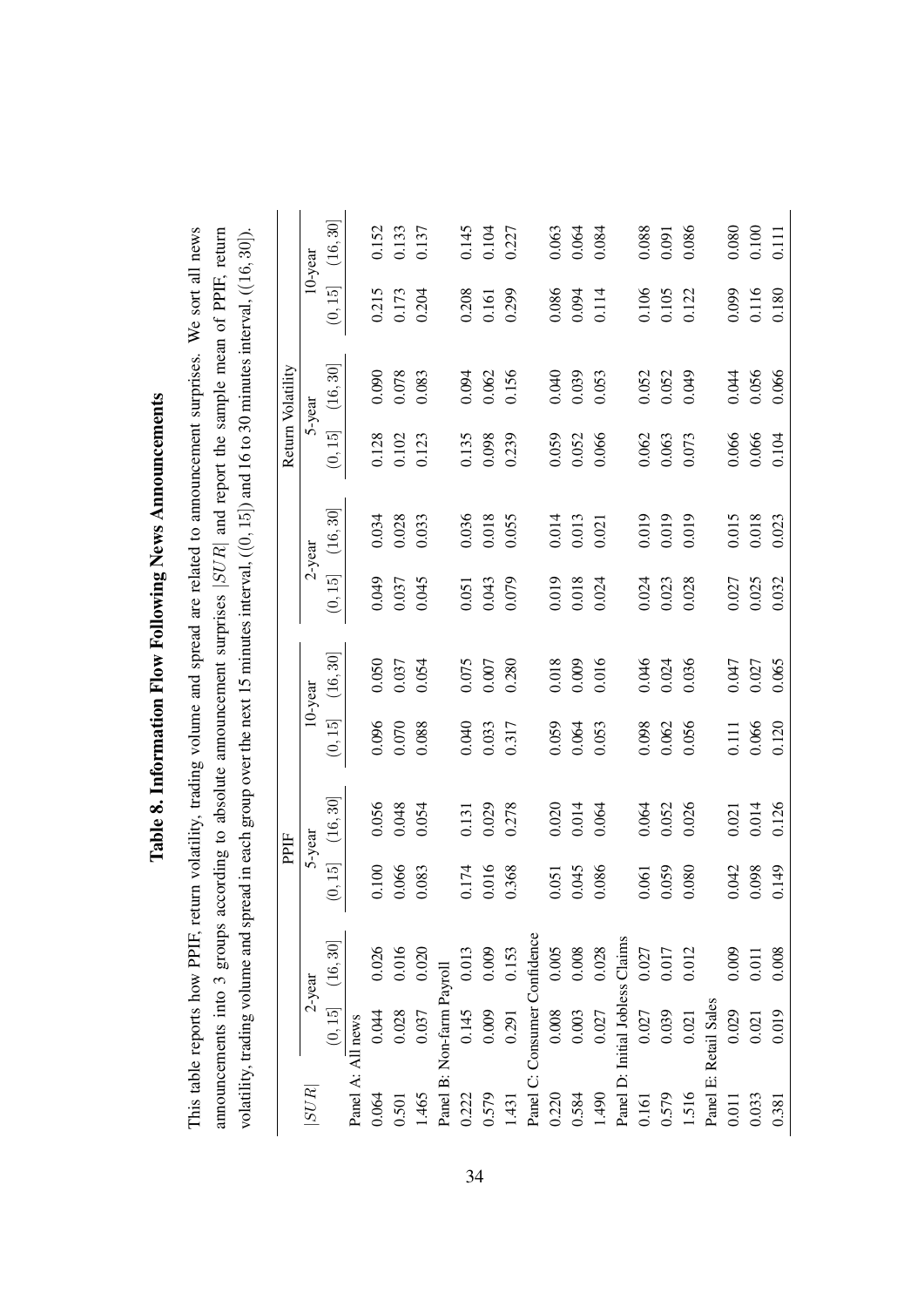# Table 8. Information Flow Following News Announcements

This table reports how PPIF, return volatility, trading volume and spread are related to announcement surprises. We sort all news announcements into 3 groups according to absolute announcement surprises $|SUR|$ and report the sample mean of PPIF, return volatility, trading volume and spread in each group over the next 15 minutes interval, ($(0, 15]$) and 16 to 30 minutes interval, ($(16, 30]$).

| $\|SUR\|$ | PPIF | | | | | | Return Volatility | | | | | |
|---|---|---|---|---|---|---|---|---|---|---|---|---|
| | 2-year | | 5-year | | 10-year | | 2-year | | 5-year | | 10-year | |
| | $(0, 15]$ | $(16, 30]$ | $(0, 15]$ | $(16, 30]$ | $(0, 15]$ | $(16, 30]$ | $(0, 15]$ | $(16, 30]$ | $(0, 15]$ | $(16, 30]$ | $(0, 15]$ | $(16, 30]$ |
| Panel A: All news | | | | | | | | | | | | |
| 0.064 | 0.044 | 0.026 | 0.100 | 0.056 | 0.096 | 0.050 | 0.049 | 0.034 | 0.128 | 0.090 | 0.215 | 0.152 |
| 0.501 | 0.028 | 0.016 | 0.066 | 0.048 | 0.070 | 0.037 | 0.037 | 0.028 | 0.102 | 0.078 | 0.173 | 0.133 |
| 1.465 | 0.037 | 0.020 | 0.083 | 0.054 | 0.088 | 0.054 | 0.045 | 0.033 | 0.123 | 0.083 | 0.204 | 0.137 |
| Panel B: Non-farm Payroll | | | | | | | | | | | | |
| 0.222 | 0.145 | 0.013 | 0.174 | 0.131 | 0.040 | 0.075 | 0.051 | 0.036 | 0.135 | 0.094 | 0.208 | 0.145 |
| 0.579 | 0.009 | 0.009 | 0.016 | 0.029 | 0.033 | 0.007 | 0.043 | 0.018 | 0.098 | 0.062 | 0.161 | 0.104 |
| 1.431 | 0.291 | 0.153 | 0.368 | 0.278 | 0.317 | 0.280 | 0.079 | 0.055 | 0.239 | 0.156 | 0.299 | 0.227 |
| Panel C: Consumer Confidence | | | | | | | | | | | | |
| 0.220 | 0.008 | 0.005 | 0.051 | 0.020 | 0.059 | 0.018 | 0.019 | 0.014 | 0.059 | 0.040 | 0.086 | 0.063 |
| 0.584 | 0.003 | 0.008 | 0.045 | 0.014 | 0.064 | 0.009 | 0.018 | 0.013 | 0.052 | 0.039 | 0.094 | 0.064 |
| 1.490 | 0.027 | 0.028 | 0.086 | 0.064 | 0.053 | 0.016 | 0.024 | 0.021 | 0.066 | 0.053 | 0.114 | 0.084 |
| Panel D: Initial Jobless Claims | | | | | | | | | | | | |
| 0.161 | 0.027 | 0.027 | 0.061 | 0.064 | 0.098 | 0.046 | 0.024 | 0.019 | 0.062 | 0.052 | 0.106 | 0.088 |
| 0.579 | 0.039 | 0.017 | 0.059 | 0.052 | 0.062 | 0.024 | 0.023 | 0.019 | 0.063 | 0.052 | 0.105 | 0.091 |
| 1.516 | 0.021 | 0.012 | 0.080 | 0.026 | 0.056 | 0.036 | 0.028 | 0.019 | 0.073 | 0.049 | 0.122 | 0.086 |
| Panel E: Retail Sales | | | | | | | | | | | | |
| 0.011 | 0.029 | 0.009 | 0.042 | 0.021 | 0.111 | 0.047 | 0.027 | 0.015 | 0.066 | 0.044 | 0.099 | 0.080 |
| 0.033 | 0.021 | 0.011 | 0.098 | 0.014 | 0.066 | 0.027 | 0.025 | 0.018 | 0.066 | 0.056 | 0.116 | 0.100 |
| 0.381 | 0.019 | 0.008 | 0.149 | 0.126 | 0.120 | 0.065 | 0.032 | 0.023 | 0.104 | 0.066 | 0.180 | 0.111 |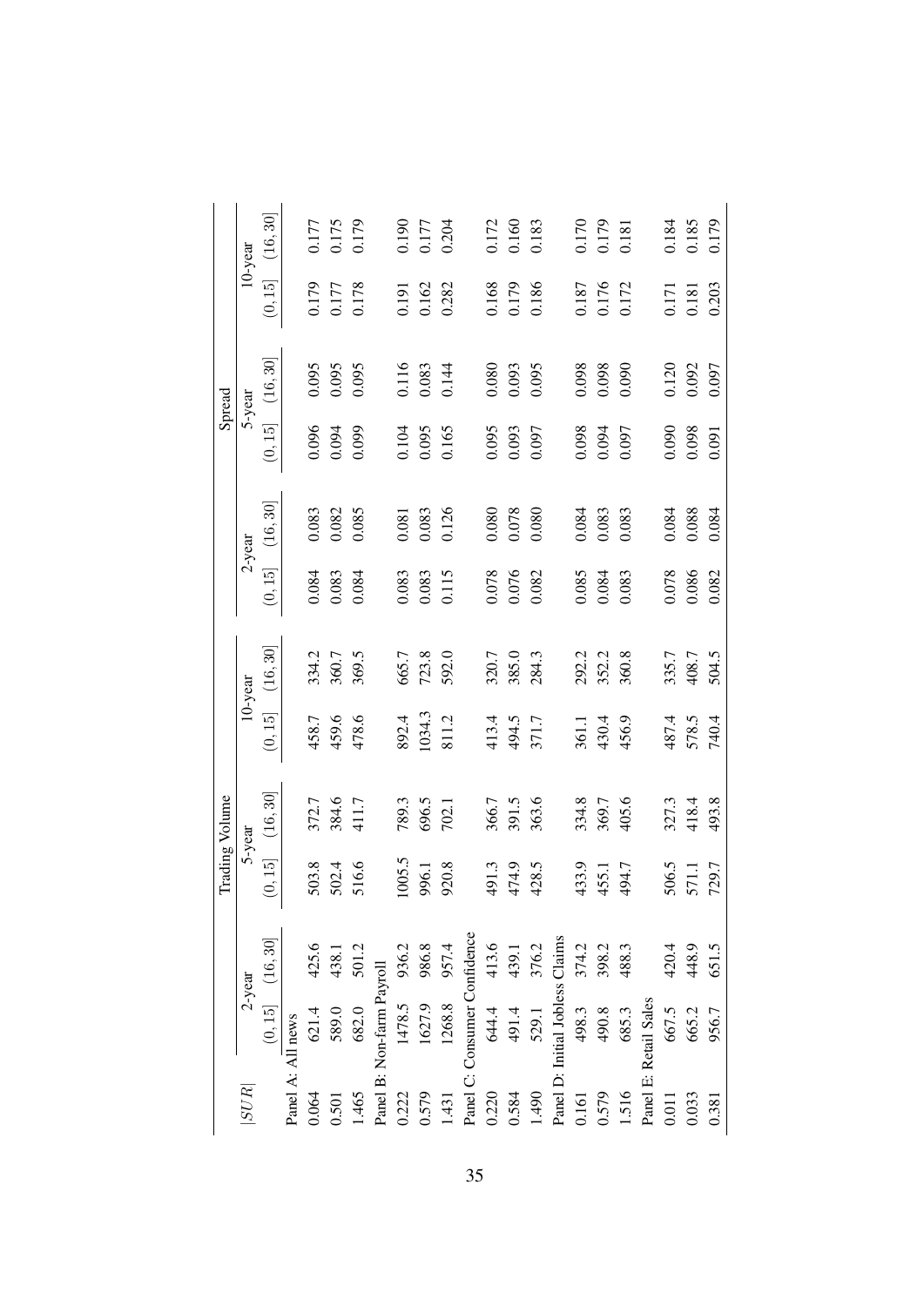| $\|SUR\|$ | Trading Volume | | | | | | Spread | | | | | |
|---|---|---|---|---|---|---|---|---|---|---|---|---|
| | 2-year | | 5-year | | 10-year | | 2-year | | 5-year | | 10-year | |
| | $(0,15]$ | $(16,30]$ | $(0,15]$ | $(16,30]$ | $(0,15]$ | $(16,30]$ | $(0,15]$ | $(16,30]$ | $(0,15]$ | $(16,30]$ | $(0,15]$ | $(16,30]$ |
| Panel A: All news | | | | | | | | | | | | |
| 0.064 | 621.4 | 425.6 | 503.8 | 372.7 | 458.7 | 334.2 | 0.084 | 0.083 | 0.096 | 0.095 | 0.179 | 0.177 |
| 0.501 | 589.0 | 438.1 | 502.4 | 384.6 | 459.6 | 360.7 | 0.083 | 0.082 | 0.094 | 0.095 | 0.177 | 0.175 |
| 1.465 | 682.0 | 501.2 | 516.6 | 411.7 | 478.6 | 369.5 | 0.084 | 0.085 | 0.099 | 0.095 | 0.178 | 0.179 |
| Panel B: Non-farm Payroll | | | | | | | | | | | | |
| 0.222 | 1478.5 | 936.2 | 1005.5 | 789.3 | 892.4 | 665.7 | 0.083 | 0.081 | 0.104 | 0.116 | 0.191 | 0.190 |
| 0.579 | 1627.9 | 986.8 | 996.1 | 696.5 | 1034.3 | 723.8 | 0.083 | 0.083 | 0.095 | 0.083 | 0.162 | 0.177 |
| 1.431 | 1268.8 | 957.4 | 920.8 | 702.1 | 811.2 | 592.0 | 0.115 | 0.126 | 0.165 | 0.144 | 0.282 | 0.204 |
| Panel C: Consumer Confidence | | | | | | | | | | | | |
| 0.220 | 644.4 | 413.6 | 491.3 | 366.7 | 413.4 | 320.7 | 0.078 | 0.080 | 0.095 | 0.080 | 0.168 | 0.172 |
| 0.584 | 491.4 | 439.1 | 474.9 | 391.5 | 494.5 | 385.0 | 0.076 | 0.078 | 0.093 | 0.093 | 0.179 | 0.160 |
| 1.490 | 529.1 | 376.2 | 428.5 | 363.6 | 371.7 | 284.3 | 0.082 | 0.080 | 0.097 | 0.095 | 0.186 | 0.183 |
| Panel D: Initial Jobless Claims | | | | | | | | | | | | |
| 0.161 | 498.3 | 374.2 | 433.9 | 334.8 | 361.1 | 292.2 | 0.085 | 0.084 | 0.098 | 0.098 | 0.187 | 0.170 |
| 0.579 | 490.8 | 398.2 | 455.1 | 369.7 | 430.4 | 352.2 | 0.084 | 0.083 | 0.094 | 0.098 | 0.176 | 0.179 |
| 1.516 | 685.3 | 488.3 | 494.7 | 405.6 | 456.9 | 360.8 | 0.083 | 0.083 | 0.097 | 0.090 | 0.172 | 0.181 |
| Panel E: Retail Sales | | | | | | | | | | | | |
| 0.011 | 667.5 | 420.4 | 506.5 | 327.3 | 487.4 | 335.7 | 0.078 | 0.084 | 0.090 | 0.120 | 0.171 | 0.184 |
| 0.033 | 665.2 | 448.9 | 571.1 | 418.4 | 578.5 | 408.7 | 0.086 | 0.088 | 0.098 | 0.092 | 0.181 | 0.185 |
| 0.381 | 956.7 | 651.5 | 729.7 | 493.8 | 740.4 | 504.5 | 0.082 | 0.084 | 0.091 | 0.097 | 0.203 | 0.179 |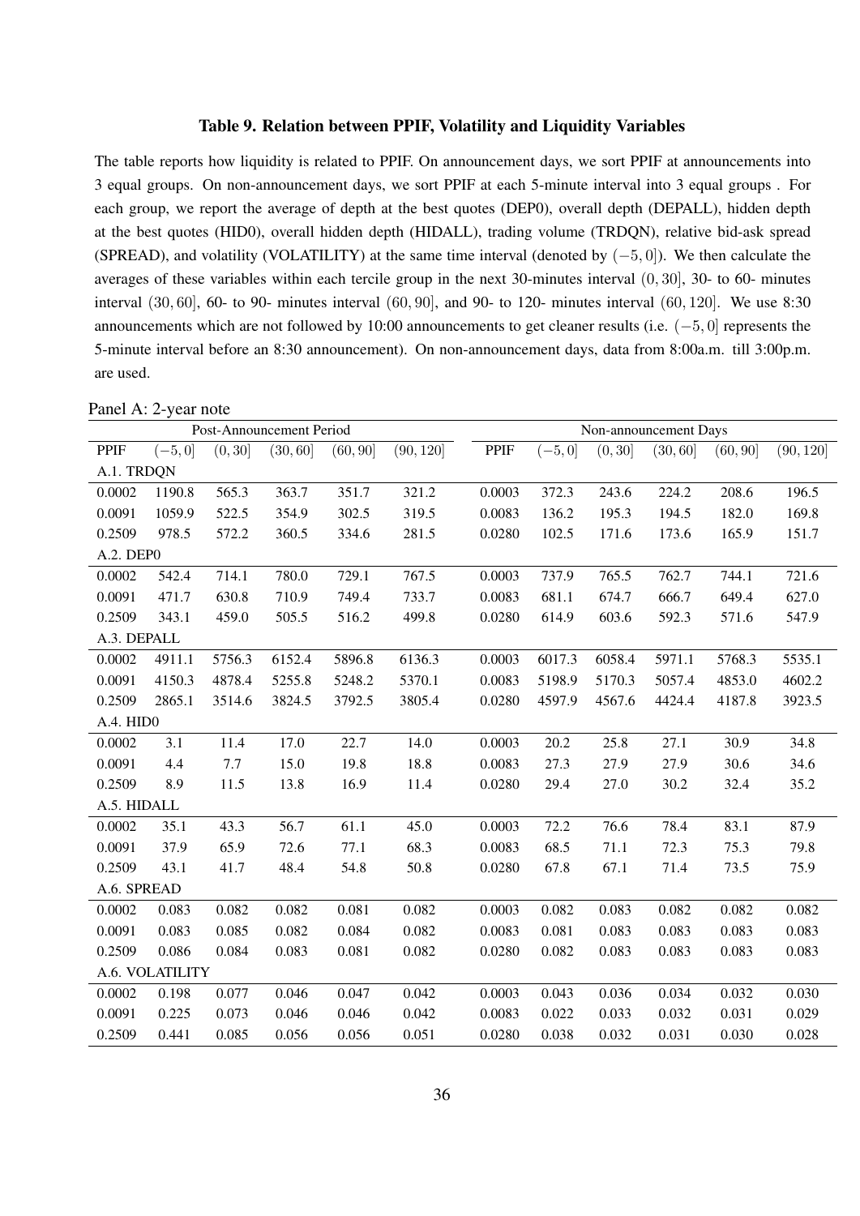### Table 9. Relation between PPIF, Volatility and Liquidity Variables

The table reports how liquidity is related to PPIF. On announcement days, we sort PPIF at announcements into 3 equal groups. On non-announcement days, we sort PPIF at each 5-minute interval into 3 equal groups . For each group, we report the average of depth at the best quotes (DEP0), overall depth (DEPALL), hidden depth at the best quotes (HID0), overall hidden depth (HIDALL), trading volume (TRDQN), relative bid-ask spread (SPREAD), and volatility (VOLATILITY) at the same time interval (denoted by $(-5, 0]$). We then calculate the averages of these variables within each tercile group in the next 30-minutes interval $(0, 30]$, 30- to 60- minutes interval $(30, 60]$, 60- to 90- minutes interval $(60, 90]$, and 90- to 120- minutes interval $(60, 120]$. We use 8:30 announcements which are not followed by 10:00 announcements to get cleaner results (i.e. $(-5, 0]$ represents the 5-minute interval before an 8:30 announcement). On non-announcement days, data from 8:00a.m. till 3:00p.m. are used.

Panel A: 2-year note

| Post-Announcement Period | | | | | | Non-announcement Days | | | | | |
|---|---|---|---|---|---|---|---|---|---|---|---|
| PPIF | $(-5, 0]$ | $(0, 30]$ | $(30, 60]$ | $(60, 90]$ | $(90, 120]$ | PPIF | $(-5, 0]$ | $(0, 30]$ | $(30, 60]$ | $(60, 90]$ | $(90, 120]$ |
| A.1. TRDQN | | | | | | | | | | | |
| 0.0002 | 1190.8 | 565.3 | 363.7 | 351.7 | 321.2 | 0.0003 | 372.3 | 243.6 | 224.2 | 208.6 | 196.5 |
| 0.0091 | 1059.9 | 522.5 | 354.9 | 302.5 | 319.5 | 0.0083 | 136.2 | 195.3 | 194.5 | 182.0 | 169.8 |
| 0.2509 | 978.5 | 572.2 | 360.5 | 334.6 | 281.5 | 0.0280 | 102.5 | 171.6 | 173.6 | 165.9 | 151.7 |
| A.2. DEP0 | | | | | | | | | | | |
| 0.0002 | 542.4 | 714.1 | 780.0 | 729.1 | 767.5 | 0.0003 | 737.9 | 765.5 | 762.7 | 744.1 | 721.6 |
| 0.0091 | 471.7 | 630.8 | 710.9 | 749.4 | 733.7 | 0.0083 | 681.1 | 674.7 | 666.7 | 649.4 | 627.0 |
| 0.2509 | 343.1 | 459.0 | 505.5 | 516.2 | 499.8 | 0.0280 | 614.9 | 603.6 | 592.3 | 571.6 | 547.9 |
| A.3. DEPALL | | | | | | | | | | | |
| 0.0002 | 4911.1 | 5756.3 | 6152.4 | 5896.8 | 6136.3 | 0.0003 | 6017.3 | 6058.4 | 5971.1 | 5768.3 | 5535.1 |
| 0.0091 | 4150.3 | 4878.4 | 5255.8 | 5248.2 | 5370.1 | 0.0083 | 5198.9 | 5170.3 | 5057.4 | 4853.0 | 4602.2 |
| 0.2509 | 2865.1 | 3514.6 | 3824.5 | 3792.5 | 3805.4 | 0.0280 | 4597.9 | 4567.6 | 4424.4 | 4187.8 | 3923.5 |
| A.4. HID0 | | | | | | | | | | | |
| 0.0002 | 3.1 | 11.4 | 17.0 | 22.7 | 14.0 | 0.0003 | 20.2 | 25.8 | 27.1 | 30.9 | 34.8 |
| 0.0091 | 4.4 | 7.7 | 15.0 | 19.8 | 18.8 | 0.0083 | 27.3 | 27.9 | 27.9 | 30.6 | 34.6 |
| 0.2509 | 8.9 | 11.5 | 13.8 | 16.9 | 11.4 | 0.0280 | 29.4 | 27.0 | 30.2 | 32.4 | 35.2 |
| A.5. HIDALL | | | | | | | | | | | |
| 0.0002 | 35.1 | 43.3 | 56.7 | 61.1 | 45.0 | 0.0003 | 72.2 | 76.6 | 78.4 | 83.1 | 87.9 |
| 0.0091 | 37.9 | 65.9 | 72.6 | 77.1 | 68.3 | 0.0083 | 68.5 | 71.1 | 72.3 | 75.3 | 79.8 |
| 0.2509 | 43.1 | 41.7 | 48.4 | 54.8 | 50.8 | 0.0280 | 67.8 | 67.1 | 71.4 | 73.5 | 75.9 |
| A.6. SPREAD | | | | | | | | | | | |
| 0.0002 | 0.083 | 0.082 | 0.082 | 0.081 | 0.082 | 0.0003 | 0.082 | 0.083 | 0.082 | 0.082 | 0.082 |
| 0.0091 | 0.083 | 0.085 | 0.082 | 0.084 | 0.082 | 0.0083 | 0.081 | 0.083 | 0.083 | 0.083 | 0.083 |
| 0.2509 | 0.086 | 0.084 | 0.083 | 0.081 | 0.082 | 0.0280 | 0.082 | 0.083 | 0.083 | 0.083 | 0.083 |
| A.6. VOLATILITY | | | | | | | | | | | |
| 0.0002 | 0.198 | 0.077 | 0.046 | 0.047 | 0.042 | 0.0003 | 0.043 | 0.036 | 0.034 | 0.032 | 0.030 |
| 0.0091 | 0.225 | 0.073 | 0.046 | 0.046 | 0.042 | 0.0083 | 0.022 | 0.033 | 0.032 | 0.031 | 0.029 |
| 0.2509 | 0.441 | 0.085 | 0.056 | 0.056 | 0.051 | 0.0280 | 0.038 | 0.032 | 0.031 | 0.030 | 0.028 |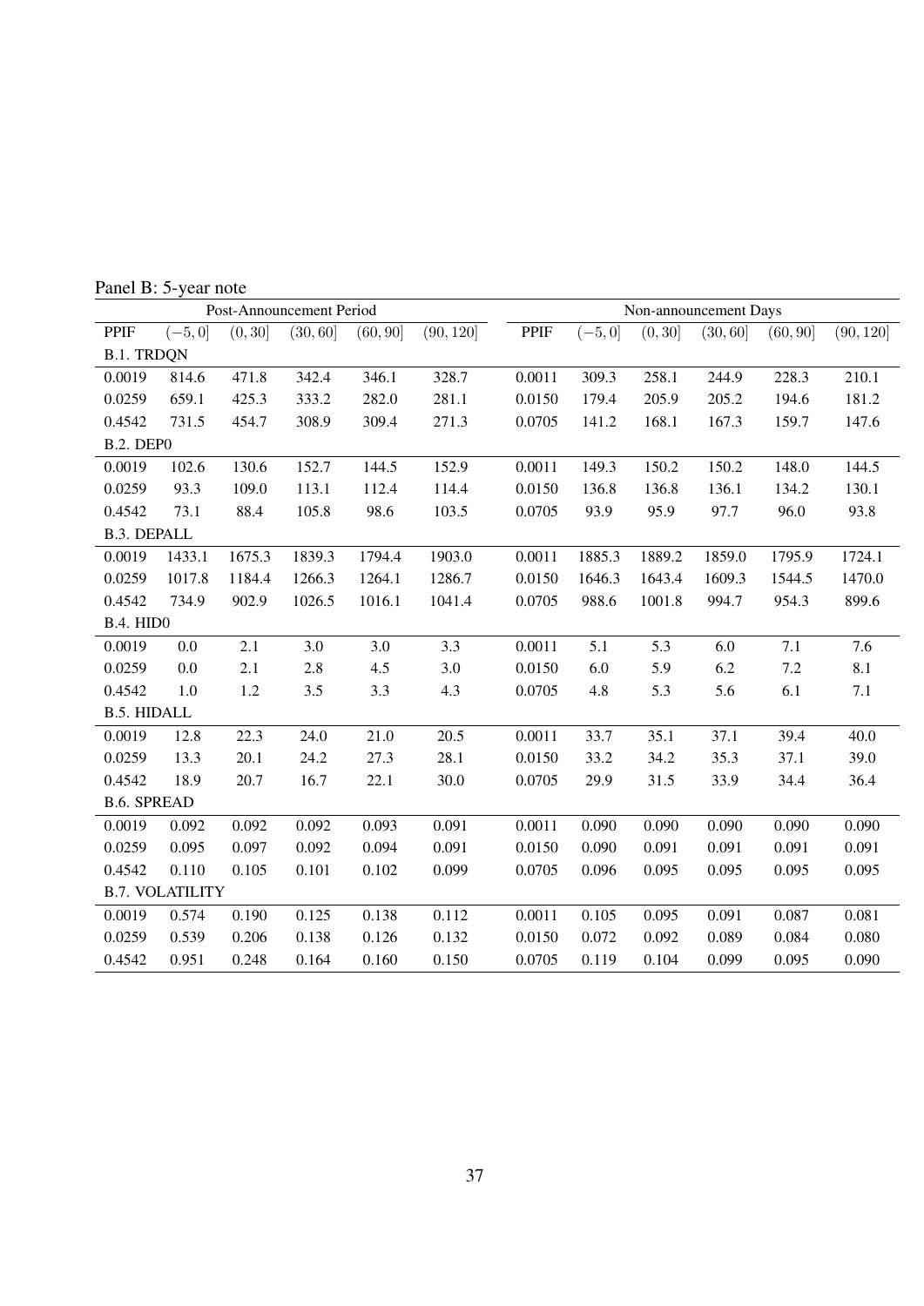Panel B: 5-year note

| Post-Announcement Period | | | | | | Non-announcement Days | | | | | |
|---|---|---|---|---|---|---|---|---|---|---|---|
| PPIF | $(-5, 0]$ | $(0, 30]$ | $(30, 60]$ | $(60, 90]$ | $(90, 120]$ | PPIF | $(-5, 0]$ | $(0, 30]$ | $(30, 60]$ | $(60, 90]$ | $(90, 120]$ |
| B.1. TRDQN | | | | | | | | | | | |
| 0.0019 | 814.6 | 471.8 | 342.4 | 346.1 | 328.7 | 0.0011 | 309.3 | 258.1 | 244.9 | 228.3 | 210.1 |
| 0.0259 | 659.1 | 425.3 | 333.2 | 282.0 | 281.1 | 0.0150 | 179.4 | 205.9 | 205.2 | 194.6 | 181.2 |
| 0.4542 | 731.5 | 454.7 | 308.9 | 309.4 | 271.3 | 0.0705 | 141.2 | 168.1 | 167.3 | 159.7 | 147.6 |
| B.2. DEP0 | | | | | | | | | | | |
| 0.0019 | 102.6 | 130.6 | 152.7 | 144.5 | 152.9 | 0.0011 | 149.3 | 150.2 | 150.2 | 148.0 | 144.5 |
| 0.0259 | 93.3 | 109.0 | 113.1 | 112.4 | 114.4 | 0.0150 | 136.8 | 136.8 | 136.1 | 134.2 | 130.1 |
| 0.4542 | 73.1 | 88.4 | 105.8 | 98.6 | 103.5 | 0.0705 | 93.9 | 95.9 | 97.7 | 96.0 | 93.8 |
| B.3. DEPALL | | | | | | | | | | | |
| 0.0019 | 1433.1 | 1675.3 | 1839.3 | 1794.4 | 1903.0 | 0.0011 | 1885.3 | 1889.2 | 1859.0 | 1795.9 | 1724.1 |
| 0.0259 | 1017.8 | 1184.4 | 1266.3 | 1264.1 | 1286.7 | 0.0150 | 1646.3 | 1643.4 | 1609.3 | 1544.5 | 1470.0 |
| 0.4542 | 734.9 | 902.9 | 1026.5 | 1016.1 | 1041.4 | 0.0705 | 988.6 | 1001.8 | 994.7 | 954.3 | 899.6 |
| B.4. HID0 | | | | | | | | | | | |
| 0.0019 | 0.0 | 2.1 | 3.0 | 3.0 | 3.3 | 0.0011 | 5.1 | 5.3 | 6.0 | 7.1 | 7.6 |
| 0.0259 | 0.0 | 2.1 | 2.8 | 4.5 | 3.0 | 0.0150 | 6.0 | 5.9 | 6.2 | 7.2 | 8.1 |
| 0.4542 | 1.0 | 1.2 | 3.5 | 3.3 | 4.3 | 0.0705 | 4.8 | 5.3 | 5.6 | 6.1 | 7.1 |
| B.5. HIDALL | | | | | | | | | | | |
| 0.0019 | 12.8 | 22.3 | 24.0 | 21.0 | 20.5 | 0.0011 | 33.7 | 35.1 | 37.1 | 39.4 | 40.0 |
| 0.0259 | 13.3 | 20.1 | 24.2 | 27.3 | 28.1 | 0.0150 | 33.2 | 34.2 | 35.3 | 37.1 | 39.0 |
| 0.4542 | 18.9 | 20.7 | 16.7 | 22.1 | 30.0 | 0.0705 | 29.9 | 31.5 | 33.9 | 34.4 | 36.4 |
| B.6. SPREAD | | | | | | | | | | | |
| 0.0019 | 0.092 | 0.092 | 0.092 | 0.093 | 0.091 | 0.0011 | 0.090 | 0.090 | 0.090 | 0.090 | 0.090 |
| 0.0259 | 0.095 | 0.097 | 0.092 | 0.094 | 0.091 | 0.0150 | 0.090 | 0.091 | 0.091 | 0.091 | 0.091 |
| 0.4542 | 0.110 | 0.105 | 0.101 | 0.102 | 0.099 | 0.0705 | 0.096 | 0.095 | 0.095 | 0.095 | 0.095 |
| B.7. VOLATILITY | | | | | | | | | | | |
| 0.0019 | 0.574 | 0.190 | 0.125 | 0.138 | 0.112 | 0.0011 | 0.105 | 0.095 | 0.091 | 0.087 | 0.081 |
| 0.0259 | 0.539 | 0.206 | 0.138 | 0.126 | 0.132 | 0.0150 | 0.072 | 0.092 | 0.089 | 0.084 | 0.080 |
| 0.4542 | 0.951 | 0.248 | 0.164 | 0.160 | 0.150 | 0.0705 | 0.119 | 0.104 | 0.099 | 0.095 | 0.090 |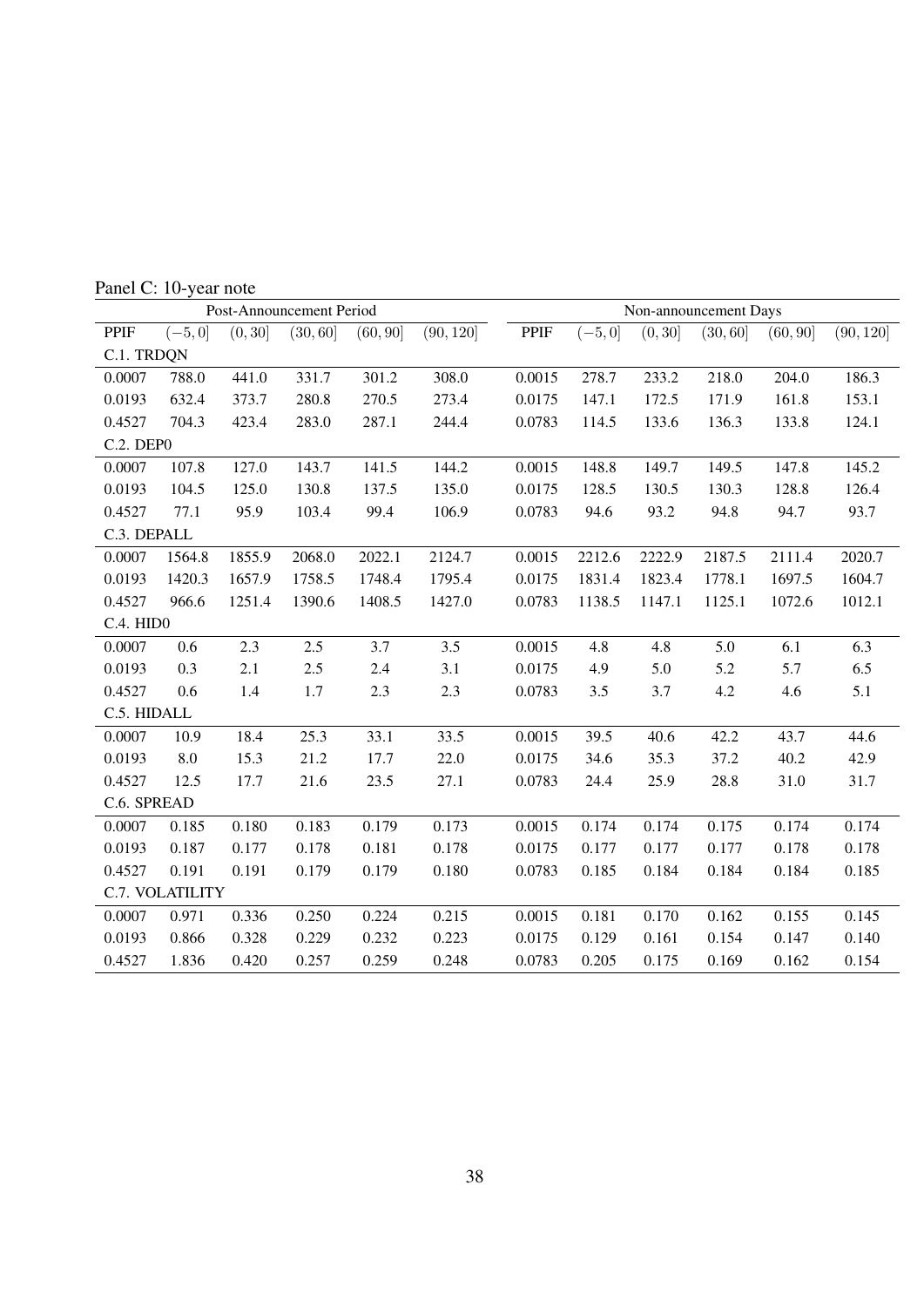Panel C: 10-year note

| Post-Announcement Period | | | | | | Non-announcement Days | | | | | |
|---|---|---|---|---|---|---|---|---|---|---|---|
| PPIF | $(-5, 0]$ | $(0, 30]$ | $(30, 60]$ | $(60, 90]$ | $(90, 120]$ | PPIF | $(-5, 0]$ | $(0, 30]$ | $(30, 60]$ | $(60, 90]$ | $(90, 120]$ |
| C.1. TRDQN | | | | | | | | | | | |
| 0.0007 | 788.0 | 441.0 | 331.7 | 301.2 | 308.0 | 0.0015 | 278.7 | 233.2 | 218.0 | 204.0 | 186.3 |
| 0.0193 | 632.4 | 373.7 | 280.8 | 270.5 | 273.4 | 0.0175 | 147.1 | 172.5 | 171.9 | 161.8 | 153.1 |
| 0.4527 | 704.3 | 423.4 | 283.0 | 287.1 | 244.4 | 0.0783 | 114.5 | 133.6 | 136.3 | 133.8 | 124.1 |
| C.2. DEP0 | | | | | | | | | | | |
| 0.0007 | 107.8 | 127.0 | 143.7 | 141.5 | 144.2 | 0.0015 | 148.8 | 149.7 | 149.5 | 147.8 | 145.2 |
| 0.0193 | 104.5 | 125.0 | 130.8 | 137.5 | 135.0 | 0.0175 | 128.5 | 130.5 | 130.3 | 128.8 | 126.4 |
| 0.4527 | 77.1 | 95.9 | 103.4 | 99.4 | 106.9 | 0.0783 | 94.6 | 93.2 | 94.8 | 94.7 | 93.7 |
| C.3. DEPALL | | | | | | | | | | | |
| 0.0007 | 1564.8 | 1855.9 | 2068.0 | 2022.1 | 2124.7 | 0.0015 | 2212.6 | 2222.9 | 2187.5 | 2111.4 | 2020.7 |
| 0.0193 | 1420.3 | 1657.9 | 1758.5 | 1748.4 | 1795.4 | 0.0175 | 1831.4 | 1823.4 | 1778.1 | 1697.5 | 1604.7 |
| 0.4527 | 966.6 | 1251.4 | 1390.6 | 1408.5 | 1427.0 | 0.0783 | 1138.5 | 1147.1 | 1125.1 | 1072.6 | 1012.1 |
| C.4. HID0 | | | | | | | | | | | |
| 0.0007 | 0.6 | 2.3 | 2.5 | 3.7 | 3.5 | 0.0015 | 4.8 | 4.8 | 5.0 | 6.1 | 6.3 |
| 0.0193 | 0.3 | 2.1 | 2.5 | 2.4 | 3.1 | 0.0175 | 4.9 | 5.0 | 5.2 | 5.7 | 6.5 |
| 0.4527 | 0.6 | 1.4 | 1.7 | 2.3 | 2.3 | 0.0783 | 3.5 | 3.7 | 4.2 | 4.6 | 5.1 |
| C.5. HIDALL | | | | | | | | | | | |
| 0.0007 | 10.9 | 18.4 | 25.3 | 33.1 | 33.5 | 0.0015 | 39.5 | 40.6 | 42.2 | 43.7 | 44.6 |
| 0.0193 | 8.0 | 15.3 | 21.2 | 17.7 | 22.0 | 0.0175 | 34.6 | 35.3 | 37.2 | 40.2 | 42.9 |
| 0.4527 | 12.5 | 17.7 | 21.6 | 23.5 | 27.1 | 0.0783 | 24.4 | 25.9 | 28.8 | 31.0 | 31.7 |
| C.6. SPREAD | | | | | | | | | | | |
| 0.0007 | 0.185 | 0.180 | 0.183 | 0.179 | 0.173 | 0.0015 | 0.174 | 0.174 | 0.175 | 0.174 | 0.174 |
| 0.0193 | 0.187 | 0.177 | 0.178 | 0.181 | 0.178 | 0.0175 | 0.177 | 0.177 | 0.177 | 0.178 | 0.178 |
| 0.4527 | 0.191 | 0.191 | 0.179 | 0.179 | 0.180 | 0.0783 | 0.185 | 0.184 | 0.184 | 0.184 | 0.185 |
| C.7. VOLATILITY | | | | | | | | | | | |
| 0.0007 | 0.971 | 0.336 | 0.250 | 0.224 | 0.215 | 0.0015 | 0.181 | 0.170 | 0.162 | 0.155 | 0.145 |
| 0.0193 | 0.866 | 0.328 | 0.229 | 0.232 | 0.223 | 0.0175 | 0.129 | 0.161 | 0.154 | 0.147 | 0.140 |
| 0.4527 | 1.836 | 0.420 | 0.257 | 0.259 | 0.248 | 0.0783 | 0.205 | 0.175 | 0.169 | 0.162 | 0.154 |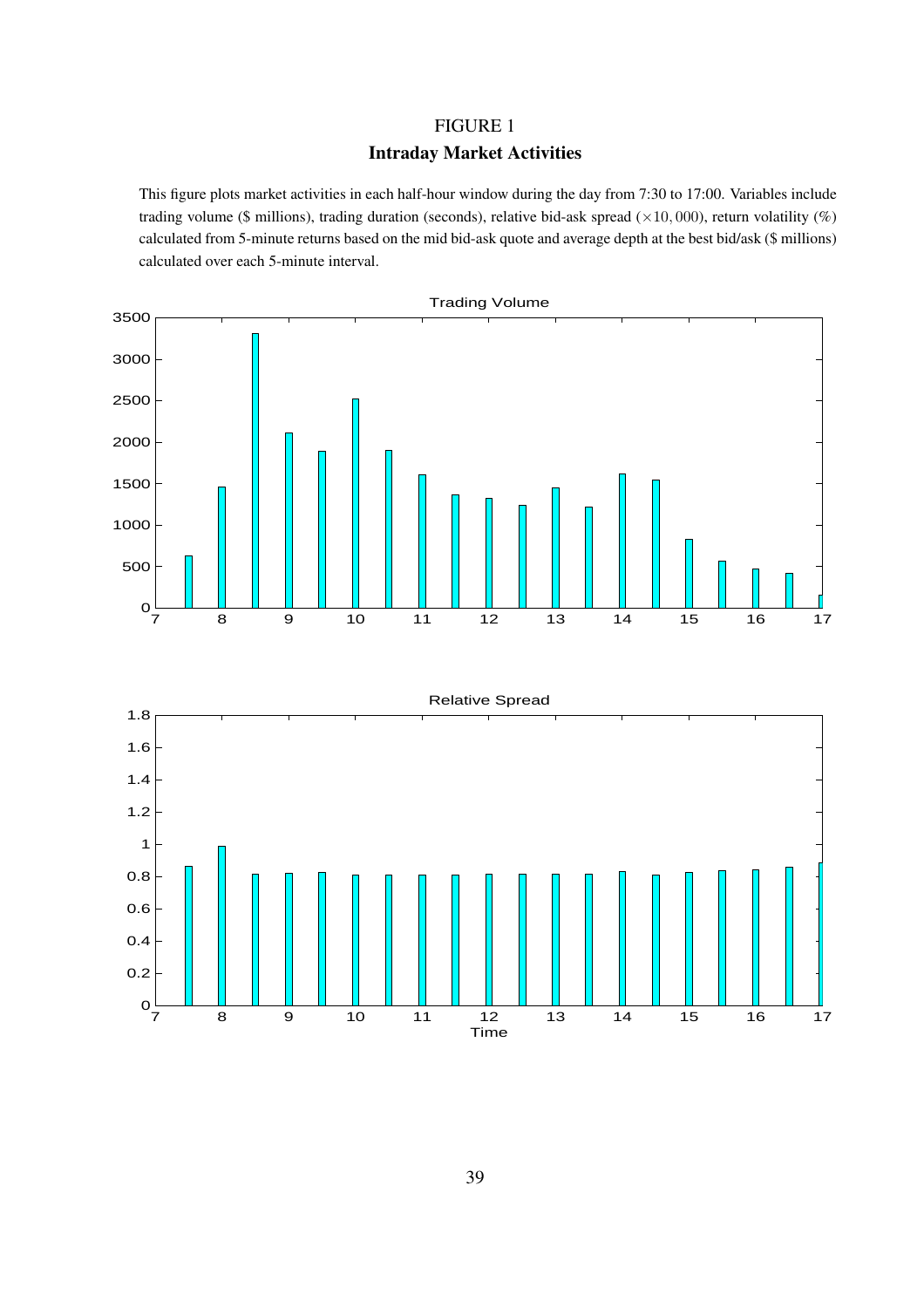FIGURE 1

**Intraday Market Activities**

This figure plots market activities in each half-hour window during the day from 7:30 to 17:00. Variables include trading volume ($ millions), trading duration (seconds), relative bid-ask spread ($\times 10,000$), return volatility (%) calculated from 5-minute returns based on the mid bid-ask quote and average depth at the best bid/ask ($ millions) calculated over each 5-minute interval.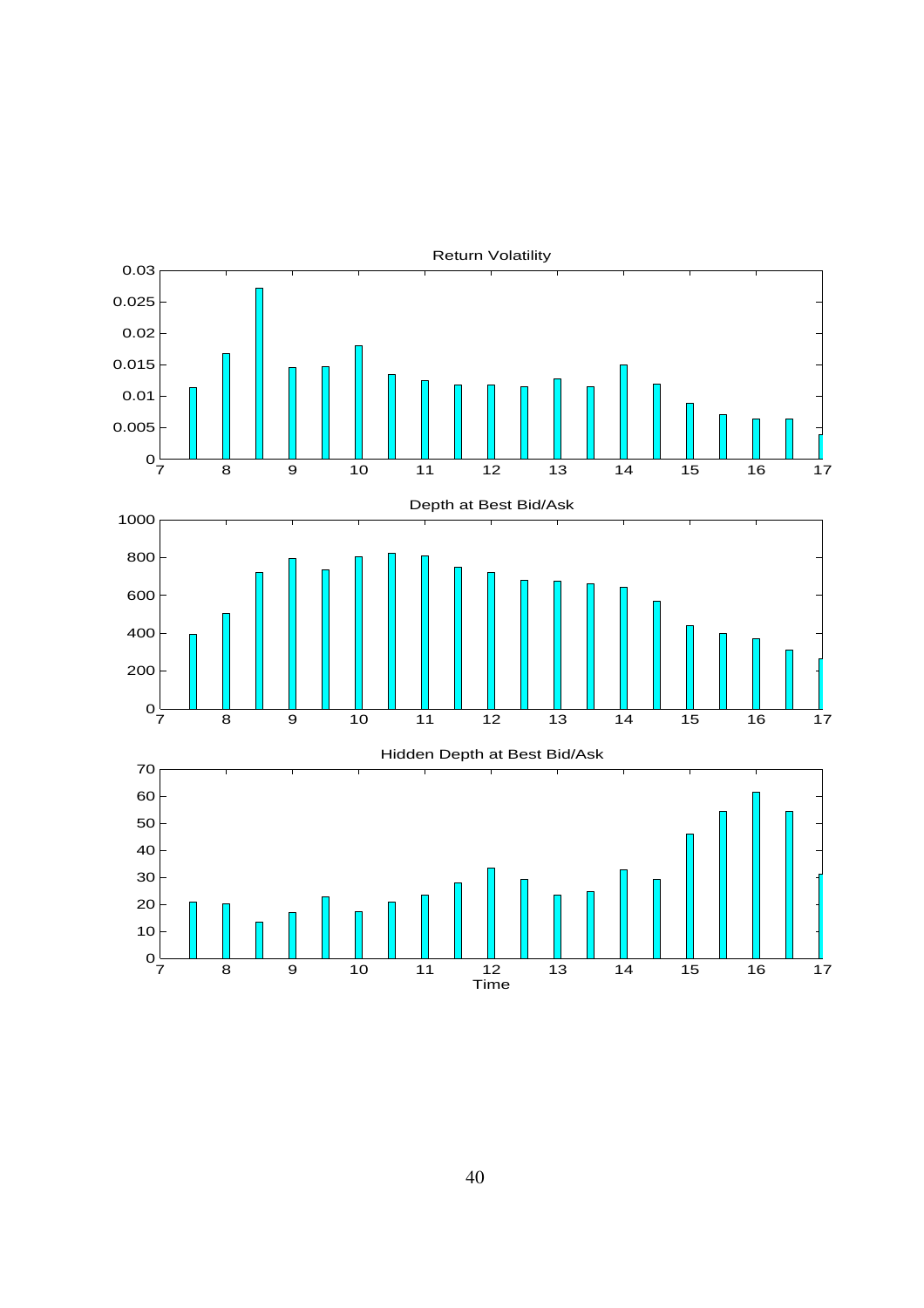Return Volatility

Depth at Best Bid/Ask

Hidden Depth at Best Bid/Ask

Time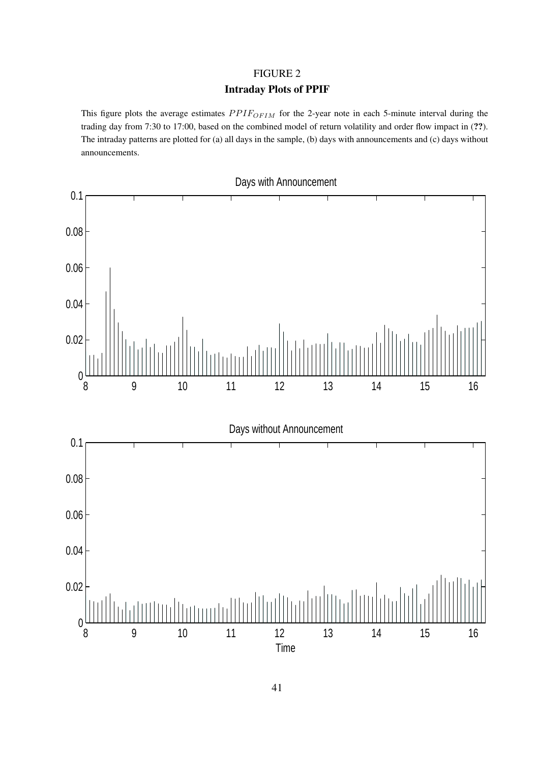FIGURE 2

**Intraday Plots of PPIF**

This figure plots the average estimates $PPIF_{OFIM}$ for the 2-year note in each 5-minute interval during the trading day from 7:30 to 17:00, based on the combined model of return volatility and order flow impact in (**??**). The intraday patterns are plotted for (a) all days in the sample, (b) days with announcements and (c) days without announcements.

Days with Announcement

0.1
0.08
0.06
0.04
0.02
0

8 9 10 11 12 13 14 15 16

Days without Announcement

0.1
0.08
0.06
0.04
0.02
0

8 9 10 11 12 13 14 15 16

Time